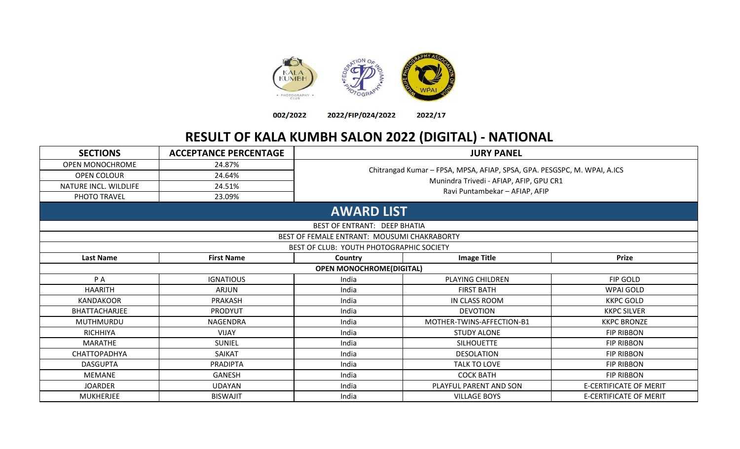002/2022 2022/FIP/024/2022 2022/17

# RESULT OF KALA KUMBH SALON 2022 (DIGITAL) - NATIONAL

| SECTIONS | ACCEPTANCE PERCENTAGE | JURY PANEL |
|---|---|---|
| OPEN MONOCHROME | 24.87% | Chitrangad Kumar – FPSA, MPSA, AFIAP, SPSA, GPA. PESGSPC, M. WPAI, A.ICS |
| OPEN COLOUR | 24.64% | Munindra Trivedi - AFIAP, AFIP, GPU CR1 |
| NATURE INCL. WILDLIFE | 24.51% | Ravi Puntambekar – AFIAP, AFIP |
| PHOTO TRAVEL | 23.09% | |

## AWARD LIST

BEST OF ENTRANT: DEEP BHATIA

BEST OF FEMALE ENTRANT: MOUSUMI CHAKRABORTY

BEST OF CLUB: YOUTH PHOTOGRAPHIC SOCIETY

| Last Name | First Name | Country | Image Title | Prize |
|---|---|---|---|---|
| **OPEN MONOCHROME(DIGITAL)** | | | | |
| P A | IGNATIOUS | India | PLAYING CHILDREN | FIP GOLD |
| HAARITH | ARJUN | India | FIRST BATH | WPAI GOLD |
| KANDAKOOR | PRAKASH | India | IN CLASS ROOM | KKPC GOLD |
| BHATTACHARJEE | PRODYUT | India | DEVOTION | KKPC SILVER |
| MUTHMURDU | NAGENDRA | India | MOTHER-TWINS-AFFECTION-B1 | KKPC BRONZE |
| RICHHIYA | VIJAY | India | STUDY ALONE | FIP RIBBON |
| MARATHE | SUNIEL | India | SILHOUETTE | FIP RIBBON |
| CHATTOPADHYA | SAIKAT | India | DESOLATION | FIP RIBBON |
| DASGUPTA | PRADIPTA | India | TALK TO LOVE | FIP RIBBON |
| MEMANE | GANESH | India | COCK BATH | FIP RIBBON |
| JOARDER | UDAYAN | India | PLAYFUL PARENT AND SON | E-CERTIFICATE OF MERIT |
| MUKHERJEE | BISWAJIT | India | VILLAGE BOYS | E-CERTIFICATE OF MERIT |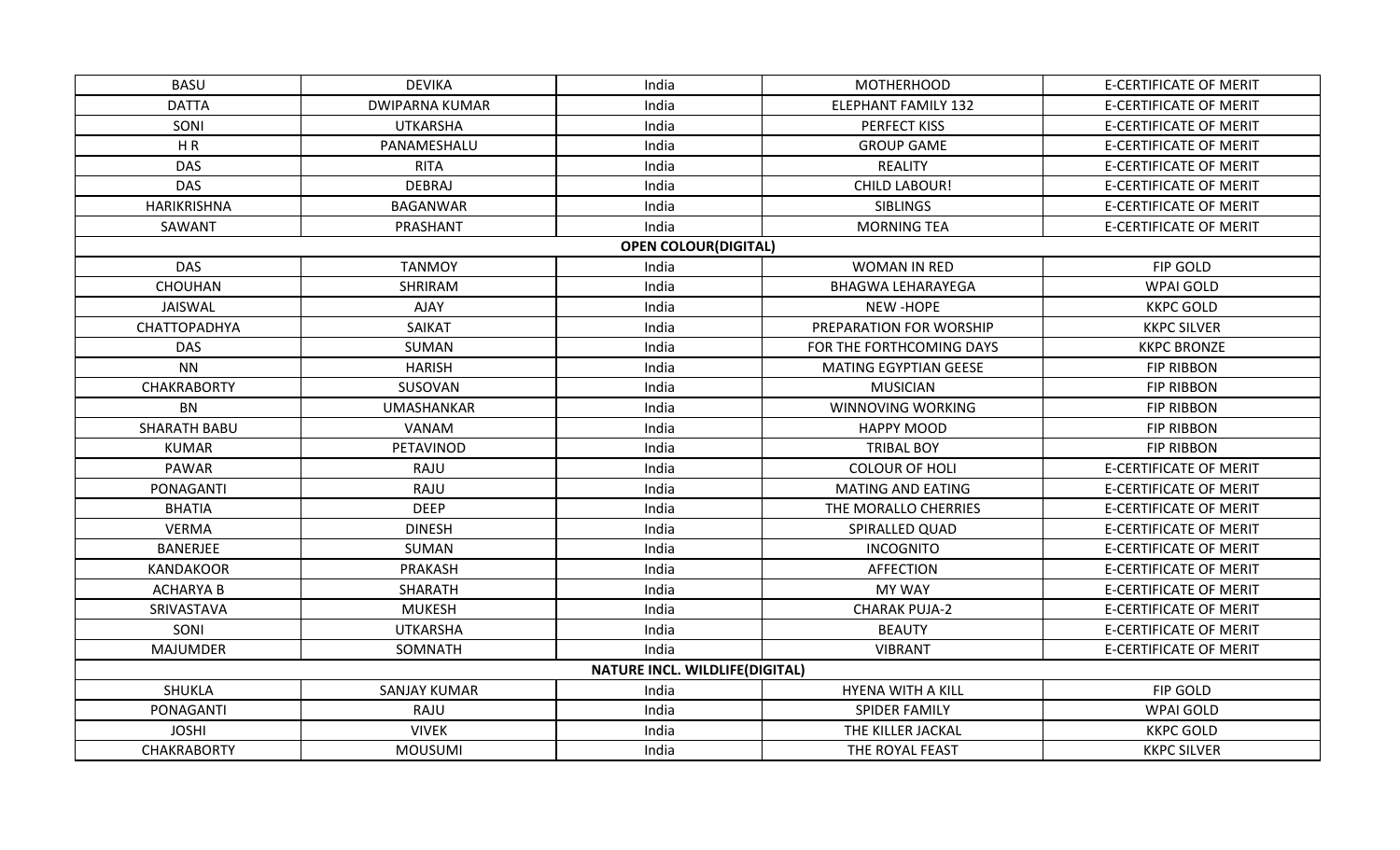| BASU | DEVIKA | India | MOTHERHOOD | E-CERTIFICATE OF MERIT |
|---|---|---|---|---|
| DATTA | DWIPARNA KUMAR | India | ELEPHANT FAMILY 132 | E-CERTIFICATE OF MERIT |
| SONI | UTKARSHA | India | PERFECT KISS | E-CERTIFICATE OF MERIT |
| H R | PANAMESHALU | India | GROUP GAME | E-CERTIFICATE OF MERIT |
| DAS | RITA | India | REALITY | E-CERTIFICATE OF MERIT |
| DAS | DEBRAJ | India | CHILD LABOUR! | E-CERTIFICATE OF MERIT |
| HARIKRISHNA | BAGANWAR | India | SIBLINGS | E-CERTIFICATE OF MERIT |
| SAWANT | PRASHANT | India | MORNING TEA | E-CERTIFICATE OF MERIT |
| | | **OPEN COLOUR(DIGITAL)** | | |
| DAS | TANMOY | India | WOMAN IN RED | FIP GOLD |
| CHOUHAN | SHRIRAM | India | BHAGWA LEHARAYEGA | WPAI GOLD |
| JAISWAL | AJAY | India | NEW -HOPE | KKPC GOLD |
| CHATTOPADHYA | SAIKAT | India | PREPARATION FOR WORSHIP | KKPC SILVER |
| DAS | SUMAN | India | FOR THE FORTHCOMING DAYS | KKPC BRONZE |
| NN | HARISH | India | MATING EGYPTIAN GEESE | FIP RIBBON |
| CHAKRABORTY | SUSOVAN | India | MUSICIAN | FIP RIBBON |
| BN | UMASHANKAR | India | WINNOVING WORKING | FIP RIBBON |
| SHARATH BABU | VANAM | India | HAPPY MOOD | FIP RIBBON |
| KUMAR | PETAVINOD | India | TRIBAL BOY | FIP RIBBON |
| PAWAR | RAJU | India | COLOUR OF HOLI | E-CERTIFICATE OF MERIT |
| PONAGANTI | RAJU | India | MATING AND EATING | E-CERTIFICATE OF MERIT |
| BHATIA | DEEP | India | THE MORALLO CHERRIES | E-CERTIFICATE OF MERIT |
| VERMA | DINESH | India | SPIRALLED QUAD | E-CERTIFICATE OF MERIT |
| BANERJEE | SUMAN | India | INCOGNITO | E-CERTIFICATE OF MERIT |
| KANDAKOOR | PRAKASH | India | AFFECTION | E-CERTIFICATE OF MERIT |
| ACHARYA B | SHARATH | India | MY WAY | E-CERTIFICATE OF MERIT |
| SRIVASTAVA | MUKESH | India | CHARAK PUJA-2 | E-CERTIFICATE OF MERIT |
| SONI | UTKARSHA | India | BEAUTY | E-CERTIFICATE OF MERIT |
| MAJUMDER | SOMNATH | India | VIBRANT | E-CERTIFICATE OF MERIT |
| | | **NATURE INCL. WILDLIFE(DIGITAL)** | | |
| SHUKLA | SANJAY KUMAR | India | HYENA WITH A KILL | FIP GOLD |
| PONAGANTI | RAJU | India | SPIDER FAMILY | WPAI GOLD |
| JOSHI | VIVEK | India | THE KILLER JACKAL | KKPC GOLD |
| CHAKRABORTY | MOUSUMI | India | THE ROYAL FEAST | KKPC SILVER |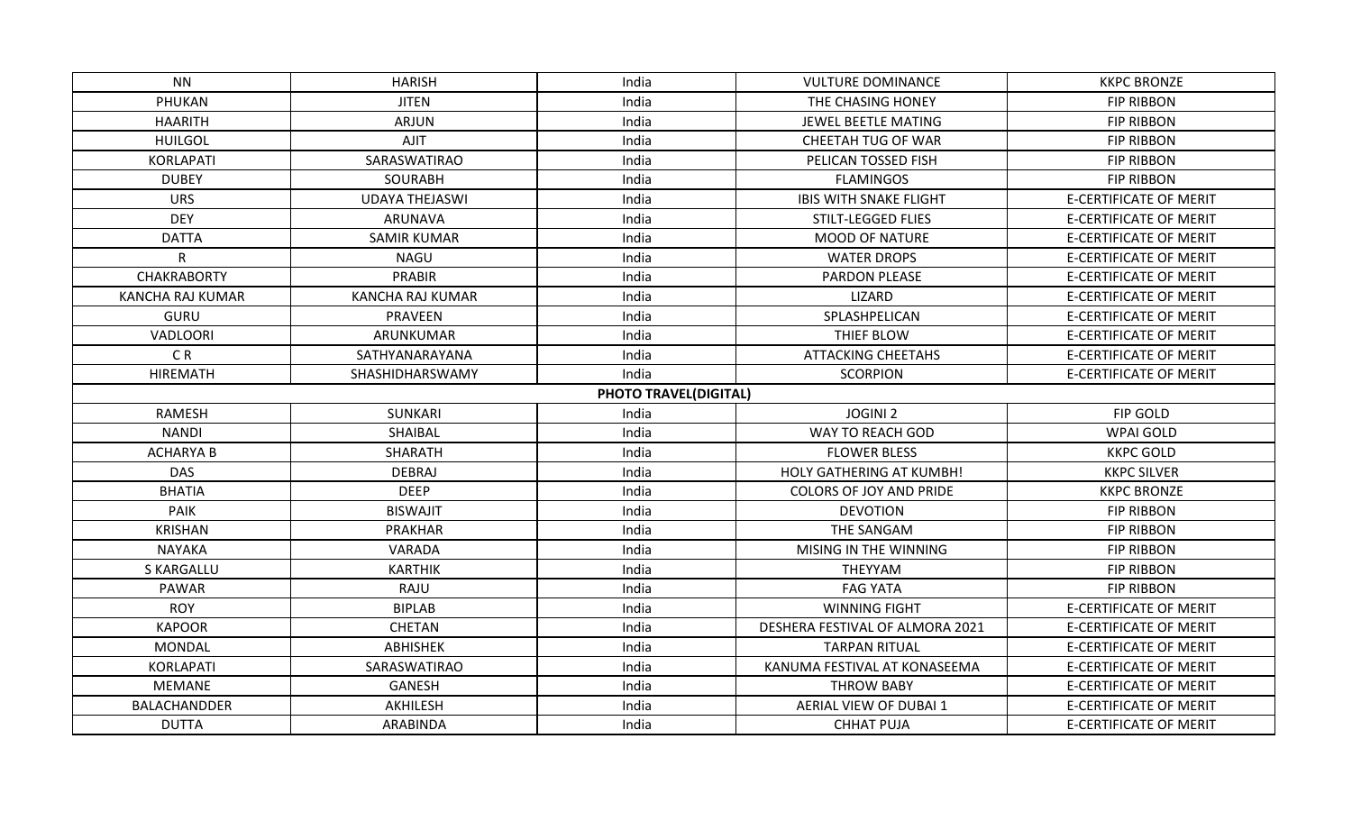| | | | | |
|---|---|---|---|---|
| NN | HARISH | India | VULTURE DOMINANCE | KKPC BRONZE |
| PHUKAN | JITEN | India | THE CHASING HONEY | FIP RIBBON |
| HAARITH | ARJUN | India | JEWEL BEETLE MATING | FIP RIBBON |
| HUILGOL | AJIT | India | CHEETAH TUG OF WAR | FIP RIBBON |
| KORLAPATI | SARASWATIRAO | India | PELICAN TOSSED FISH | FIP RIBBON |
| DUBEY | SOURABH | India | FLAMINGOS | FIP RIBBON |
| URS | UDAYA THEJASWI | India | IBIS WITH SNAKE FLIGHT | E-CERTIFICATE OF MERIT |
| DEY | ARUNAVA | India | STILT-LEGGED FLIES | E-CERTIFICATE OF MERIT |
| DATTA | SAMIR KUMAR | India | MOOD OF NATURE | E-CERTIFICATE OF MERIT |
| R | NAGU | India | WATER DROPS | E-CERTIFICATE OF MERIT |
| CHAKRABORTY | PRABIR | India | PARDON PLEASE | E-CERTIFICATE OF MERIT |
| KANCHA RAJ KUMAR | KANCHA RAJ KUMAR | India | LIZARD | E-CERTIFICATE OF MERIT |
| GURU | PRAVEEN | India | SPLASHPELICAN | E-CERTIFICATE OF MERIT |
| VADLOORI | ARUNKUMAR | India | THIEF BLOW | E-CERTIFICATE OF MERIT |
| C R | SATHYANARAYANA | India | ATTACKING CHEETAHS | E-CERTIFICATE OF MERIT |
| HIREMATH | SHASHIDHARSWAMY | India | SCORPION | E-CERTIFICATE OF MERIT |
| | | **PHOTO TRAVEL(DIGITAL)** | | |
| RAMESH | SUNKARI | India | JOGINI 2 | FIP GOLD |
| NANDI | SHAIBAL | India | WAY TO REACH GOD | WPAI GOLD |
| ACHARYA B | SHARATH | India | FLOWER BLESS | KKPC GOLD |
| DAS | DEBRAJ | India | HOLY GATHERING AT KUMBH! | KKPC SILVER |
| BHATIA | DEEP | India | COLORS OF JOY AND PRIDE | KKPC BRONZE |
| PAIK | BISWAJIT | India | DEVOTION | FIP RIBBON |
| KRISHAN | PRAKHAR | India | THE SANGAM | FIP RIBBON |
| NAYAKA | VARADA | India | MISING IN THE WINNING | FIP RIBBON |
| S KARGALLU | KARTHIK | India | THEYYAM | FIP RIBBON |
| PAWAR | RAJU | India | FAG YATA | FIP RIBBON |
| ROY | BIPLAB | India | WINNING FIGHT | E-CERTIFICATE OF MERIT |
| KAPOOR | CHETAN | India | DESHERA FESTIVAL OF ALMORA 2021 | E-CERTIFICATE OF MERIT |
| MONDAL | ABHISHEK | India | TARPAN RITUAL | E-CERTIFICATE OF MERIT |
| KORLAPATI | SARASWATIRAO | India | KANUMA FESTIVAL AT KONASEEMA | E-CERTIFICATE OF MERIT |
| MEMANE | GANESH | India | THROW BABY | E-CERTIFICATE OF MERIT |
| BALACHANDDER | AKHILESH | India | AERIAL VIEW OF DUBAI 1 | E-CERTIFICATE OF MERIT |
| DUTTA | ARABINDA | India | CHHAT PUJA | E-CERTIFICATE OF MERIT |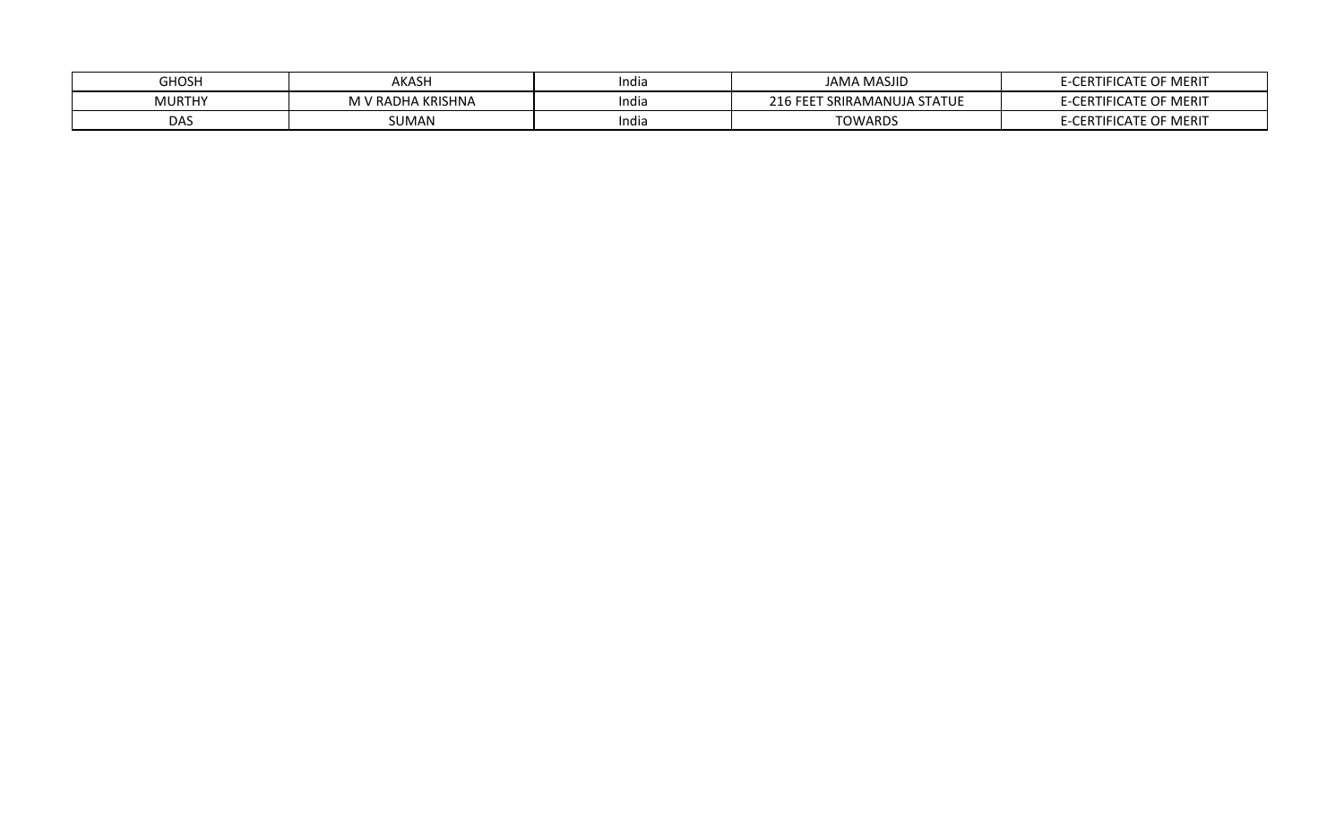| GHOSH | AKASH | India | JAMA MASJID | E-CERTIFICATE OF MERIT |
|---|---|---|---|---|
| MURTHY | M V RADHA KRISHNA | India | 216 FEET SRIRAMANUJA STATUE | E-CERTIFICATE OF MERIT |
| DAS | SUMAN | India | TOWARDS | E-CERTIFICATE OF MERIT |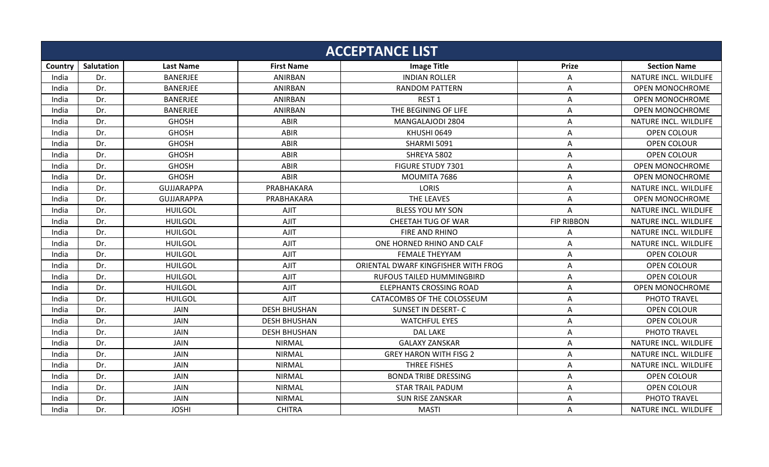| ACCEPTANCE LIST | | | | | | |
|---|---|---|---|---|---|---|
| Country | Salutation | Last Name | First Name | Image Title | Prize | Section Name |
| India | Dr. | BANERJEE | ANIRBAN | INDIAN ROLLER | A | NATURE INCL. WILDLIFE |
| India | Dr. | BANERJEE | ANIRBAN | RANDOM PATTERN | A | OPEN MONOCHROME |
| India | Dr. | BANERJEE | ANIRBAN | REST 1 | A | OPEN MONOCHROME |
| India | Dr. | BANERJEE | ANIRBAN | THE BEGINING OF LIFE | A | OPEN MONOCHROME |
| India | Dr. | GHOSH | ABIR | MANGALAJODI 2804 | A | NATURE INCL. WILDLIFE |
| India | Dr. | GHOSH | ABIR | KHUSHI 0649 | A | OPEN COLOUR |
| India | Dr. | GHOSH | ABIR | SHARMI 5091 | A | OPEN COLOUR |
| India | Dr. | GHOSH | ABIR | SHREYA 5802 | A | OPEN COLOUR |
| India | Dr. | GHOSH | ABIR | FIGURE STUDY 7301 | A | OPEN MONOCHROME |
| India | Dr. | GHOSH | ABIR | MOUMITA 7686 | A | OPEN MONOCHROME |
| India | Dr. | GUJJARAPPA | PRABHAKARA | LORIS | A | NATURE INCL. WILDLIFE |
| India | Dr. | GUJJARAPPA | PRABHAKARA | THE LEAVES | A | OPEN MONOCHROME |
| India | Dr. | HUILGOL | AJIT | BLESS YOU MY SON | A | NATURE INCL. WILDLIFE |
| India | Dr. | HUILGOL | AJIT | CHEETAH TUG OF WAR | FIP RIBBON | NATURE INCL. WILDLIFE |
| India | Dr. | HUILGOL | AJIT | FIRE AND RHINO | A | NATURE INCL. WILDLIFE |
| India | Dr. | HUILGOL | AJIT | ONE HORNED RHINO AND CALF | A | NATURE INCL. WILDLIFE |
| India | Dr. | HUILGOL | AJIT | FEMALE THEYYAM | A | OPEN COLOUR |
| India | Dr. | HUILGOL | AJIT | ORIENTAL DWARF KINGFISHER WITH FROG | A | OPEN COLOUR |
| India | Dr. | HUILGOL | AJIT | RUFOUS TAILED HUMMINGBIRD | A | OPEN COLOUR |
| India | Dr. | HUILGOL | AJIT | ELEPHANTS CROSSING ROAD | A | OPEN MONOCHROME |
| India | Dr. | HUILGOL | AJIT | CATACOMBS OF THE COLOSSEUM | A | PHOTO TRAVEL |
| India | Dr. | JAIN | DESH BHUSHAN | SUNSET IN DESERT- C | A | OPEN COLOUR |
| India | Dr. | JAIN | DESH BHUSHAN | WATCHFUL EYES | A | OPEN COLOUR |
| India | Dr. | JAIN | DESH BHUSHAN | DAL LAKE | A | PHOTO TRAVEL |
| India | Dr. | JAIN | NIRMAL | GALAXY ZANSKAR | A | NATURE INCL. WILDLIFE |
| India | Dr. | JAIN | NIRMAL | GREY HARON WITH FISG 2 | A | NATURE INCL. WILDLIFE |
| India | Dr. | JAIN | NIRMAL | THREE FISHES | A | NATURE INCL. WILDLIFE |
| India | Dr. | JAIN | NIRMAL | BONDA TRIBE DRESSING | A | OPEN COLOUR |
| India | Dr. | JAIN | NIRMAL | STAR TRAIL PADUM | A | OPEN COLOUR |
| India | Dr. | JAIN | NIRMAL | SUN RISE ZANSKAR | A | PHOTO TRAVEL |
| India | Dr. | JOSHI | CHITRA | MASTI | A | NATURE INCL. WILDLIFE |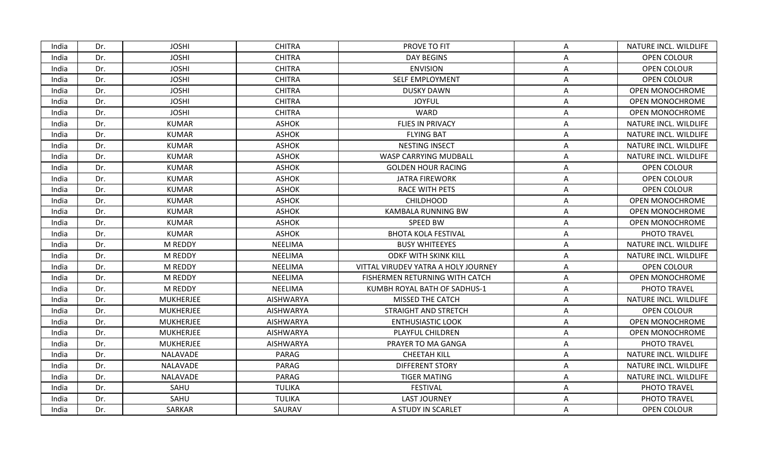| India | Dr. | JOSHI | CHITRA | PROVE TO FIT | A | NATURE INCL. WILDLIFE |
|---|---|---|---|---|---|---|
| India | Dr. | JOSHI | CHITRA | DAY BEGINS | A | OPEN COLOUR |
| India | Dr. | JOSHI | CHITRA | ENVISION | A | OPEN COLOUR |
| India | Dr. | JOSHI | CHITRA | SELF EMPLOYMENT | A | OPEN COLOUR |
| India | Dr. | JOSHI | CHITRA | DUSKY DAWN | A | OPEN MONOCHROME |
| India | Dr. | JOSHI | CHITRA | JOYFUL | A | OPEN MONOCHROME |
| India | Dr. | JOSHI | CHITRA | WARD | A | OPEN MONOCHROME |
| India | Dr. | KUMAR | ASHOK | FLIES IN PRIVACY | A | NATURE INCL. WILDLIFE |
| India | Dr. | KUMAR | ASHOK | FLYING BAT | A | NATURE INCL. WILDLIFE |
| India | Dr. | KUMAR | ASHOK | NESTING INSECT | A | NATURE INCL. WILDLIFE |
| India | Dr. | KUMAR | ASHOK | WASP CARRYING MUDBALL | A | NATURE INCL. WILDLIFE |
| India | Dr. | KUMAR | ASHOK | GOLDEN HOUR RACING | A | OPEN COLOUR |
| India | Dr. | KUMAR | ASHOK | JATRA FIREWORK | A | OPEN COLOUR |
| India | Dr. | KUMAR | ASHOK | RACE WITH PETS | A | OPEN COLOUR |
| India | Dr. | KUMAR | ASHOK | CHILDHOOD | A | OPEN MONOCHROME |
| India | Dr. | KUMAR | ASHOK | KAMBALA RUNNING BW | A | OPEN MONOCHROME |
| India | Dr. | KUMAR | ASHOK | SPEED BW | A | OPEN MONOCHROME |
| India | Dr. | KUMAR | ASHOK | BHOTA KOLA FESTIVAL | A | PHOTO TRAVEL |
| India | Dr. | M REDDY | NEELIMA | BUSY WHITEEYES | A | NATURE INCL. WILDLIFE |
| India | Dr. | M REDDY | NEELIMA | ODKF WITH SKINK KILL | A | NATURE INCL. WILDLIFE |
| India | Dr. | M REDDY | NEELIMA | VITTAL VIRUDEV YATRA A HOLY JOURNEY | A | OPEN COLOUR |
| India | Dr. | M REDDY | NEELIMA | FISHERMEN RETURNING WITH CATCH | A | OPEN MONOCHROME |
| India | Dr. | M REDDY | NEELIMA | KUMBH ROYAL BATH OF SADHUS-1 | A | PHOTO TRAVEL |
| India | Dr. | MUKHERJEE | AISHWARYA | MISSED THE CATCH | A | NATURE INCL. WILDLIFE |
| India | Dr. | MUKHERJEE | AISHWARYA | STRAIGHT AND STRETCH | A | OPEN COLOUR |
| India | Dr. | MUKHERJEE | AISHWARYA | ENTHUSIASTIC LOOK | A | OPEN MONOCHROME |
| India | Dr. | MUKHERJEE | AISHWARYA | PLAYFUL CHILDREN | A | OPEN MONOCHROME |
| India | Dr. | MUKHERJEE | AISHWARYA | PRAYER TO MA GANGA | A | PHOTO TRAVEL |
| India | Dr. | NALAVADE | PARAG | CHEETAH KILL | A | NATURE INCL. WILDLIFE |
| India | Dr. | NALAVADE | PARAG | DIFFERENT STORY | A | NATURE INCL. WILDLIFE |
| India | Dr. | NALAVADE | PARAG | TIGER MATING | A | NATURE INCL. WILDLIFE |
| India | Dr. | SAHU | TULIKA | FESTIVAL | A | PHOTO TRAVEL |
| India | Dr. | SAHU | TULIKA | LAST JOURNEY | A | PHOTO TRAVEL |
| India | Dr. | SARKAR | SAURAV | A STUDY IN SCARLET | A | OPEN COLOUR |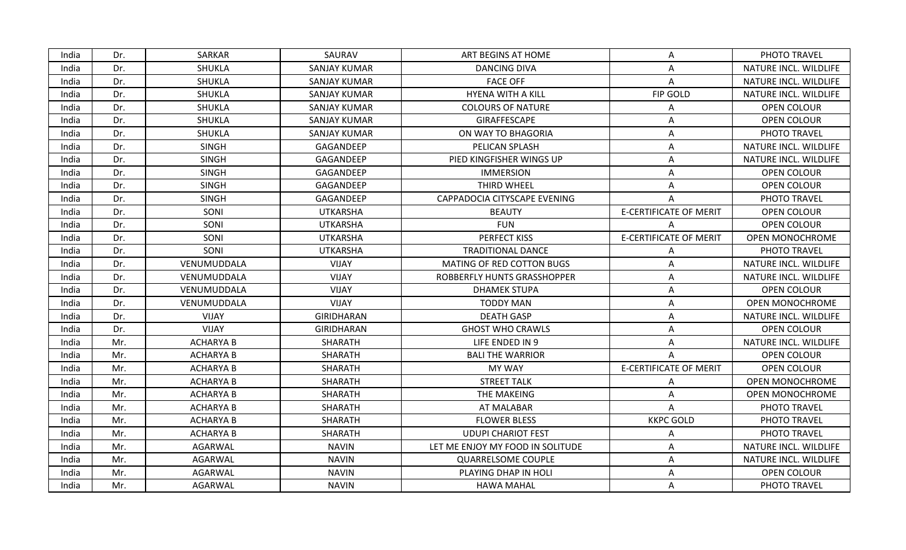| India | Dr. | SARKAR | SAURAV | ART BEGINS AT HOME | A | PHOTO TRAVEL |
|---|---|---|---|---|---|---|
| India | Dr. | SHUKLA | SANJAY KUMAR | DANCING DIVA | A | NATURE INCL. WILDLIFE |
| India | Dr. | SHUKLA | SANJAY KUMAR | FACE OFF | A | NATURE INCL. WILDLIFE |
| India | Dr. | SHUKLA | SANJAY KUMAR | HYENA WITH A KILL | FIP GOLD | NATURE INCL. WILDLIFE |
| India | Dr. | SHUKLA | SANJAY KUMAR | COLOURS OF NATURE | A | OPEN COLOUR |
| India | Dr. | SHUKLA | SANJAY KUMAR | GIRAFFESCAPE | A | OPEN COLOUR |
| India | Dr. | SHUKLA | SANJAY KUMAR | ON WAY TO BHAGORIA | A | PHOTO TRAVEL |
| India | Dr. | SINGH | GAGANDEEP | PELICAN SPLASH | A | NATURE INCL. WILDLIFE |
| India | Dr. | SINGH | GAGANDEEP | PIED KINGFISHER WINGS UP | A | NATURE INCL. WILDLIFE |
| India | Dr. | SINGH | GAGANDEEP | IMMERSION | A | OPEN COLOUR |
| India | Dr. | SINGH | GAGANDEEP | THIRD WHEEL | A | OPEN COLOUR |
| India | Dr. | SINGH | GAGANDEEP | CAPPADOCIA CITYSCAPE EVENING | A | PHOTO TRAVEL |
| India | Dr. | SONI | UTKARSHA | BEAUTY | E-CERTIFICATE OF MERIT | OPEN COLOUR |
| India | Dr. | SONI | UTKARSHA | FUN | A | OPEN COLOUR |
| India | Dr. | SONI | UTKARSHA | PERFECT KISS | E-CERTIFICATE OF MERIT | OPEN MONOCHROME |
| India | Dr. | SONI | UTKARSHA | TRADITIONAL DANCE | A | PHOTO TRAVEL |
| India | Dr. | VENUMUDDALA | VIJAY | MATING OF RED COTTON BUGS | A | NATURE INCL. WILDLIFE |
| India | Dr. | VENUMUDDALA | VIJAY | ROBBERFLY HUNTS GRASSHOPPER | A | NATURE INCL. WILDLIFE |
| India | Dr. | VENUMUDDALA | VIJAY | DHAMEK STUPA | A | OPEN COLOUR |
| India | Dr. | VENUMUDDALA | VIJAY | TODDY MAN | A | OPEN MONOCHROME |
| India | Dr. | VIJAY | GIRIDHARAN | DEATH GASP | A | NATURE INCL. WILDLIFE |
| India | Dr. | VIJAY | GIRIDHARAN | GHOST WHO CRAWLS | A | OPEN COLOUR |
| India | Mr. | ACHARYA B | SHARATH | LIFE ENDED IN 9 | A | NATURE INCL. WILDLIFE |
| India | Mr. | ACHARYA B | SHARATH | BALI THE WARRIOR | A | OPEN COLOUR |
| India | Mr. | ACHARYA B | SHARATH | MY WAY | E-CERTIFICATE OF MERIT | OPEN COLOUR |
| India | Mr. | ACHARYA B | SHARATH | STREET TALK | A | OPEN MONOCHROME |
| India | Mr. | ACHARYA B | SHARATH | THE MAKEING | A | OPEN MONOCHROME |
| India | Mr. | ACHARYA B | SHARATH | AT MALABAR | A | PHOTO TRAVEL |
| India | Mr. | ACHARYA B | SHARATH | FLOWER BLESS | KKPC GOLD | PHOTO TRAVEL |
| India | Mr. | ACHARYA B | SHARATH | UDUPI CHARIOT FEST | A | PHOTO TRAVEL |
| India | Mr. | AGARWAL | NAVIN | LET ME ENJOY MY FOOD IN SOLITUDE | A | NATURE INCL. WILDLIFE |
| India | Mr. | AGARWAL | NAVIN | QUARRELSOME COUPLE | A | NATURE INCL. WILDLIFE |
| India | Mr. | AGARWAL | NAVIN | PLAYING DHAP IN HOLI | A | OPEN COLOUR |
| India | Mr. | AGARWAL | NAVIN | HAWA MAHAL | A | PHOTO TRAVEL |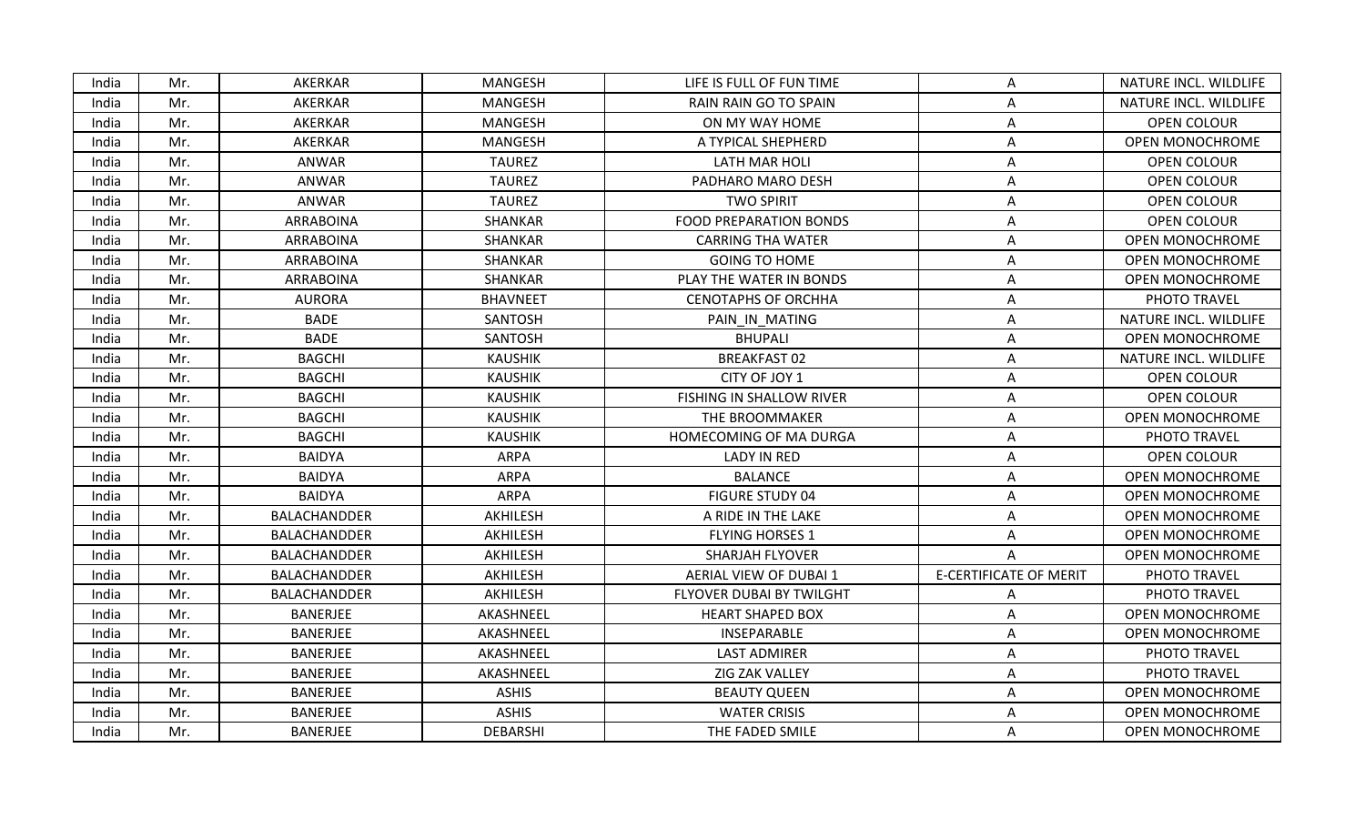| India | Mr. | AKERKAR | MANGESH | LIFE IS FULL OF FUN TIME | A | NATURE INCL. WILDLIFE |
|---|---|---|---|---|---|---|
| India | Mr. | AKERKAR | MANGESH | RAIN RAIN GO TO SPAIN | A | NATURE INCL. WILDLIFE |
| India | Mr. | AKERKAR | MANGESH | ON MY WAY HOME | A | OPEN COLOUR |
| India | Mr. | AKERKAR | MANGESH | A TYPICAL SHEPHERD | A | OPEN MONOCHROME |
| India | Mr. | ANWAR | TAUREZ | LATH MAR HOLI | A | OPEN COLOUR |
| India | Mr. | ANWAR | TAUREZ | PADHARO MARO DESH | A | OPEN COLOUR |
| India | Mr. | ANWAR | TAUREZ | TWO SPIRIT | A | OPEN COLOUR |
| India | Mr. | ARRABOINA | SHANKAR | FOOD PREPARATION BONDS | A | OPEN COLOUR |
| India | Mr. | ARRABOINA | SHANKAR | CARRING THA WATER | A | OPEN MONOCHROME |
| India | Mr. | ARRABOINA | SHANKAR | GOING TO HOME | A | OPEN MONOCHROME |
| India | Mr. | ARRABOINA | SHANKAR | PLAY THE WATER IN BONDS | A | OPEN MONOCHROME |
| India | Mr. | AURORA | BHAVNEET | CENOTAPHS OF ORCHHA | A | PHOTO TRAVEL |
| India | Mr. | BADE | SANTOSH | PAIN_IN_MATING | A | NATURE INCL. WILDLIFE |
| India | Mr. | BADE | SANTOSH | BHUPALI | A | OPEN MONOCHROME |
| India | Mr. | BAGCHI | KAUSHIK | BREAKFAST 02 | A | NATURE INCL. WILDLIFE |
| India | Mr. | BAGCHI | KAUSHIK | CITY OF JOY 1 | A | OPEN COLOUR |
| India | Mr. | BAGCHI | KAUSHIK | FISHING IN SHALLOW RIVER | A | OPEN COLOUR |
| India | Mr. | BAGCHI | KAUSHIK | THE BROOMMAKER | A | OPEN MONOCHROME |
| India | Mr. | BAGCHI | KAUSHIK | HOMECOMING OF MA DURGA | A | PHOTO TRAVEL |
| India | Mr. | BAIDYA | ARPA | LADY IN RED | A | OPEN COLOUR |
| India | Mr. | BAIDYA | ARPA | BALANCE | A | OPEN MONOCHROME |
| India | Mr. | BAIDYA | ARPA | FIGURE STUDY 04 | A | OPEN MONOCHROME |
| India | Mr. | BALACHANDDER | AKHILESH | A RIDE IN THE LAKE | A | OPEN MONOCHROME |
| India | Mr. | BALACHANDDER | AKHILESH | FLYING HORSES 1 | A | OPEN MONOCHROME |
| India | Mr. | BALACHANDDER | AKHILESH | SHARJAH FLYOVER | A | OPEN MONOCHROME |
| India | Mr. | BALACHANDDER | AKHILESH | AERIAL VIEW OF DUBAI 1 | E-CERTIFICATE OF MERIT | PHOTO TRAVEL |
| India | Mr. | BALACHANDDER | AKHILESH | FLYOVER DUBAI BY TWILGHT | A | PHOTO TRAVEL |
| India | Mr. | BANERJEE | AKASHNEEL | HEART SHAPED BOX | A | OPEN MONOCHROME |
| India | Mr. | BANERJEE | AKASHNEEL | INSEPARABLE | A | OPEN MONOCHROME |
| India | Mr. | BANERJEE | AKASHNEEL | LAST ADMIRER | A | PHOTO TRAVEL |
| India | Mr. | BANERJEE | AKASHNEEL | ZIG ZAK VALLEY | A | PHOTO TRAVEL |
| India | Mr. | BANERJEE | ASHIS | BEAUTY QUEEN | A | OPEN MONOCHROME |
| India | Mr. | BANERJEE | ASHIS | WATER CRISIS | A | OPEN MONOCHROME |
| India | Mr. | BANERJEE | DEBARSHI | THE FADED SMILE | A | OPEN MONOCHROME |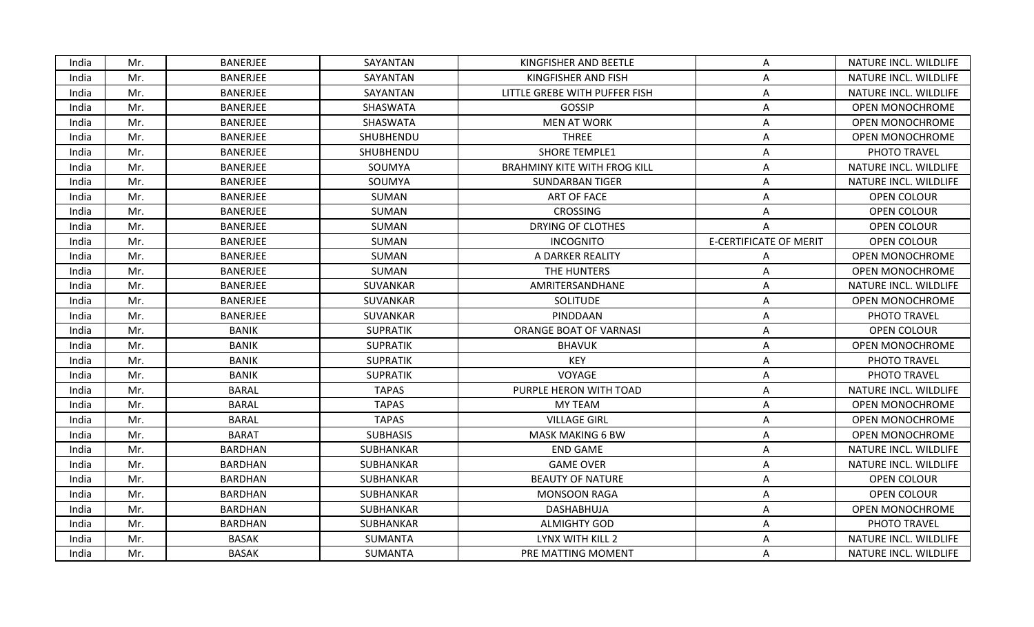| India | Mr. | BANERJEE | SAYANTAN | KINGFISHER AND BEETLE | A | NATURE INCL. WILDLIFE |
|---|---|---|---|---|---|---|
| India | Mr. | BANERJEE | SAYANTAN | KINGFISHER AND FISH | A | NATURE INCL. WILDLIFE |
| India | Mr. | BANERJEE | SAYANTAN | LITTLE GREBE WITH PUFFER FISH | A | NATURE INCL. WILDLIFE |
| India | Mr. | BANERJEE | SHASWATA | GOSSIP | A | OPEN MONOCHROME |
| India | Mr. | BANERJEE | SHASWATA | MEN AT WORK | A | OPEN MONOCHROME |
| India | Mr. | BANERJEE | SHUBHENDU | THREE | A | OPEN MONOCHROME |
| India | Mr. | BANERJEE | SHUBHENDU | SHORE TEMPLE1 | A | PHOTO TRAVEL |
| India | Mr. | BANERJEE | SOUMYA | BRAHMINY KITE WITH FROG KILL | A | NATURE INCL. WILDLIFE |
| India | Mr. | BANERJEE | SOUMYA | SUNDARBAN TIGER | A | NATURE INCL. WILDLIFE |
| India | Mr. | BANERJEE | SUMAN | ART OF FACE | A | OPEN COLOUR |
| India | Mr. | BANERJEE | SUMAN | CROSSING | A | OPEN COLOUR |
| India | Mr. | BANERJEE | SUMAN | DRYING OF CLOTHES | A | OPEN COLOUR |
| India | Mr. | BANERJEE | SUMAN | INCOGNITO | E-CERTIFICATE OF MERIT | OPEN COLOUR |
| India | Mr. | BANERJEE | SUMAN | A DARKER REALITY | A | OPEN MONOCHROME |
| India | Mr. | BANERJEE | SUMAN | THE HUNTERS | A | OPEN MONOCHROME |
| India | Mr. | BANERJEE | SUVANKAR | AMRITERSANDHANE | A | NATURE INCL. WILDLIFE |
| India | Mr. | BANERJEE | SUVANKAR | SOLITUDE | A | OPEN MONOCHROME |
| India | Mr. | BANERJEE | SUVANKAR | PINDDAAN | A | PHOTO TRAVEL |
| India | Mr. | BANIK | SUPRATIK | ORANGE BOAT OF VARNASI | A | OPEN COLOUR |
| India | Mr. | BANIK | SUPRATIK | BHAVUK | A | OPEN MONOCHROME |
| India | Mr. | BANIK | SUPRATIK | KEY | A | PHOTO TRAVEL |
| India | Mr. | BANIK | SUPRATIK | VOYAGE | A | PHOTO TRAVEL |
| India | Mr. | BARAL | TAPAS | PURPLE HERON WITH TOAD | A | NATURE INCL. WILDLIFE |
| India | Mr. | BARAL | TAPAS | MY TEAM | A | OPEN MONOCHROME |
| India | Mr. | BARAL | TAPAS | VILLAGE GIRL | A | OPEN MONOCHROME |
| India | Mr. | BARAT | SUBHASIS | MASK MAKING 6 BW | A | OPEN MONOCHROME |
| India | Mr. | BARDHAN | SUBHANKAR | END GAME | A | NATURE INCL. WILDLIFE |
| India | Mr. | BARDHAN | SUBHANKAR | GAME OVER | A | NATURE INCL. WILDLIFE |
| India | Mr. | BARDHAN | SUBHANKAR | BEAUTY OF NATURE | A | OPEN COLOUR |
| India | Mr. | BARDHAN | SUBHANKAR | MONSOON RAGA | A | OPEN COLOUR |
| India | Mr. | BARDHAN | SUBHANKAR | DASHABHUJA | A | OPEN MONOCHROME |
| India | Mr. | BARDHAN | SUBHANKAR | ALMIGHTY GOD | A | PHOTO TRAVEL |
| India | Mr. | BASAK | SUMANTA | LYNX WITH KILL 2 | A | NATURE INCL. WILDLIFE |
| India | Mr. | BASAK | SUMANTA | PRE MATTING MOMENT | A | NATURE INCL. WILDLIFE |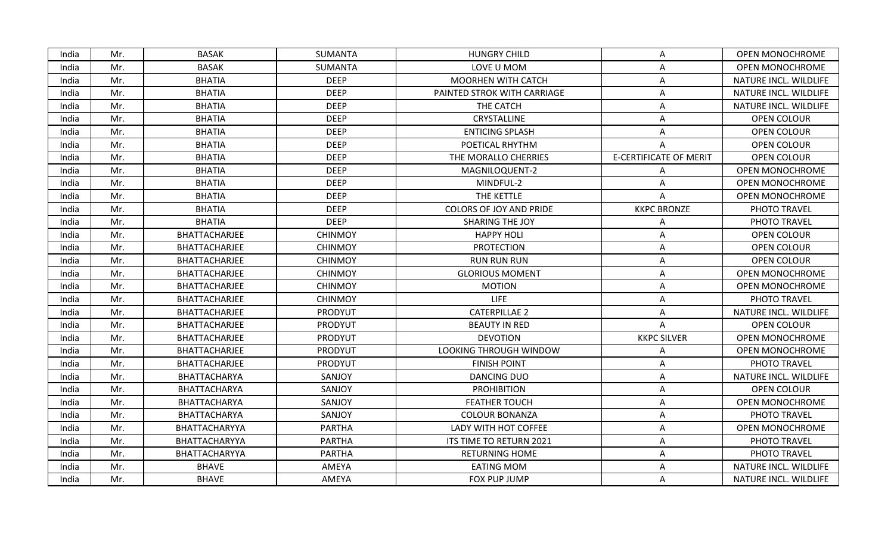| India | Mr. | BASAK | SUMANTA | HUNGRY CHILD | A | OPEN MONOCHROME |
|---|---|---|---|---|---|---|
| India | Mr. | BASAK | SUMANTA | LOVE U MOM | A | OPEN MONOCHROME |
| India | Mr. | BHATIA | DEEP | MOORHEN WITH CATCH | A | NATURE INCL. WILDLIFE |
| India | Mr. | BHATIA | DEEP | PAINTED STROK WITH CARRIAGE | A | NATURE INCL. WILDLIFE |
| India | Mr. | BHATIA | DEEP | THE CATCH | A | NATURE INCL. WILDLIFE |
| India | Mr. | BHATIA | DEEP | CRYSTALLINE | A | OPEN COLOUR |
| India | Mr. | BHATIA | DEEP | ENTICING SPLASH | A | OPEN COLOUR |
| India | Mr. | BHATIA | DEEP | POETICAL RHYTHM | A | OPEN COLOUR |
| India | Mr. | BHATIA | DEEP | THE MORALLO CHERRIES | E-CERTIFICATE OF MERIT | OPEN COLOUR |
| India | Mr. | BHATIA | DEEP | MAGNILOQUENT-2 | A | OPEN MONOCHROME |
| India | Mr. | BHATIA | DEEP | MINDFUL-2 | A | OPEN MONOCHROME |
| India | Mr. | BHATIA | DEEP | THE KETTLE | A | OPEN MONOCHROME |
| India | Mr. | BHATIA | DEEP | COLORS OF JOY AND PRIDE | KKPC BRONZE | PHOTO TRAVEL |
| India | Mr. | BHATIA | DEEP | SHARING THE JOY | A | PHOTO TRAVEL |
| India | Mr. | BHATTACHARJEE | CHINMOY | HAPPY HOLI | A | OPEN COLOUR |
| India | Mr. | BHATTACHARJEE | CHINMOY | PROTECTION | A | OPEN COLOUR |
| India | Mr. | BHATTACHARJEE | CHINMOY | RUN RUN RUN | A | OPEN COLOUR |
| India | Mr. | BHATTACHARJEE | CHINMOY | GLORIOUS MOMENT | A | OPEN MONOCHROME |
| India | Mr. | BHATTACHARJEE | CHINMOY | MOTION | A | OPEN MONOCHROME |
| India | Mr. | BHATTACHARJEE | CHINMOY | LIFE | A | PHOTO TRAVEL |
| India | Mr. | BHATTACHARJEE | PRODYUT | CATERPILLAE 2 | A | NATURE INCL. WILDLIFE |
| India | Mr. | BHATTACHARJEE | PRODYUT | BEAUTY IN RED | A | OPEN COLOUR |
| India | Mr. | BHATTACHARJEE | PRODYUT | DEVOTION | KKPC SILVER | OPEN MONOCHROME |
| India | Mr. | BHATTACHARJEE | PRODYUT | LOOKING THROUGH WINDOW | A | OPEN MONOCHROME |
| India | Mr. | BHATTACHARJEE | PRODYUT | FINISH POINT | A | PHOTO TRAVEL |
| India | Mr. | BHATTACHARYA | SANJOY | DANCING DUO | A | NATURE INCL. WILDLIFE |
| India | Mr. | BHATTACHARYA | SANJOY | PROHIBITION | A | OPEN COLOUR |
| India | Mr. | BHATTACHARYA | SANJOY | FEATHER TOUCH | A | OPEN MONOCHROME |
| India | Mr. | BHATTACHARYA | SANJOY | COLOUR BONANZA | A | PHOTO TRAVEL |
| India | Mr. | BHATTACHARYYA | PARTHA | LADY WITH HOT COFFEE | A | OPEN MONOCHROME |
| India | Mr. | BHATTACHARYYA | PARTHA | ITS TIME TO RETURN 2021 | A | PHOTO TRAVEL |
| India | Mr. | BHATTACHARYYA | PARTHA | RETURNING HOME | A | PHOTO TRAVEL |
| India | Mr. | BHAVE | AMEYA | EATING MOM | A | NATURE INCL. WILDLIFE |
| India | Mr. | BHAVE | AMEYA | FOX PUP JUMP | A | NATURE INCL. WILDLIFE |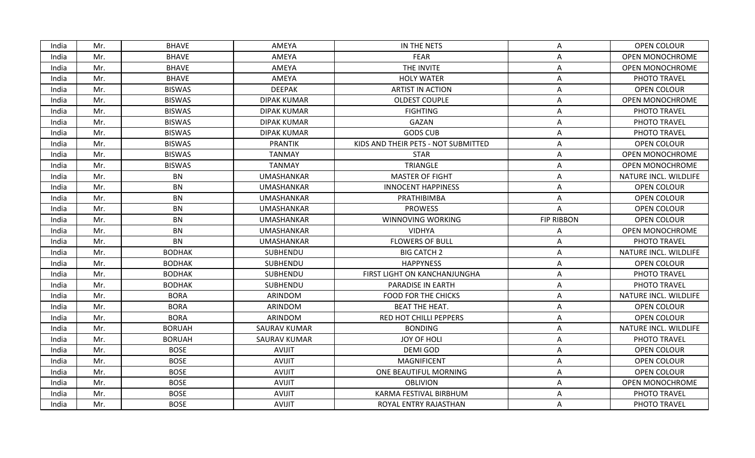| India | Mr. | BHAVE | AMEYA | IN THE NETS | A | OPEN COLOUR |
|---|---|---|---|---|---|---|
| India | Mr. | BHAVE | AMEYA | FEAR | A | OPEN MONOCHROME |
| India | Mr. | BHAVE | AMEYA | THE INVITE | A | OPEN MONOCHROME |
| India | Mr. | BHAVE | AMEYA | HOLY WATER | A | PHOTO TRAVEL |
| India | Mr. | BISWAS | DEEPAK | ARTIST IN ACTION | A | OPEN COLOUR |
| India | Mr. | BISWAS | DIPAK KUMAR | OLDEST COUPLE | A | OPEN MONOCHROME |
| India | Mr. | BISWAS | DIPAK KUMAR | FIGHTING | A | PHOTO TRAVEL |
| India | Mr. | BISWAS | DIPAK KUMAR | GAZAN | A | PHOTO TRAVEL |
| India | Mr. | BISWAS | DIPAK KUMAR | GODS CUB | A | PHOTO TRAVEL |
| India | Mr. | BISWAS | PRANTIK | KIDS AND THEIR PETS - NOT SUBMITTED | A | OPEN COLOUR |
| India | Mr. | BISWAS | TANMAY | STAR | A | OPEN MONOCHROME |
| India | Mr. | BISWAS | TANMAY | TRIANGLE | A | OPEN MONOCHROME |
| India | Mr. | BN | UMASHANKAR | MASTER OF FIGHT | A | NATURE INCL. WILDLIFE |
| India | Mr. | BN | UMASHANKAR | INNOCENT HAPPINESS | A | OPEN COLOUR |
| India | Mr. | BN | UMASHANKAR | PRATHIBIMBA | A | OPEN COLOUR |
| India | Mr. | BN | UMASHANKAR | PROWESS | A | OPEN COLOUR |
| India | Mr. | BN | UMASHANKAR | WINNOVING WORKING | FIP RIBBON | OPEN COLOUR |
| India | Mr. | BN | UMASHANKAR | VIDHYA | A | OPEN MONOCHROME |
| India | Mr. | BN | UMASHANKAR | FLOWERS OF BULL | A | PHOTO TRAVEL |
| India | Mr. | BODHAK | SUBHENDU | BIG CATCH 2 | A | NATURE INCL. WILDLIFE |
| India | Mr. | BODHAK | SUBHENDU | HAPPYNESS | A | OPEN COLOUR |
| India | Mr. | BODHAK | SUBHENDU | FIRST LIGHT ON KANCHANJUNGHA | A | PHOTO TRAVEL |
| India | Mr. | BODHAK | SUBHENDU | PARADISE IN EARTH | A | PHOTO TRAVEL |
| India | Mr. | BORA | ARINDOM | FOOD FOR THE CHICKS | A | NATURE INCL. WILDLIFE |
| India | Mr. | BORA | ARINDOM | BEAT THE HEAT. | A | OPEN COLOUR |
| India | Mr. | BORA | ARINDOM | RED HOT CHILLI PEPPERS | A | OPEN COLOUR |
| India | Mr. | BORUAH | SAURAV KUMAR | BONDING | A | NATURE INCL. WILDLIFE |
| India | Mr. | BORUAH | SAURAV KUMAR | JOY OF HOLI | A | PHOTO TRAVEL |
| India | Mr. | BOSE | AVIJIT | DEMI GOD | A | OPEN COLOUR |
| India | Mr. | BOSE | AVIJIT | MAGNIFICENT | A | OPEN COLOUR |
| India | Mr. | BOSE | AVIJIT | ONE BEAUTIFUL MORNING | A | OPEN COLOUR |
| India | Mr. | BOSE | AVIJIT | OBLIVION | A | OPEN MONOCHROME |
| India | Mr. | BOSE | AVIJIT | KARMA FESTIVAL BIRBHUM | A | PHOTO TRAVEL |
| India | Mr. | BOSE | AVIJIT | ROYAL ENTRY RAJASTHAN | A | PHOTO TRAVEL |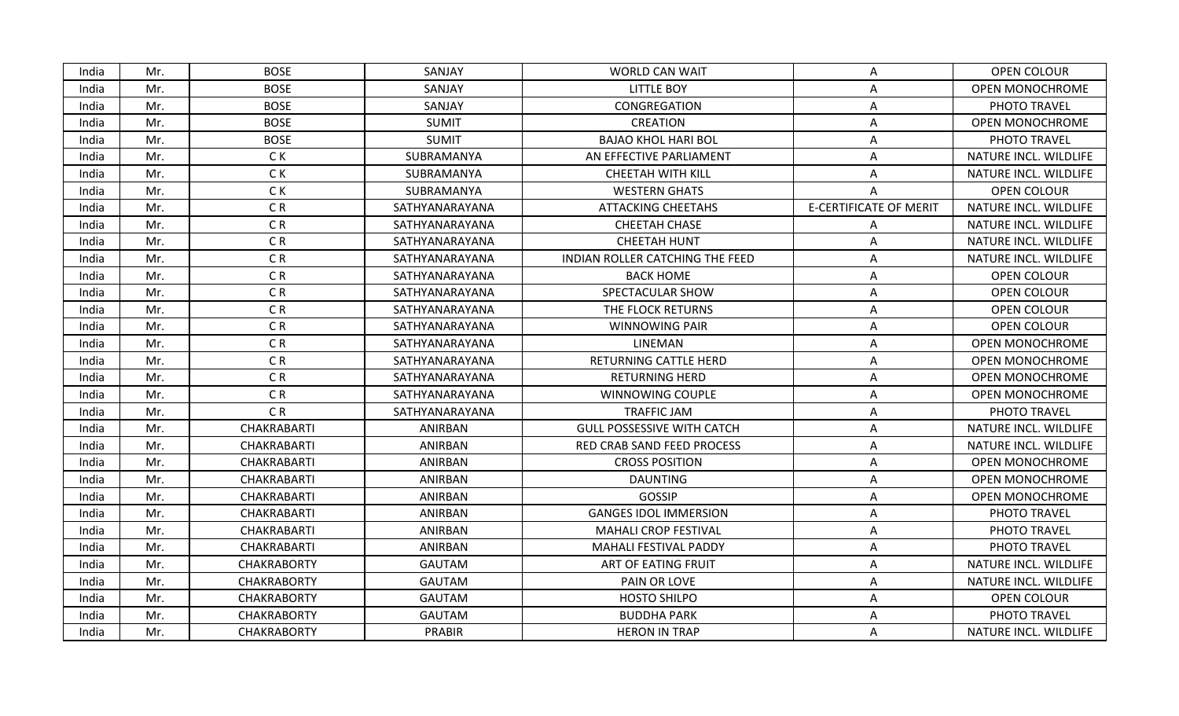| India | Mr. | BOSE | SANJAY | WORLD CAN WAIT | A | OPEN COLOUR |
|---|---|---|---|---|---|---|
| India | Mr. | BOSE | SANJAY | LITTLE BOY | A | OPEN MONOCHROME |
| India | Mr. | BOSE | SANJAY | CONGREGATION | A | PHOTO TRAVEL |
| India | Mr. | BOSE | SUMIT | CREATION | A | OPEN MONOCHROME |
| India | Mr. | BOSE | SUMIT | BAJAO KHOL HARI BOL | A | PHOTO TRAVEL |
| India | Mr. | C K | SUBRAMANYA | AN EFFECTIVE PARLIAMENT | A | NATURE INCL. WILDLIFE |
| India | Mr. | C K | SUBRAMANYA | CHEETAH WITH KILL | A | NATURE INCL. WILDLIFE |
| India | Mr. | C K | SUBRAMANYA | WESTERN GHATS | A | OPEN COLOUR |
| India | Mr. | C R | SATHYANARAYANA | ATTACKING CHEETAHS | E-CERTIFICATE OF MERIT | NATURE INCL. WILDLIFE |
| India | Mr. | C R | SATHYANARAYANA | CHEETAH CHASE | A | NATURE INCL. WILDLIFE |
| India | Mr. | C R | SATHYANARAYANA | CHEETAH HUNT | A | NATURE INCL. WILDLIFE |
| India | Mr. | C R | SATHYANARAYANA | INDIAN ROLLER CATCHING THE FEED | A | NATURE INCL. WILDLIFE |
| India | Mr. | C R | SATHYANARAYANA | BACK HOME | A | OPEN COLOUR |
| India | Mr. | C R | SATHYANARAYANA | SPECTACULAR SHOW | A | OPEN COLOUR |
| India | Mr. | C R | SATHYANARAYANA | THE FLOCK RETURNS | A | OPEN COLOUR |
| India | Mr. | C R | SATHYANARAYANA | WINNOWING PAIR | A | OPEN COLOUR |
| India | Mr. | C R | SATHYANARAYANA | LINEMAN | A | OPEN MONOCHROME |
| India | Mr. | C R | SATHYANARAYANA | RETURNING CATTLE HERD | A | OPEN MONOCHROME |
| India | Mr. | C R | SATHYANARAYANA | RETURNING HERD | A | OPEN MONOCHROME |
| India | Mr. | C R | SATHYANARAYANA | WINNOWING COUPLE | A | OPEN MONOCHROME |
| India | Mr. | C R | SATHYANARAYANA | TRAFFIC JAM | A | PHOTO TRAVEL |
| India | Mr. | CHAKRABARTI | ANIRBAN | GULL POSSESSIVE WITH CATCH | A | NATURE INCL. WILDLIFE |
| India | Mr. | CHAKRABARTI | ANIRBAN | RED CRAB SAND FEED PROCESS | A | NATURE INCL. WILDLIFE |
| India | Mr. | CHAKRABARTI | ANIRBAN | CROSS POSITION | A | OPEN MONOCHROME |
| India | Mr. | CHAKRABARTI | ANIRBAN | DAUNTING | A | OPEN MONOCHROME |
| India | Mr. | CHAKRABARTI | ANIRBAN | GOSSIP | A | OPEN MONOCHROME |
| India | Mr. | CHAKRABARTI | ANIRBAN | GANGES IDOL IMMERSION | A | PHOTO TRAVEL |
| India | Mr. | CHAKRABARTI | ANIRBAN | MAHALI CROP FESTIVAL | A | PHOTO TRAVEL |
| India | Mr. | CHAKRABARTI | ANIRBAN | MAHALI FESTIVAL PADDY | A | PHOTO TRAVEL |
| India | Mr. | CHAKRABORTY | GAUTAM | ART OF EATING FRUIT | A | NATURE INCL. WILDLIFE |
| India | Mr. | CHAKRABORTY | GAUTAM | PAIN OR LOVE | A | NATURE INCL. WILDLIFE |
| India | Mr. | CHAKRABORTY | GAUTAM | HOSTO SHILPO | A | OPEN COLOUR |
| India | Mr. | CHAKRABORTY | GAUTAM | BUDDHA PARK | A | PHOTO TRAVEL |
| India | Mr. | CHAKRABORTY | PRABIR | HERON IN TRAP | A | NATURE INCL. WILDLIFE |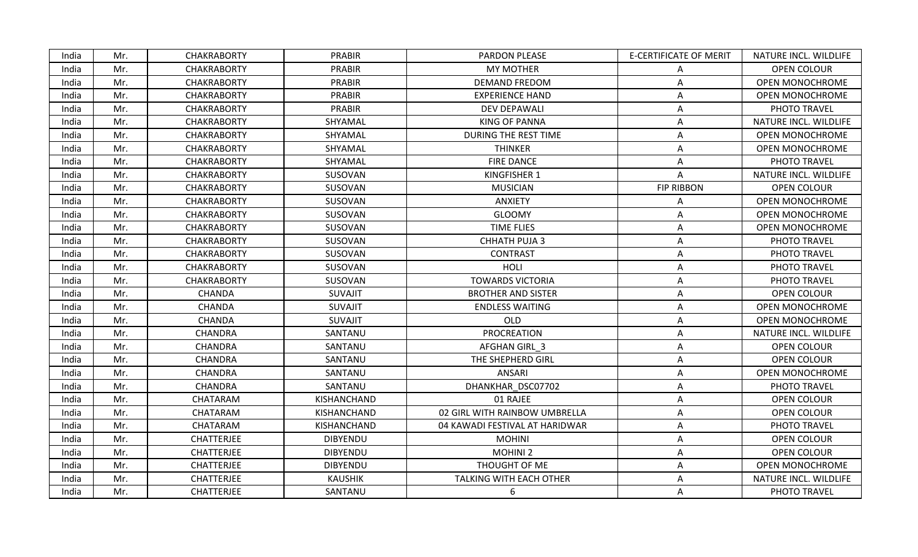| India | Mr. | CHAKRABORTY | PRABIR | PARDON PLEASE | E-CERTIFICATE OF MERIT | NATURE INCL. WILDLIFE |
|---|---|---|---|---|---|---|
| India | Mr. | CHAKRABORTY | PRABIR | MY MOTHER | A | OPEN COLOUR |
| India | Mr. | CHAKRABORTY | PRABIR | DEMAND FREDOM | A | OPEN MONOCHROME |
| India | Mr. | CHAKRABORTY | PRABIR | EXPERIENCE HAND | A | OPEN MONOCHROME |
| India | Mr. | CHAKRABORTY | PRABIR | DEV DEPAWALI | A | PHOTO TRAVEL |
| India | Mr. | CHAKRABORTY | SHYAMAL | KING OF PANNA | A | NATURE INCL. WILDLIFE |
| India | Mr. | CHAKRABORTY | SHYAMAL | DURING THE REST TIME | A | OPEN MONOCHROME |
| India | Mr. | CHAKRABORTY | SHYAMAL | THINKER | A | OPEN MONOCHROME |
| India | Mr. | CHAKRABORTY | SHYAMAL | FIRE DANCE | A | PHOTO TRAVEL |
| India | Mr. | CHAKRABORTY | SUSOVAN | KINGFISHER 1 | A | NATURE INCL. WILDLIFE |
| India | Mr. | CHAKRABORTY | SUSOVAN | MUSICIAN | FIP RIBBON | OPEN COLOUR |
| India | Mr. | CHAKRABORTY | SUSOVAN | ANXIETY | A | OPEN MONOCHROME |
| India | Mr. | CHAKRABORTY | SUSOVAN | GLOOMY | A | OPEN MONOCHROME |
| India | Mr. | CHAKRABORTY | SUSOVAN | TIME FLIES | A | OPEN MONOCHROME |
| India | Mr. | CHAKRABORTY | SUSOVAN | CHHATH PUJA 3 | A | PHOTO TRAVEL |
| India | Mr. | CHAKRABORTY | SUSOVAN | CONTRAST | A | PHOTO TRAVEL |
| India | Mr. | CHAKRABORTY | SUSOVAN | HOLI | A | PHOTO TRAVEL |
| India | Mr. | CHAKRABORTY | SUSOVAN | TOWARDS VICTORIA | A | PHOTO TRAVEL |
| India | Mr. | CHANDA | SUVAJIT | BROTHER AND SISTER | A | OPEN COLOUR |
| India | Mr. | CHANDA | SUVAJIT | ENDLESS WAITING | A | OPEN MONOCHROME |
| India | Mr. | CHANDA | SUVAJIT | OLD | A | OPEN MONOCHROME |
| India | Mr. | CHANDRA | SANTANU | PROCREATION | A | NATURE INCL. WILDLIFE |
| India | Mr. | CHANDRA | SANTANU | AFGHAN GIRL_3 | A | OPEN COLOUR |
| India | Mr. | CHANDRA | SANTANU | THE SHEPHERD GIRL | A | OPEN COLOUR |
| India | Mr. | CHANDRA | SANTANU | ANSARI | A | OPEN MONOCHROME |
| India | Mr. | CHANDRA | SANTANU | DHANKHAR_DSC07702 | A | PHOTO TRAVEL |
| India | Mr. | CHATARAM | KISHANCHAND | 01 RAJEE | A | OPEN COLOUR |
| India | Mr. | CHATARAM | KISHANCHAND | 02 GIRL WITH RAINBOW UMBRELLA | A | OPEN COLOUR |
| India | Mr. | CHATARAM | KISHANCHAND | 04 KAWADI FESTIVAL AT HARIDWAR | A | PHOTO TRAVEL |
| India | Mr. | CHATTERJEE | DIBYENDU | MOHINI | A | OPEN COLOUR |
| India | Mr. | CHATTERJEE | DIBYENDU | MOHINI 2 | A | OPEN COLOUR |
| India | Mr. | CHATTERJEE | DIBYENDU | THOUGHT OF ME | A | OPEN MONOCHROME |
| India | Mr. | CHATTERJEE | KAUSHIK | TALKING WITH EACH OTHER | A | NATURE INCL. WILDLIFE |
| India | Mr. | CHATTERJEE | SANTANU | 6 | A | PHOTO TRAVEL |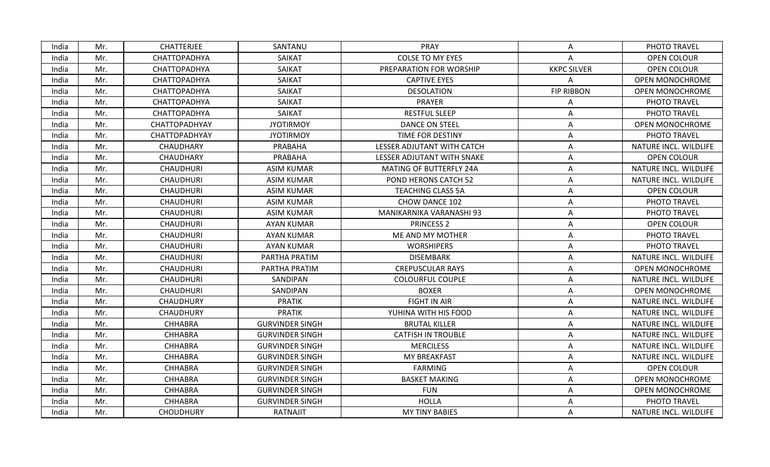| India | Mr. | CHATTERJEE | SANTANU | PRAY | A | PHOTO TRAVEL |
|---|---|---|---|---|---|---|
| India | Mr. | CHATTOPADHYA | SAIKAT | COLSE TO MY EYES | A | OPEN COLOUR |
| India | Mr. | CHATTOPADHYA | SAIKAT | PREPARATION FOR WORSHIP | KKPC SILVER | OPEN COLOUR |
| India | Mr. | CHATTOPADHYA | SAIKAT | CAPTIVE EYES | A | OPEN MONOCHROME |
| India | Mr. | CHATTOPADHYA | SAIKAT | DESOLATION | FIP RIBBON | OPEN MONOCHROME |
| India | Mr. | CHATTOPADHYA | SAIKAT | PRAYER | A | PHOTO TRAVEL |
| India | Mr. | CHATTOPADHYA | SAIKAT | RESTFUL SLEEP | A | PHOTO TRAVEL |
| India | Mr. | CHATTOPADHYAY | JYOTIRMOY | DANCE ON STEEL | A | OPEN MONOCHROME |
| India | Mr. | CHATTOPADHYAY | JYOTIRMOY | TIME FOR DESTINY | A | PHOTO TRAVEL |
| India | Mr. | CHAUDHARY | PRABAHA | LESSER ADJUTANT WITH CATCH | A | NATURE INCL. WILDLIFE |
| India | Mr. | CHAUDHARY | PRABAHA | LESSER ADJUTANT WITH SNAKE | A | OPEN COLOUR |
| India | Mr. | CHAUDHURI | ASIM KUMAR | MATING OF BUTTERFLY 24A | A | NATURE INCL. WILDLIFE |
| India | Mr. | CHAUDHURI | ASIM KUMAR | POND HERONS CATCH 52 | A | NATURE INCL. WILDLIFE |
| India | Mr. | CHAUDHURI | ASIM KUMAR | TEACHING CLASS 5A | A | OPEN COLOUR |
| India | Mr. | CHAUDHURI | ASIM KUMAR | CHOW DANCE 102 | A | PHOTO TRAVEL |
| India | Mr. | CHAUDHURI | ASIM KUMAR | MANIKARNIKA VARANASHI 93 | A | PHOTO TRAVEL |
| India | Mr. | CHAUDHURI | AYAN KUMAR | PRINCESS 2 | A | OPEN COLOUR |
| India | Mr. | CHAUDHURI | AYAN KUMAR | ME AND MY MOTHER | A | PHOTO TRAVEL |
| India | Mr. | CHAUDHURI | AYAN KUMAR | WORSHIPERS | A | PHOTO TRAVEL |
| India | Mr. | CHAUDHURI | PARTHA PRATIM | DISEMBARK | A | NATURE INCL. WILDLIFE |
| India | Mr. | CHAUDHURI | PARTHA PRATIM | CREPUSCULAR RAYS | A | OPEN MONOCHROME |
| India | Mr. | CHAUDHURI | SANDIPAN | COLOURFUL COUPLE | A | NATURE INCL. WILDLIFE |
| India | Mr. | CHAUDHURI | SANDIPAN | BOXER | A | OPEN MONOCHROME |
| India | Mr. | CHAUDHURY | PRATIK | FIGHT IN AIR | A | NATURE INCL. WILDLIFE |
| India | Mr. | CHAUDHURY | PRATIK | YUHINA WITH HIS FOOD | A | NATURE INCL. WILDLIFE |
| India | Mr. | CHHABRA | GURVINDER SINGH | BRUTAL KILLER | A | NATURE INCL. WILDLIFE |
| India | Mr. | CHHABRA | GURVINDER SINGH | CATFISH IN TROUBLE | A | NATURE INCL. WILDLIFE |
| India | Mr. | CHHABRA | GURVINDER SINGH | MERCILESS | A | NATURE INCL. WILDLIFE |
| India | Mr. | CHHABRA | GURVINDER SINGH | MY BREAKFAST | A | NATURE INCL. WILDLIFE |
| India | Mr. | CHHABRA | GURVINDER SINGH | FARMING | A | OPEN COLOUR |
| India | Mr. | CHHABRA | GURVINDER SINGH | BASKET MAKING | A | OPEN MONOCHROME |
| India | Mr. | CHHABRA | GURVINDER SINGH | FUN | A | OPEN MONOCHROME |
| India | Mr. | CHHABRA | GURVINDER SINGH | HOLLA | A | PHOTO TRAVEL |
| India | Mr. | CHOUDHURY | RATNAJIT | MY TINY BABIES | A | NATURE INCL. WILDLIFE |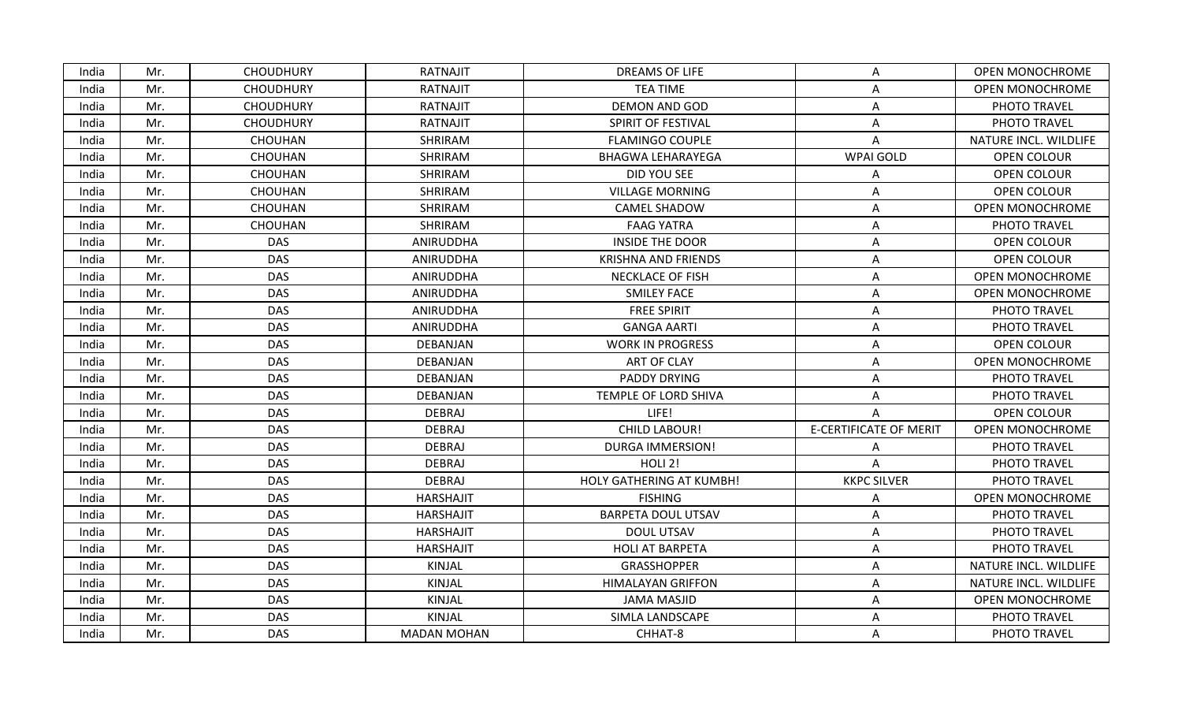| India | Mr. | CHOUDHURY | RATNAJIT | DREAMS OF LIFE | A | OPEN MONOCHROME |
|---|---|---|---|---|---|---|
| India | Mr. | CHOUDHURY | RATNAJIT | TEA TIME | A | OPEN MONOCHROME |
| India | Mr. | CHOUDHURY | RATNAJIT | DEMON AND GOD | A | PHOTO TRAVEL |
| India | Mr. | CHOUDHURY | RATNAJIT | SPIRIT OF FESTIVAL | A | PHOTO TRAVEL |
| India | Mr. | CHOUHAN | SHRIRAM | FLAMINGO COUPLE | A | NATURE INCL. WILDLIFE |
| India | Mr. | CHOUHAN | SHRIRAM | BHAGWA LEHARAYEGA | WPAI GOLD | OPEN COLOUR |
| India | Mr. | CHOUHAN | SHRIRAM | DID YOU SEE | A | OPEN COLOUR |
| India | Mr. | CHOUHAN | SHRIRAM | VILLAGE MORNING | A | OPEN COLOUR |
| India | Mr. | CHOUHAN | SHRIRAM | CAMEL SHADOW | A | OPEN MONOCHROME |
| India | Mr. | CHOUHAN | SHRIRAM | FAAG YATRA | A | PHOTO TRAVEL |
| India | Mr. | DAS | ANIRUDDHA | INSIDE THE DOOR | A | OPEN COLOUR |
| India | Mr. | DAS | ANIRUDDHA | KRISHNA AND FRIENDS | A | OPEN COLOUR |
| India | Mr. | DAS | ANIRUDDHA | NECKLACE OF FISH | A | OPEN MONOCHROME |
| India | Mr. | DAS | ANIRUDDHA | SMILEY FACE | A | OPEN MONOCHROME |
| India | Mr. | DAS | ANIRUDDHA | FREE SPIRIT | A | PHOTO TRAVEL |
| India | Mr. | DAS | ANIRUDDHA | GANGA AARTI | A | PHOTO TRAVEL |
| India | Mr. | DAS | DEBANJAN | WORK IN PROGRESS | A | OPEN COLOUR |
| India | Mr. | DAS | DEBANJAN | ART OF CLAY | A | OPEN MONOCHROME |
| India | Mr. | DAS | DEBANJAN | PADDY DRYING | A | PHOTO TRAVEL |
| India | Mr. | DAS | DEBANJAN | TEMPLE OF LORD SHIVA | A | PHOTO TRAVEL |
| India | Mr. | DAS | DEBRAJ | LIFE! | A | OPEN COLOUR |
| India | Mr. | DAS | DEBRAJ | CHILD LABOUR! | E-CERTIFICATE OF MERIT | OPEN MONOCHROME |
| India | Mr. | DAS | DEBRAJ | DURGA IMMERSION! | A | PHOTO TRAVEL |
| India | Mr. | DAS | DEBRAJ | HOLI 2! | A | PHOTO TRAVEL |
| India | Mr. | DAS | DEBRAJ | HOLY GATHERING AT KUMBH! | KKPC SILVER | PHOTO TRAVEL |
| India | Mr. | DAS | HARSHAJIT | FISHING | A | OPEN MONOCHROME |
| India | Mr. | DAS | HARSHAJIT | BARPETA DOUL UTSAV | A | PHOTO TRAVEL |
| India | Mr. | DAS | HARSHAJIT | DOUL UTSAV | A | PHOTO TRAVEL |
| India | Mr. | DAS | HARSHAJIT | HOLI AT BARPETA | A | PHOTO TRAVEL |
| India | Mr. | DAS | KINJAL | GRASSHOPPER | A | NATURE INCL. WILDLIFE |
| India | Mr. | DAS | KINJAL | HIMALAYAN GRIFFON | A | NATURE INCL. WILDLIFE |
| India | Mr. | DAS | KINJAL | JAMA MASJID | A | OPEN MONOCHROME |
| India | Mr. | DAS | KINJAL | SIMLA LANDSCAPE | A | PHOTO TRAVEL |
| India | Mr. | DAS | MADAN MOHAN | CHHAT-8 | A | PHOTO TRAVEL |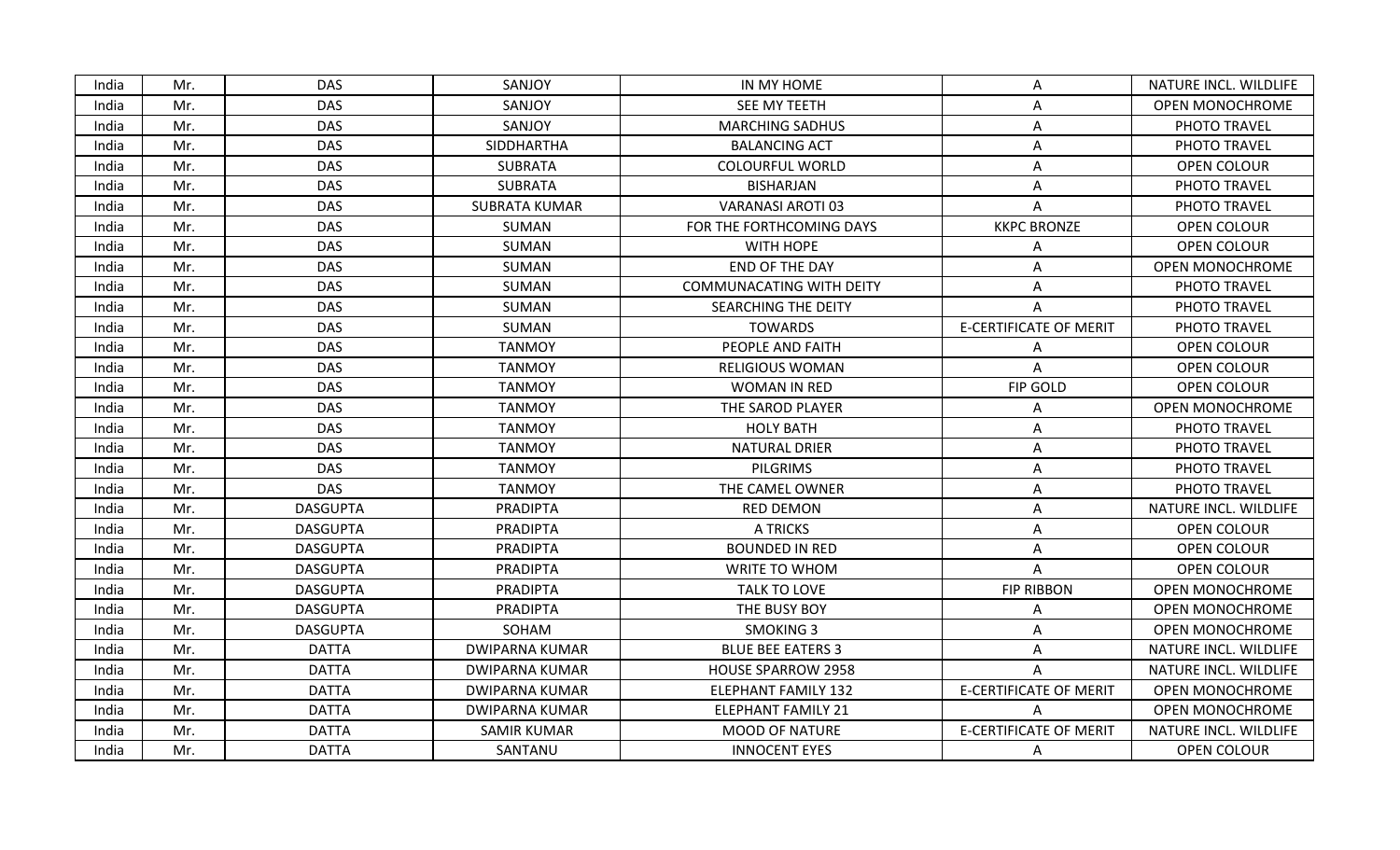| India | Mr. | DAS | SANJOY | IN MY HOME | A | NATURE INCL. WILDLIFE |
|---|---|---|---|---|---|---|
| India | Mr. | DAS | SANJOY | SEE MY TEETH | A | OPEN MONOCHROME |
| India | Mr. | DAS | SANJOY | MARCHING SADHUS | A | PHOTO TRAVEL |
| India | Mr. | DAS | SIDDHARTHA | BALANCING ACT | A | PHOTO TRAVEL |
| India | Mr. | DAS | SUBRATA | COLOURFUL WORLD | A | OPEN COLOUR |
| India | Mr. | DAS | SUBRATA | BISHARJAN | A | PHOTO TRAVEL |
| India | Mr. | DAS | SUBRATA KUMAR | VARANASI AROTI 03 | A | PHOTO TRAVEL |
| India | Mr. | DAS | SUMAN | FOR THE FORTHCOMING DAYS | KKPC BRONZE | OPEN COLOUR |
| India | Mr. | DAS | SUMAN | WITH HOPE | A | OPEN COLOUR |
| India | Mr. | DAS | SUMAN | END OF THE DAY | A | OPEN MONOCHROME |
| India | Mr. | DAS | SUMAN | COMMUNACATING WITH DEITY | A | PHOTO TRAVEL |
| India | Mr. | DAS | SUMAN | SEARCHING THE DEITY | A | PHOTO TRAVEL |
| India | Mr. | DAS | SUMAN | TOWARDS | E-CERTIFICATE OF MERIT | PHOTO TRAVEL |
| India | Mr. | DAS | TANMOY | PEOPLE AND FAITH | A | OPEN COLOUR |
| India | Mr. | DAS | TANMOY | RELIGIOUS WOMAN | A | OPEN COLOUR |
| India | Mr. | DAS | TANMOY | WOMAN IN RED | FIP GOLD | OPEN COLOUR |
| India | Mr. | DAS | TANMOY | THE SAROD PLAYER | A | OPEN MONOCHROME |
| India | Mr. | DAS | TANMOY | HOLY BATH | A | PHOTO TRAVEL |
| India | Mr. | DAS | TANMOY | NATURAL DRIER | A | PHOTO TRAVEL |
| India | Mr. | DAS | TANMOY | PILGRIMS | A | PHOTO TRAVEL |
| India | Mr. | DAS | TANMOY | THE CAMEL OWNER | A | PHOTO TRAVEL |
| India | Mr. | DASGUPTA | PRADIPTA | RED DEMON | A | NATURE INCL. WILDLIFE |
| India | Mr. | DASGUPTA | PRADIPTA | A TRICKS | A | OPEN COLOUR |
| India | Mr. | DASGUPTA | PRADIPTA | BOUNDED IN RED | A | OPEN COLOUR |
| India | Mr. | DASGUPTA | PRADIPTA | WRITE TO WHOM | A | OPEN COLOUR |
| India | Mr. | DASGUPTA | PRADIPTA | TALK TO LOVE | FIP RIBBON | OPEN MONOCHROME |
| India | Mr. | DASGUPTA | PRADIPTA | THE BUSY BOY | A | OPEN MONOCHROME |
| India | Mr. | DASGUPTA | SOHAM | SMOKING 3 | A | OPEN MONOCHROME |
| India | Mr. | DATTA | DWIPARNA KUMAR | BLUE BEE EATERS 3 | A | NATURE INCL. WILDLIFE |
| India | Mr. | DATTA | DWIPARNA KUMAR | HOUSE SPARROW 2958 | A | NATURE INCL. WILDLIFE |
| India | Mr. | DATTA | DWIPARNA KUMAR | ELEPHANT FAMILY 132 | E-CERTIFICATE OF MERIT | OPEN MONOCHROME |
| India | Mr. | DATTA | DWIPARNA KUMAR | ELEPHANT FAMILY 21 | A | OPEN MONOCHROME |
| India | Mr. | DATTA | SAMIR KUMAR | MOOD OF NATURE | E-CERTIFICATE OF MERIT | NATURE INCL. WILDLIFE |
| India | Mr. | DATTA | SANTANU | INNOCENT EYES | A | OPEN COLOUR |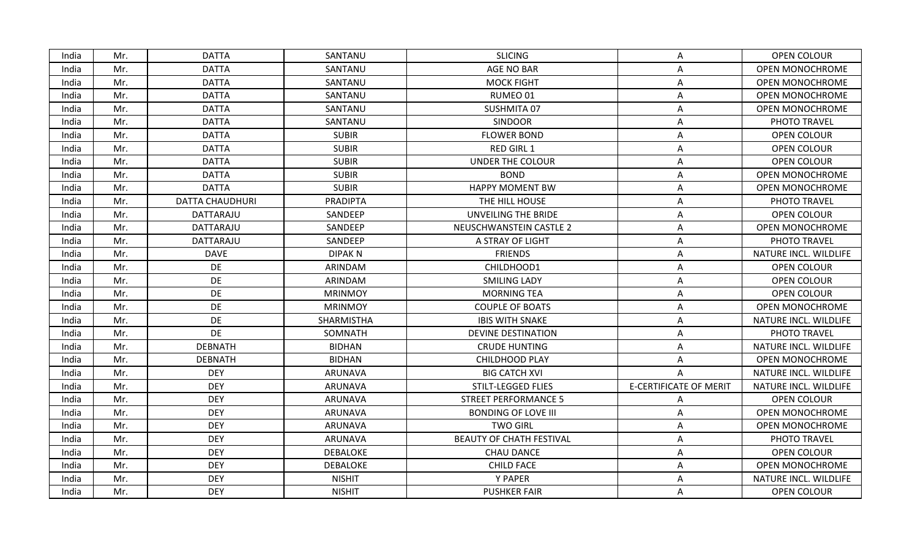| India | Mr. | DATTA | SANTANU | SLICING | A | OPEN COLOUR |
|---|---|---|---|---|---|---|
| India | Mr. | DATTA | SANTANU | AGE NO BAR | A | OPEN MONOCHROME |
| India | Mr. | DATTA | SANTANU | MOCK FIGHT | A | OPEN MONOCHROME |
| India | Mr. | DATTA | SANTANU | RUMEO 01 | A | OPEN MONOCHROME |
| India | Mr. | DATTA | SANTANU | SUSHMITA 07 | A | OPEN MONOCHROME |
| India | Mr. | DATTA | SANTANU | SINDOOR | A | PHOTO TRAVEL |
| India | Mr. | DATTA | SUBIR | FLOWER BOND | A | OPEN COLOUR |
| India | Mr. | DATTA | SUBIR | RED GIRL 1 | A | OPEN COLOUR |
| India | Mr. | DATTA | SUBIR | UNDER THE COLOUR | A | OPEN COLOUR |
| India | Mr. | DATTA | SUBIR | BOND | A | OPEN MONOCHROME |
| India | Mr. | DATTA | SUBIR | HAPPY MOMENT BW | A | OPEN MONOCHROME |
| India | Mr. | DATTA CHAUDHURI | PRADIPTA | THE HILL HOUSE | A | PHOTO TRAVEL |
| India | Mr. | DATTARAJU | SANDEEP | UNVEILING THE BRIDE | A | OPEN COLOUR |
| India | Mr. | DATTARAJU | SANDEEP | NEUSCHWANSTEIN CASTLE 2 | A | OPEN MONOCHROME |
| India | Mr. | DATTARAJU | SANDEEP | A STRAY OF LIGHT | A | PHOTO TRAVEL |
| India | Mr. | DAVE | DIPAK N | FRIENDS | A | NATURE INCL. WILDLIFE |
| India | Mr. | DE | ARINDAM | CHILDHOOD1 | A | OPEN COLOUR |
| India | Mr. | DE | ARINDAM | SMILING LADY | A | OPEN COLOUR |
| India | Mr. | DE | MRINMOY | MORNING TEA | A | OPEN COLOUR |
| India | Mr. | DE | MRINMOY | COUPLE OF BOATS | A | OPEN MONOCHROME |
| India | Mr. | DE | SHARMISTHA | IBIS WITH SNAKE | A | NATURE INCL. WILDLIFE |
| India | Mr. | DE | SOMNATH | DEVINE DESTINATION | A | PHOTO TRAVEL |
| India | Mr. | DEBNATH | BIDHAN | CRUDE HUNTING | A | NATURE INCL. WILDLIFE |
| India | Mr. | DEBNATH | BIDHAN | CHILDHOOD PLAY | A | OPEN MONOCHROME |
| India | Mr. | DEY | ARUNAVA | BIG CATCH XVI | A | NATURE INCL. WILDLIFE |
| India | Mr. | DEY | ARUNAVA | STILT-LEGGED FLIES | E-CERTIFICATE OF MERIT | NATURE INCL. WILDLIFE |
| India | Mr. | DEY | ARUNAVA | STREET PERFORMANCE 5 | A | OPEN COLOUR |
| India | Mr. | DEY | ARUNAVA | BONDING OF LOVE III | A | OPEN MONOCHROME |
| India | Mr. | DEY | ARUNAVA | TWO GIRL | A | OPEN MONOCHROME |
| India | Mr. | DEY | ARUNAVA | BEAUTY OF CHATH FESTIVAL | A | PHOTO TRAVEL |
| India | Mr. | DEY | DEBALOKE | CHAU DANCE | A | OPEN COLOUR |
| India | Mr. | DEY | DEBALOKE | CHILD FACE | A | OPEN MONOCHROME |
| India | Mr. | DEY | NISHIT | Y PAPER | A | NATURE INCL. WILDLIFE |
| India | Mr. | DEY | NISHIT | PUSHKER FAIR | A | OPEN COLOUR |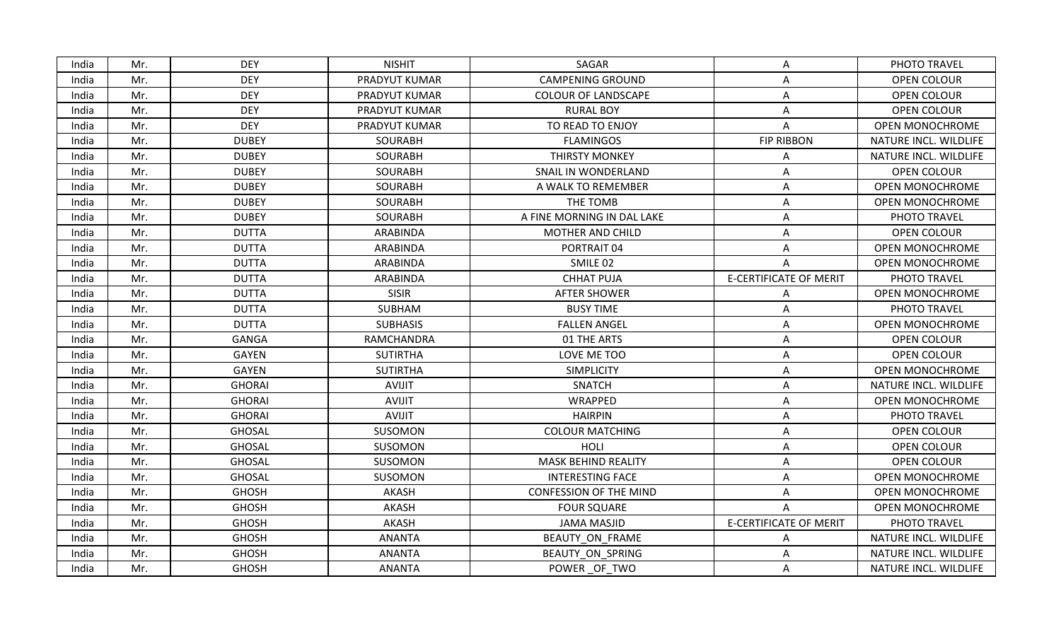| India | Mr. | DEY | NISHIT | SAGAR | A | PHOTO TRAVEL |
|---|---|---|---|---|---|---|
| India | Mr. | DEY | PRADYUT KUMAR | CAMPENING GROUND | A | OPEN COLOUR |
| India | Mr. | DEY | PRADYUT KUMAR | COLOUR OF LANDSCAPE | A | OPEN COLOUR |
| India | Mr. | DEY | PRADYUT KUMAR | RURAL BOY | A | OPEN COLOUR |
| India | Mr. | DEY | PRADYUT KUMAR | TO READ TO ENJOY | A | OPEN MONOCHROME |
| India | Mr. | DUBEY | SOURABH | FLAMINGOS | FIP RIBBON | NATURE INCL. WILDLIFE |
| India | Mr. | DUBEY | SOURABH | THIRSTY MONKEY | A | NATURE INCL. WILDLIFE |
| India | Mr. | DUBEY | SOURABH | SNAIL IN WONDERLAND | A | OPEN COLOUR |
| India | Mr. | DUBEY | SOURABH | A WALK TO REMEMBER | A | OPEN MONOCHROME |
| India | Mr. | DUBEY | SOURABH | THE TOMB | A | OPEN MONOCHROME |
| India | Mr. | DUBEY | SOURABH | A FINE MORNING IN DAL LAKE | A | PHOTO TRAVEL |
| India | Mr. | DUTTA | ARABINDA | MOTHER AND CHILD | A | OPEN COLOUR |
| India | Mr. | DUTTA | ARABINDA | PORTRAIT 04 | A | OPEN MONOCHROME |
| India | Mr. | DUTTA | ARABINDA | SMILE 02 | A | OPEN MONOCHROME |
| India | Mr. | DUTTA | ARABINDA | CHHAT PUJA | E-CERTIFICATE OF MERIT | PHOTO TRAVEL |
| India | Mr. | DUTTA | SISIR | AFTER SHOWER | A | OPEN MONOCHROME |
| India | Mr. | DUTTA | SUBHAM | BUSY TIME | A | PHOTO TRAVEL |
| India | Mr. | DUTTA | SUBHASIS | FALLEN ANGEL | A | OPEN MONOCHROME |
| India | Mr. | GANGA | RAMCHANDRA | 01 THE ARTS | A | OPEN COLOUR |
| India | Mr. | GAYEN | SUTIRTHA | LOVE ME TOO | A | OPEN COLOUR |
| India | Mr. | GAYEN | SUTIRTHA | SIMPLICITY | A | OPEN MONOCHROME |
| India | Mr. | GHORAI | AVIJIT | SNATCH | A | NATURE INCL. WILDLIFE |
| India | Mr. | GHORAI | AVIJIT | WRAPPED | A | OPEN MONOCHROME |
| India | Mr. | GHORAI | AVIJIT | HAIRPIN | A | PHOTO TRAVEL |
| India | Mr. | GHOSAL | SUSOMON | COLOUR MATCHING | A | OPEN COLOUR |
| India | Mr. | GHOSAL | SUSOMON | HOLI | A | OPEN COLOUR |
| India | Mr. | GHOSAL | SUSOMON | MASK BEHIND REALITY | A | OPEN COLOUR |
| India | Mr. | GHOSAL | SUSOMON | INTERESTING FACE | A | OPEN MONOCHROME |
| India | Mr. | GHOSH | AKASH | CONFESSION OF THE MIND | A | OPEN MONOCHROME |
| India | Mr. | GHOSH | AKASH | FOUR SQUARE | A | OPEN MONOCHROME |
| India | Mr. | GHOSH | AKASH | JAMA MASJID | E-CERTIFICATE OF MERIT | PHOTO TRAVEL |
| India | Mr. | GHOSH | ANANTA | BEAUTY_ON_FRAME | A | NATURE INCL. WILDLIFE |
| India | Mr. | GHOSH | ANANTA | BEAUTY_ON_SPRING | A | NATURE INCL. WILDLIFE |
| India | Mr. | GHOSH | ANANTA | POWER _OF_TWO | A | NATURE INCL. WILDLIFE |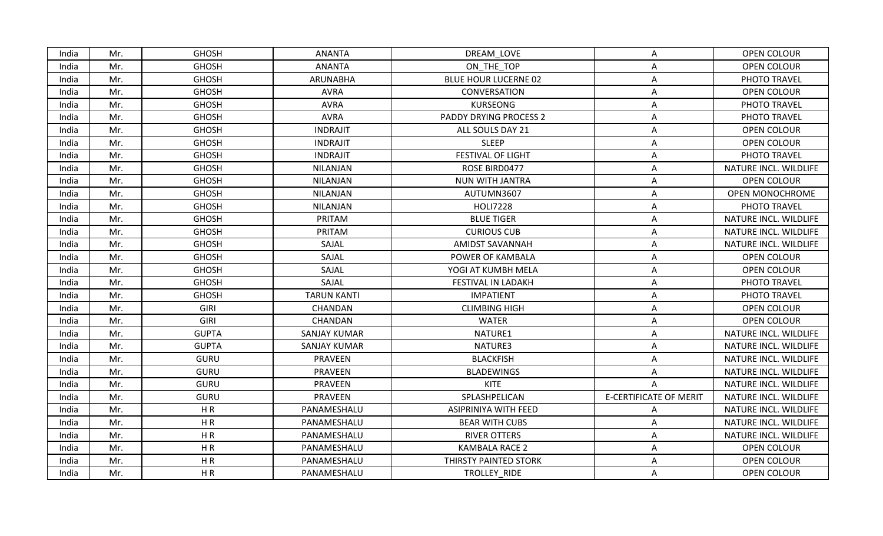| India | Mr. | GHOSH | ANANTA | DREAM_LOVE | A | OPEN COLOUR |
|---|---|---|---|---|---|---|
| India | Mr. | GHOSH | ANANTA | ON_THE_TOP | A | OPEN COLOUR |
| India | Mr. | GHOSH | ARUNABHA | BLUE HOUR LUCERNE 02 | A | PHOTO TRAVEL |
| India | Mr. | GHOSH | AVRA | CONVERSATION | A | OPEN COLOUR |
| India | Mr. | GHOSH | AVRA | KURSEONG | A | PHOTO TRAVEL |
| India | Mr. | GHOSH | AVRA | PADDY DRYING PROCESS 2 | A | PHOTO TRAVEL |
| India | Mr. | GHOSH | INDRAJIT | ALL SOULS DAY 21 | A | OPEN COLOUR |
| India | Mr. | GHOSH | INDRAJIT | SLEEP | A | OPEN COLOUR |
| India | Mr. | GHOSH | INDRAJIT | FESTIVAL OF LIGHT | A | PHOTO TRAVEL |
| India | Mr. | GHOSH | NILANJAN | ROSE BIRD0477 | A | NATURE INCL. WILDLIFE |
| India | Mr. | GHOSH | NILANJAN | NUN WITH JANTRA | A | OPEN COLOUR |
| India | Mr. | GHOSH | NILANJAN | AUTUMN3607 | A | OPEN MONOCHROME |
| India | Mr. | GHOSH | NILANJAN | HOLI7228 | A | PHOTO TRAVEL |
| India | Mr. | GHOSH | PRITAM | BLUE TIGER | A | NATURE INCL. WILDLIFE |
| India | Mr. | GHOSH | PRITAM | CURIOUS CUB | A | NATURE INCL. WILDLIFE |
| India | Mr. | GHOSH | SAJAL | AMIDST SAVANNAH | A | NATURE INCL. WILDLIFE |
| India | Mr. | GHOSH | SAJAL | POWER OF KAMBALA | A | OPEN COLOUR |
| India | Mr. | GHOSH | SAJAL | YOGI AT KUMBH MELA | A | OPEN COLOUR |
| India | Mr. | GHOSH | SAJAL | FESTIVAL IN LADAKH | A | PHOTO TRAVEL |
| India | Mr. | GHOSH | TARUN KANTI | IMPATIENT | A | PHOTO TRAVEL |
| India | Mr. | GIRI | CHANDAN | CLIMBING HIGH | A | OPEN COLOUR |
| India | Mr. | GIRI | CHANDAN | WATER | A | OPEN COLOUR |
| India | Mr. | GUPTA | SANJAY KUMAR | NATURE1 | A | NATURE INCL. WILDLIFE |
| India | Mr. | GUPTA | SANJAY KUMAR | NATURE3 | A | NATURE INCL. WILDLIFE |
| India | Mr. | GURU | PRAVEEN | BLACKFISH | A | NATURE INCL. WILDLIFE |
| India | Mr. | GURU | PRAVEEN | BLADEWINGS | A | NATURE INCL. WILDLIFE |
| India | Mr. | GURU | PRAVEEN | KITE | A | NATURE INCL. WILDLIFE |
| India | Mr. | GURU | PRAVEEN | SPLASHPELICAN | E-CERTIFICATE OF MERIT | NATURE INCL. WILDLIFE |
| India | Mr. | H R | PANAMESHALU | ASIPRINIYA WITH FEED | A | NATURE INCL. WILDLIFE |
| India | Mr. | H R | PANAMESHALU | BEAR WITH CUBS | A | NATURE INCL. WILDLIFE |
| India | Mr. | H R | PANAMESHALU | RIVER OTTERS | A | NATURE INCL. WILDLIFE |
| India | Mr. | H R | PANAMESHALU | KAMBALA RACE 2 | A | OPEN COLOUR |
| India | Mr. | H R | PANAMESHALU | THIRSTY PAINTED STORK | A | OPEN COLOUR |
| India | Mr. | H R | PANAMESHALU | TROLLEY_RIDE | A | OPEN COLOUR |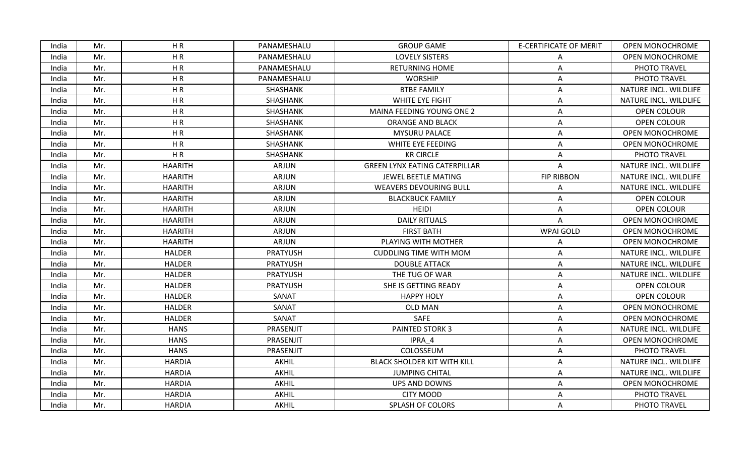| India | Mr. | H R | PANAMESHALU | GROUP GAME | E-CERTIFICATE OF MERIT | OPEN MONOCHROME |
|---|---|---|---|---|---|---|
| India | Mr. | H R | PANAMESHALU | LOVELY SISTERS | A | OPEN MONOCHROME |
| India | Mr. | H R | PANAMESHALU | RETURNING HOME | A | PHOTO TRAVEL |
| India | Mr. | H R | PANAMESHALU | WORSHIP | A | PHOTO TRAVEL |
| India | Mr. | H R | SHASHANK | BTBE FAMILY | A | NATURE INCL. WILDLIFE |
| India | Mr. | H R | SHASHANK | WHITE EYE FIGHT | A | NATURE INCL. WILDLIFE |
| India | Mr. | H R | SHASHANK | MAINA FEEDING YOUNG ONE 2 | A | OPEN COLOUR |
| India | Mr. | H R | SHASHANK | ORANGE AND BLACK | A | OPEN COLOUR |
| India | Mr. | H R | SHASHANK | MYSURU PALACE | A | OPEN MONOCHROME |
| India | Mr. | H R | SHASHANK | WHITE EYE FEEDING | A | OPEN MONOCHROME |
| India | Mr. | H R | SHASHANK | KR CIRCLE | A | PHOTO TRAVEL |
| India | Mr. | HAARITH | ARJUN | GREEN LYNX EATING CATERPILLAR | A | NATURE INCL. WILDLIFE |
| India | Mr. | HAARITH | ARJUN | JEWEL BEETLE MATING | FIP RIBBON | NATURE INCL. WILDLIFE |
| India | Mr. | HAARITH | ARJUN | WEAVERS DEVOURING BULL | A | NATURE INCL. WILDLIFE |
| India | Mr. | HAARITH | ARJUN | BLACKBUCK FAMILY | A | OPEN COLOUR |
| India | Mr. | HAARITH | ARJUN | HEIDI | A | OPEN COLOUR |
| India | Mr. | HAARITH | ARJUN | DAILY RITUALS | A | OPEN MONOCHROME |
| India | Mr. | HAARITH | ARJUN | FIRST BATH | WPAI GOLD | OPEN MONOCHROME |
| India | Mr. | HAARITH | ARJUN | PLAYING WITH MOTHER | A | OPEN MONOCHROME |
| India | Mr. | HALDER | PRATYUSH | CUDDLING TIME WITH MOM | A | NATURE INCL. WILDLIFE |
| India | Mr. | HALDER | PRATYUSH | DOUBLE ATTACK | A | NATURE INCL. WILDLIFE |
| India | Mr. | HALDER | PRATYUSH | THE TUG OF WAR | A | NATURE INCL. WILDLIFE |
| India | Mr. | HALDER | PRATYUSH | SHE IS GETTING READY | A | OPEN COLOUR |
| India | Mr. | HALDER | SANAT | HAPPY HOLY | A | OPEN COLOUR |
| India | Mr. | HALDER | SANAT | OLD MAN | A | OPEN MONOCHROME |
| India | Mr. | HALDER | SANAT | SAFE | A | OPEN MONOCHROME |
| India | Mr. | HANS | PRASENJIT | PAINTED STORK 3 | A | NATURE INCL. WILDLIFE |
| India | Mr. | HANS | PRASENJIT | IPRA_4 | A | OPEN MONOCHROME |
| India | Mr. | HANS | PRASENJIT | COLOSSEUM | A | PHOTO TRAVEL |
| India | Mr. | HARDIA | AKHIL | BLACK SHOLDER KIT WITH KILL | A | NATURE INCL. WILDLIFE |
| India | Mr. | HARDIA | AKHIL | JUMPING CHITAL | A | NATURE INCL. WILDLIFE |
| India | Mr. | HARDIA | AKHIL | UPS AND DOWNS | A | OPEN MONOCHROME |
| India | Mr. | HARDIA | AKHIL | CITY MOOD | A | PHOTO TRAVEL |
| India | Mr. | HARDIA | AKHIL | SPLASH OF COLORS | A | PHOTO TRAVEL |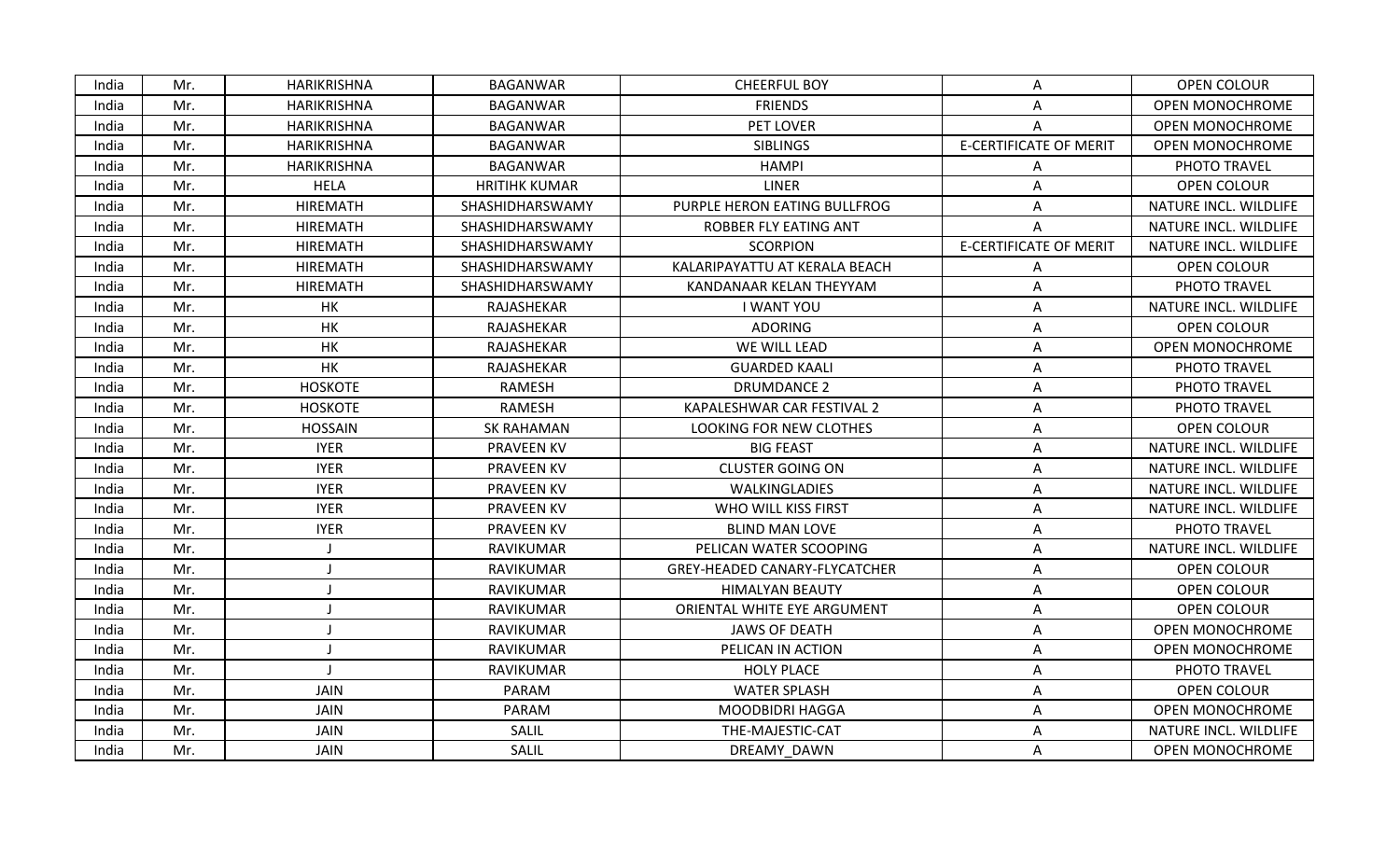| India | Mr. | HARIKRISHNA | BAGANWAR | CHEERFUL BOY | A | OPEN COLOUR |
|---|---|---|---|---|---|---|
| India | Mr. | HARIKRISHNA | BAGANWAR | FRIENDS | A | OPEN MONOCHROME |
| India | Mr. | HARIKRISHNA | BAGANWAR | PET LOVER | A | OPEN MONOCHROME |
| India | Mr. | HARIKRISHNA | BAGANWAR | SIBLINGS | E-CERTIFICATE OF MERIT | OPEN MONOCHROME |
| India | Mr. | HARIKRISHNA | BAGANWAR | HAMPI | A | PHOTO TRAVEL |
| India | Mr. | HELA | HRITIHK KUMAR | LINER | A | OPEN COLOUR |
| India | Mr. | HIREMATH | SHASHIDHARSWAMY | PURPLE HERON EATING BULLFROG | A | NATURE INCL. WILDLIFE |
| India | Mr. | HIREMATH | SHASHIDHARSWAMY | ROBBER FLY EATING ANT | A | NATURE INCL. WILDLIFE |
| India | Mr. | HIREMATH | SHASHIDHARSWAMY | SCORPION | E-CERTIFICATE OF MERIT | NATURE INCL. WILDLIFE |
| India | Mr. | HIREMATH | SHASHIDHARSWAMY | KALARIPAYATTU AT KERALA BEACH | A | OPEN COLOUR |
| India | Mr. | HIREMATH | SHASHIDHARSWAMY | KANDANAAR KELAN THEYYAM | A | PHOTO TRAVEL |
| India | Mr. | HK | RAJASHEKAR | I WANT YOU | A | NATURE INCL. WILDLIFE |
| India | Mr. | HK | RAJASHEKAR | ADORING | A | OPEN COLOUR |
| India | Mr. | HK | RAJASHEKAR | WE WILL LEAD | A | OPEN MONOCHROME |
| India | Mr. | HK | RAJASHEKAR | GUARDED KAALI | A | PHOTO TRAVEL |
| India | Mr. | HOSKOTE | RAMESH | DRUMDANCE 2 | A | PHOTO TRAVEL |
| India | Mr. | HOSKOTE | RAMESH | KAPALESHWAR CAR FESTIVAL 2 | A | PHOTO TRAVEL |
| India | Mr. | HOSSAIN | SK RAHAMAN | LOOKING FOR NEW CLOTHES | A | OPEN COLOUR |
| India | Mr. | IYER | PRAVEEN KV | BIG FEAST | A | NATURE INCL. WILDLIFE |
| India | Mr. | IYER | PRAVEEN KV | CLUSTER GOING ON | A | NATURE INCL. WILDLIFE |
| India | Mr. | IYER | PRAVEEN KV | WALKINGLADIES | A | NATURE INCL. WILDLIFE |
| India | Mr. | IYER | PRAVEEN KV | WHO WILL KISS FIRST | A | NATURE INCL. WILDLIFE |
| India | Mr. | IYER | PRAVEEN KV | BLIND MAN LOVE | A | PHOTO TRAVEL |
| India | Mr. | J | RAVIKUMAR | PELICAN WATER SCOOPING | A | NATURE INCL. WILDLIFE |
| India | Mr. | J | RAVIKUMAR | GREY-HEADED CANARY-FLYCATCHER | A | OPEN COLOUR |
| India | Mr. | J | RAVIKUMAR | HIMALYAN BEAUTY | A | OPEN COLOUR |
| India | Mr. | J | RAVIKUMAR | ORIENTAL WHITE EYE ARGUMENT | A | OPEN COLOUR |
| India | Mr. | J | RAVIKUMAR | JAWS OF DEATH | A | OPEN MONOCHROME |
| India | Mr. | J | RAVIKUMAR | PELICAN IN ACTION | A | OPEN MONOCHROME |
| India | Mr. | J | RAVIKUMAR | HOLY PLACE | A | PHOTO TRAVEL |
| India | Mr. | JAIN | PARAM | WATER SPLASH | A | OPEN COLOUR |
| India | Mr. | JAIN | PARAM | MOODBIDRI HAGGA | A | OPEN MONOCHROME |
| India | Mr. | JAIN | SALIL | THE-MAJESTIC-CAT | A | NATURE INCL. WILDLIFE |
| India | Mr. | JAIN | SALIL | DREAMY_DAWN | A | OPEN MONOCHROME |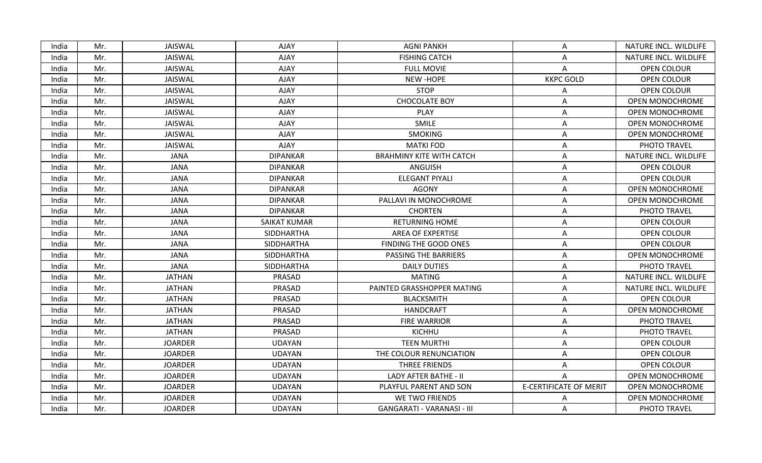| India | Mr. | JAISWAL | AJAY | AGNI PANKH | A | NATURE INCL. WILDLIFE |
|---|---|---|---|---|---|---|
| India | Mr. | JAISWAL | AJAY | FISHING CATCH | A | NATURE INCL. WILDLIFE |
| India | Mr. | JAISWAL | AJAY | FULL MOVIE | A | OPEN COLOUR |
| India | Mr. | JAISWAL | AJAY | NEW -HOPE | KKPC GOLD | OPEN COLOUR |
| India | Mr. | JAISWAL | AJAY | STOP | A | OPEN COLOUR |
| India | Mr. | JAISWAL | AJAY | CHOCOLATE BOY | A | OPEN MONOCHROME |
| India | Mr. | JAISWAL | AJAY | PLAY | A | OPEN MONOCHROME |
| India | Mr. | JAISWAL | AJAY | SMILE | A | OPEN MONOCHROME |
| India | Mr. | JAISWAL | AJAY | SMOKING | A | OPEN MONOCHROME |
| India | Mr. | JAISWAL | AJAY | MATKI FOD | A | PHOTO TRAVEL |
| India | Mr. | JANA | DIPANKAR | BRAHMINY KITE WITH CATCH | A | NATURE INCL. WILDLIFE |
| India | Mr. | JANA | DIPANKAR | ANGUISH | A | OPEN COLOUR |
| India | Mr. | JANA | DIPANKAR | ELEGANT PIYALI | A | OPEN COLOUR |
| India | Mr. | JANA | DIPANKAR | AGONY | A | OPEN MONOCHROME |
| India | Mr. | JANA | DIPANKAR | PALLAVI IN MONOCHROME | A | OPEN MONOCHROME |
| India | Mr. | JANA | DIPANKAR | CHORTEN | A | PHOTO TRAVEL |
| India | Mr. | JANA | SAIKAT KUMAR | RETURNING HOME | A | OPEN COLOUR |
| India | Mr. | JANA | SIDDHARTHA | AREA OF EXPERTISE | A | OPEN COLOUR |
| India | Mr. | JANA | SIDDHARTHA | FINDING THE GOOD ONES | A | OPEN COLOUR |
| India | Mr. | JANA | SIDDHARTHA | PASSING THE BARRIERS | A | OPEN MONOCHROME |
| India | Mr. | JANA | SIDDHARTHA | DAILY DUTIES | A | PHOTO TRAVEL |
| India | Mr. | JATHAN | PRASAD | MATING | A | NATURE INCL. WILDLIFE |
| India | Mr. | JATHAN | PRASAD | PAINTED GRASSHOPPER MATING | A | NATURE INCL. WILDLIFE |
| India | Mr. | JATHAN | PRASAD | BLACKSMITH | A | OPEN COLOUR |
| India | Mr. | JATHAN | PRASAD | HANDCRAFT | A | OPEN MONOCHROME |
| India | Mr. | JATHAN | PRASAD | FIRE WARRIOR | A | PHOTO TRAVEL |
| India | Mr. | JATHAN | PRASAD | KICHHU | A | PHOTO TRAVEL |
| India | Mr. | JOARDER | UDAYAN | TEEN MURTHI | A | OPEN COLOUR |
| India | Mr. | JOARDER | UDAYAN | THE COLOUR RENUNCIATION | A | OPEN COLOUR |
| India | Mr. | JOARDER | UDAYAN | THREE FRIENDS | A | OPEN COLOUR |
| India | Mr. | JOARDER | UDAYAN | LADY AFTER BATHE - II | A | OPEN MONOCHROME |
| India | Mr. | JOARDER | UDAYAN | PLAYFUL PARENT AND SON | E-CERTIFICATE OF MERIT | OPEN MONOCHROME |
| India | Mr. | JOARDER | UDAYAN | WE TWO FRIENDS | A | OPEN MONOCHROME |
| India | Mr. | JOARDER | UDAYAN | GANGARATI - VARANASI - III | A | PHOTO TRAVEL |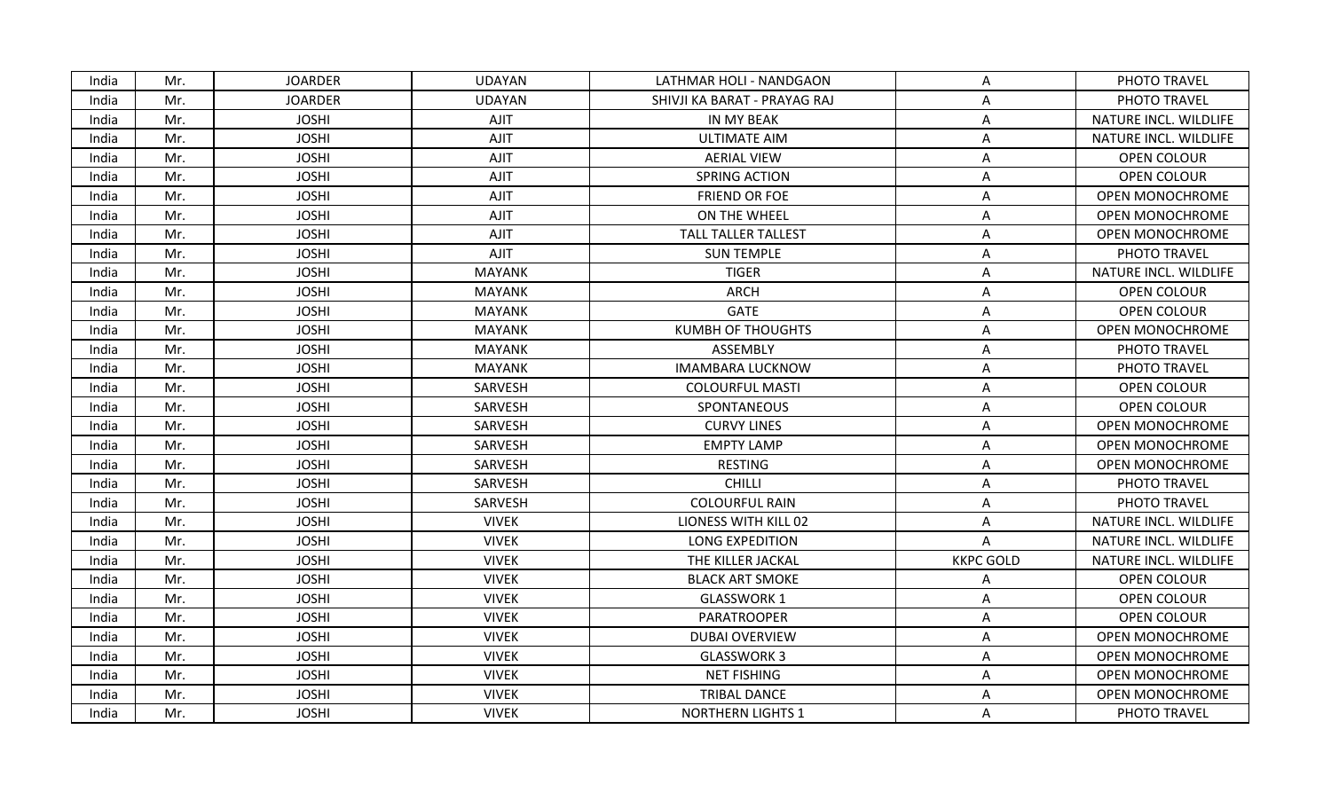| India | Mr. | JOARDER | UDAYAN | LATHMAR HOLI - NANDGAON | A | PHOTO TRAVEL |
|---|---|---|---|---|---|---|
| India | Mr. | JOARDER | UDAYAN | SHIVJI KA BARAT - PRAYAG RAJ | A | PHOTO TRAVEL |
| India | Mr. | JOSHI | AJIT | IN MY BEAK | A | NATURE INCL. WILDLIFE |
| India | Mr. | JOSHI | AJIT | ULTIMATE AIM | A | NATURE INCL. WILDLIFE |
| India | Mr. | JOSHI | AJIT | AERIAL VIEW | A | OPEN COLOUR |
| India | Mr. | JOSHI | AJIT | SPRING ACTION | A | OPEN COLOUR |
| India | Mr. | JOSHI | AJIT | FRIEND OR FOE | A | OPEN MONOCHROME |
| India | Mr. | JOSHI | AJIT | ON THE WHEEL | A | OPEN MONOCHROME |
| India | Mr. | JOSHI | AJIT | TALL TALLER TALLEST | A | OPEN MONOCHROME |
| India | Mr. | JOSHI | AJIT | SUN TEMPLE | A | PHOTO TRAVEL |
| India | Mr. | JOSHI | MAYANK | TIGER | A | NATURE INCL. WILDLIFE |
| India | Mr. | JOSHI | MAYANK | ARCH | A | OPEN COLOUR |
| India | Mr. | JOSHI | MAYANK | GATE | A | OPEN COLOUR |
| India | Mr. | JOSHI | MAYANK | KUMBH OF THOUGHTS | A | OPEN MONOCHROME |
| India | Mr. | JOSHI | MAYANK | ASSEMBLY | A | PHOTO TRAVEL |
| India | Mr. | JOSHI | MAYANK | IMAMBARA LUCKNOW | A | PHOTO TRAVEL |
| India | Mr. | JOSHI | SARVESH | COLOURFUL MASTI | A | OPEN COLOUR |
| India | Mr. | JOSHI | SARVESH | SPONTANEOUS | A | OPEN COLOUR |
| India | Mr. | JOSHI | SARVESH | CURVY LINES | A | OPEN MONOCHROME |
| India | Mr. | JOSHI | SARVESH | EMPTY LAMP | A | OPEN MONOCHROME |
| India | Mr. | JOSHI | SARVESH | RESTING | A | OPEN MONOCHROME |
| India | Mr. | JOSHI | SARVESH | CHILLI | A | PHOTO TRAVEL |
| India | Mr. | JOSHI | SARVESH | COLOURFUL RAIN | A | PHOTO TRAVEL |
| India | Mr. | JOSHI | VIVEK | LIONESS WITH KILL 02 | A | NATURE INCL. WILDLIFE |
| India | Mr. | JOSHI | VIVEK | LONG EXPEDITION | A | NATURE INCL. WILDLIFE |
| India | Mr. | JOSHI | VIVEK | THE KILLER JACKAL | KKPC GOLD | NATURE INCL. WILDLIFE |
| India | Mr. | JOSHI | VIVEK | BLACK ART SMOKE | A | OPEN COLOUR |
| India | Mr. | JOSHI | VIVEK | GLASSWORK 1 | A | OPEN COLOUR |
| India | Mr. | JOSHI | VIVEK | PARATROOPER | A | OPEN COLOUR |
| India | Mr. | JOSHI | VIVEK | DUBAI OVERVIEW | A | OPEN MONOCHROME |
| India | Mr. | JOSHI | VIVEK | GLASSWORK 3 | A | OPEN MONOCHROME |
| India | Mr. | JOSHI | VIVEK | NET FISHING | A | OPEN MONOCHROME |
| India | Mr. | JOSHI | VIVEK | TRIBAL DANCE | A | OPEN MONOCHROME |
| India | Mr. | JOSHI | VIVEK | NORTHERN LIGHTS 1 | A | PHOTO TRAVEL |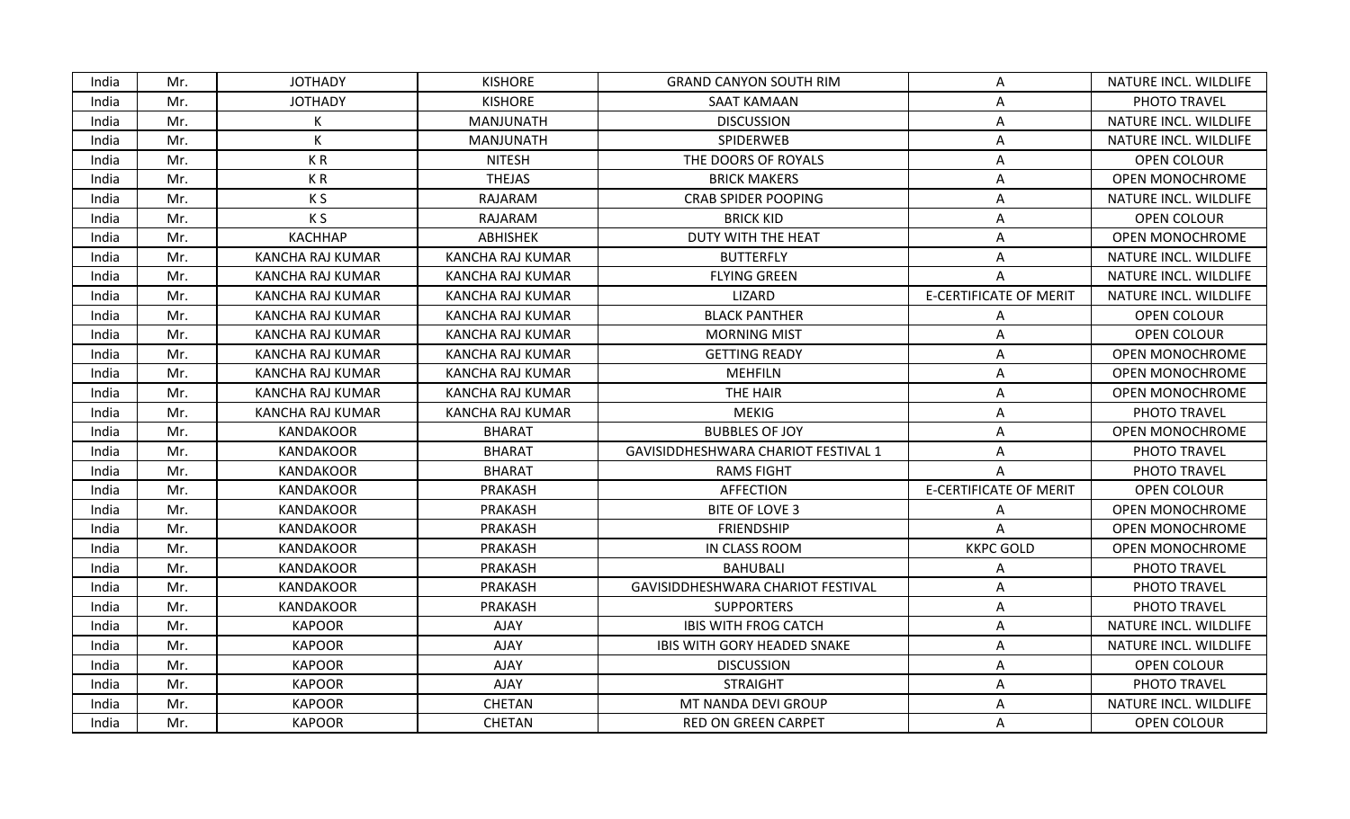| India | Mr. | JOTHADY | KISHORE | GRAND CANYON SOUTH RIM | A | NATURE INCL. WILDLIFE |
|---|---|---|---|---|---|---|
| India | Mr. | JOTHADY | KISHORE | SAAT KAMAAN | A | PHOTO TRAVEL |
| India | Mr. | K | MANJUNATH | DISCUSSION | A | NATURE INCL. WILDLIFE |
| India | Mr. | K | MANJUNATH | SPIDERWEB | A | NATURE INCL. WILDLIFE |
| India | Mr. | K R | NITESH | THE DOORS OF ROYALS | A | OPEN COLOUR |
| India | Mr. | K R | THEJAS | BRICK MAKERS | A | OPEN MONOCHROME |
| India | Mr. | K S | RAJARAM | CRAB SPIDER POOPING | A | NATURE INCL. WILDLIFE |
| India | Mr. | K S | RAJARAM | BRICK KID | A | OPEN COLOUR |
| India | Mr. | KACHHAP | ABHISHEK | DUTY WITH THE HEAT | A | OPEN MONOCHROME |
| India | Mr. | KANCHA RAJ KUMAR | KANCHA RAJ KUMAR | BUTTERFLY | A | NATURE INCL. WILDLIFE |
| India | Mr. | KANCHA RAJ KUMAR | KANCHA RAJ KUMAR | FLYING GREEN | A | NATURE INCL. WILDLIFE |
| India | Mr. | KANCHA RAJ KUMAR | KANCHA RAJ KUMAR | LIZARD | E-CERTIFICATE OF MERIT | NATURE INCL. WILDLIFE |
| India | Mr. | KANCHA RAJ KUMAR | KANCHA RAJ KUMAR | BLACK PANTHER | A | OPEN COLOUR |
| India | Mr. | KANCHA RAJ KUMAR | KANCHA RAJ KUMAR | MORNING MIST | A | OPEN COLOUR |
| India | Mr. | KANCHA RAJ KUMAR | KANCHA RAJ KUMAR | GETTING READY | A | OPEN MONOCHROME |
| India | Mr. | KANCHA RAJ KUMAR | KANCHA RAJ KUMAR | MEHFILN | A | OPEN MONOCHROME |
| India | Mr. | KANCHA RAJ KUMAR | KANCHA RAJ KUMAR | THE HAIR | A | OPEN MONOCHROME |
| India | Mr. | KANCHA RAJ KUMAR | KANCHA RAJ KUMAR | MEKIG | A | PHOTO TRAVEL |
| India | Mr. | KANDAKOOR | BHARAT | BUBBLES OF JOY | A | OPEN MONOCHROME |
| India | Mr. | KANDAKOOR | BHARAT | GAVISIDDHESHWARA CHARIOT FESTIVAL 1 | A | PHOTO TRAVEL |
| India | Mr. | KANDAKOOR | BHARAT | RAMS FIGHT | A | PHOTO TRAVEL |
| India | Mr. | KANDAKOOR | PRAKASH | AFFECTION | E-CERTIFICATE OF MERIT | OPEN COLOUR |
| India | Mr. | KANDAKOOR | PRAKASH | BITE OF LOVE 3 | A | OPEN MONOCHROME |
| India | Mr. | KANDAKOOR | PRAKASH | FRIENDSHIP | A | OPEN MONOCHROME |
| India | Mr. | KANDAKOOR | PRAKASH | IN CLASS ROOM | KKPC GOLD | OPEN MONOCHROME |
| India | Mr. | KANDAKOOR | PRAKASH | BAHUBALI | A | PHOTO TRAVEL |
| India | Mr. | KANDAKOOR | PRAKASH | GAVISIDDHESHWARA CHARIOT FESTIVAL | A | PHOTO TRAVEL |
| India | Mr. | KANDAKOOR | PRAKASH | SUPPORTERS | A | PHOTO TRAVEL |
| India | Mr. | KAPOOR | AJAY | IBIS WITH FROG CATCH | A | NATURE INCL. WILDLIFE |
| India | Mr. | KAPOOR | AJAY | IBIS WITH GORY HEADED SNAKE | A | NATURE INCL. WILDLIFE |
| India | Mr. | KAPOOR | AJAY | DISCUSSION | A | OPEN COLOUR |
| India | Mr. | KAPOOR | AJAY | STRAIGHT | A | PHOTO TRAVEL |
| India | Mr. | KAPOOR | CHETAN | MT NANDA DEVI GROUP | A | NATURE INCL. WILDLIFE |
| India | Mr. | KAPOOR | CHETAN | RED ON GREEN CARPET | A | OPEN COLOUR |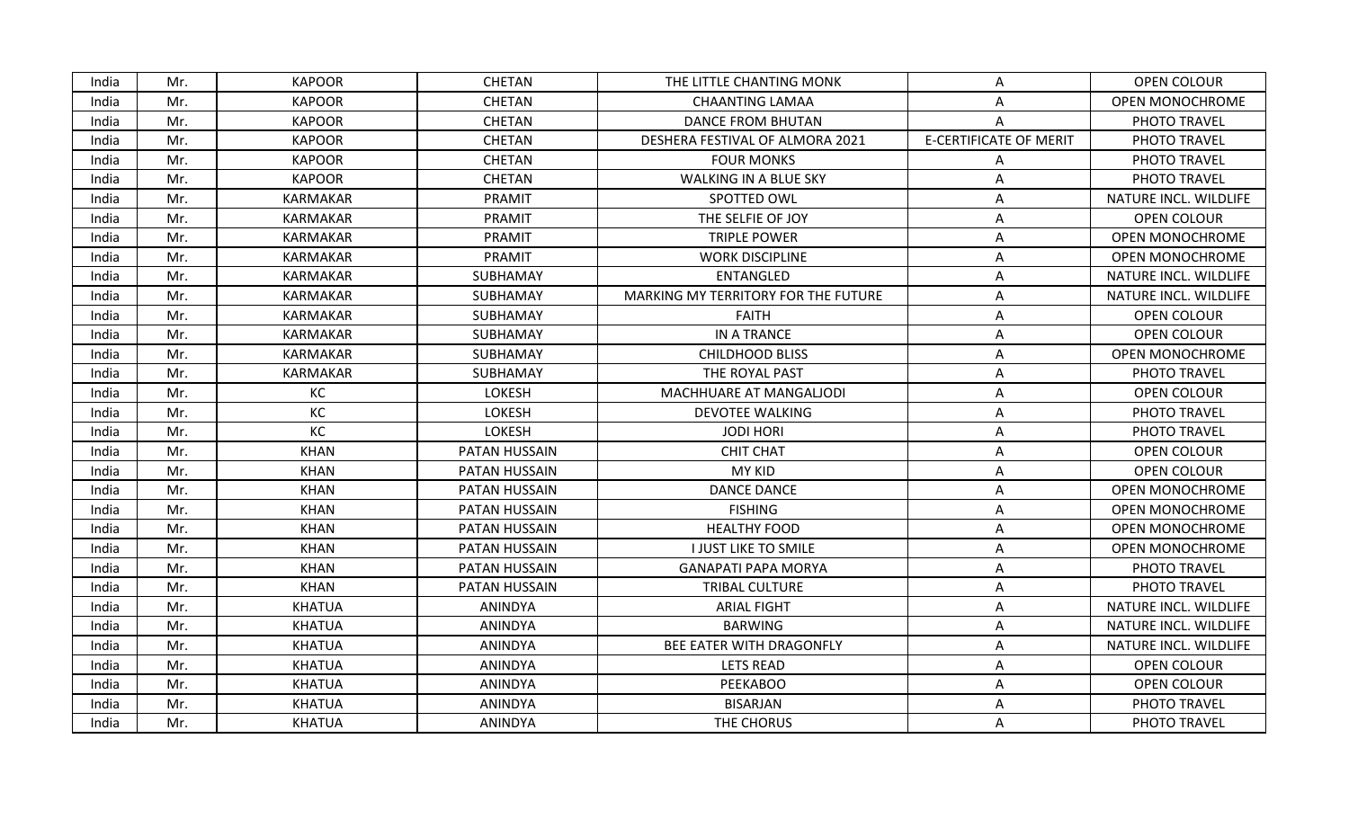| India | Mr. | KAPOOR | CHETAN | THE LITTLE CHANTING MONK | A | OPEN COLOUR |
|---|---|---|---|---|---|---|
| India | Mr. | KAPOOR | CHETAN | CHAANTING LAMAA | A | OPEN MONOCHROME |
| India | Mr. | KAPOOR | CHETAN | DANCE FROM BHUTAN | A | PHOTO TRAVEL |
| India | Mr. | KAPOOR | CHETAN | DESHERA FESTIVAL OF ALMORA 2021 | E-CERTIFICATE OF MERIT | PHOTO TRAVEL |
| India | Mr. | KAPOOR | CHETAN | FOUR MONKS | A | PHOTO TRAVEL |
| India | Mr. | KAPOOR | CHETAN | WALKING IN A BLUE SKY | A | PHOTO TRAVEL |
| India | Mr. | KARMAKAR | PRAMIT | SPOTTED OWL | A | NATURE INCL. WILDLIFE |
| India | Mr. | KARMAKAR | PRAMIT | THE SELFIE OF JOY | A | OPEN COLOUR |
| India | Mr. | KARMAKAR | PRAMIT | TRIPLE POWER | A | OPEN MONOCHROME |
| India | Mr. | KARMAKAR | PRAMIT | WORK DISCIPLINE | A | OPEN MONOCHROME |
| India | Mr. | KARMAKAR | SUBHAMAY | ENTANGLED | A | NATURE INCL. WILDLIFE |
| India | Mr. | KARMAKAR | SUBHAMAY | MARKING MY TERRITORY FOR THE FUTURE | A | NATURE INCL. WILDLIFE |
| India | Mr. | KARMAKAR | SUBHAMAY | FAITH | A | OPEN COLOUR |
| India | Mr. | KARMAKAR | SUBHAMAY | IN A TRANCE | A | OPEN COLOUR |
| India | Mr. | KARMAKAR | SUBHAMAY | CHILDHOOD BLISS | A | OPEN MONOCHROME |
| India | Mr. | KARMAKAR | SUBHAMAY | THE ROYAL PAST | A | PHOTO TRAVEL |
| India | Mr. | KC | LOKESH | MACHHUARE AT MANGALJODI | A | OPEN COLOUR |
| India | Mr. | KC | LOKESH | DEVOTEE WALKING | A | PHOTO TRAVEL |
| India | Mr. | KC | LOKESH | JODI HORI | A | PHOTO TRAVEL |
| India | Mr. | KHAN | PATAN HUSSAIN | CHIT CHAT | A | OPEN COLOUR |
| India | Mr. | KHAN | PATAN HUSSAIN | MY KID | A | OPEN COLOUR |
| India | Mr. | KHAN | PATAN HUSSAIN | DANCE DANCE | A | OPEN MONOCHROME |
| India | Mr. | KHAN | PATAN HUSSAIN | FISHING | A | OPEN MONOCHROME |
| India | Mr. | KHAN | PATAN HUSSAIN | HEALTHY FOOD | A | OPEN MONOCHROME |
| India | Mr. | KHAN | PATAN HUSSAIN | I JUST LIKE TO SMILE | A | OPEN MONOCHROME |
| India | Mr. | KHAN | PATAN HUSSAIN | GANAPATI PAPA MORYA | A | PHOTO TRAVEL |
| India | Mr. | KHAN | PATAN HUSSAIN | TRIBAL CULTURE | A | PHOTO TRAVEL |
| India | Mr. | KHATUA | ANINDYA | ARIAL FIGHT | A | NATURE INCL. WILDLIFE |
| India | Mr. | KHATUA | ANINDYA | BARWING | A | NATURE INCL. WILDLIFE |
| India | Mr. | KHATUA | ANINDYA | BEE EATER WITH DRAGONFLY | A | NATURE INCL. WILDLIFE |
| India | Mr. | KHATUA | ANINDYA | LETS READ | A | OPEN COLOUR |
| India | Mr. | KHATUA | ANINDYA | PEEKABOO | A | OPEN COLOUR |
| India | Mr. | KHATUA | ANINDYA | BISARJAN | A | PHOTO TRAVEL |
| India | Mr. | KHATUA | ANINDYA | THE CHORUS | A | PHOTO TRAVEL |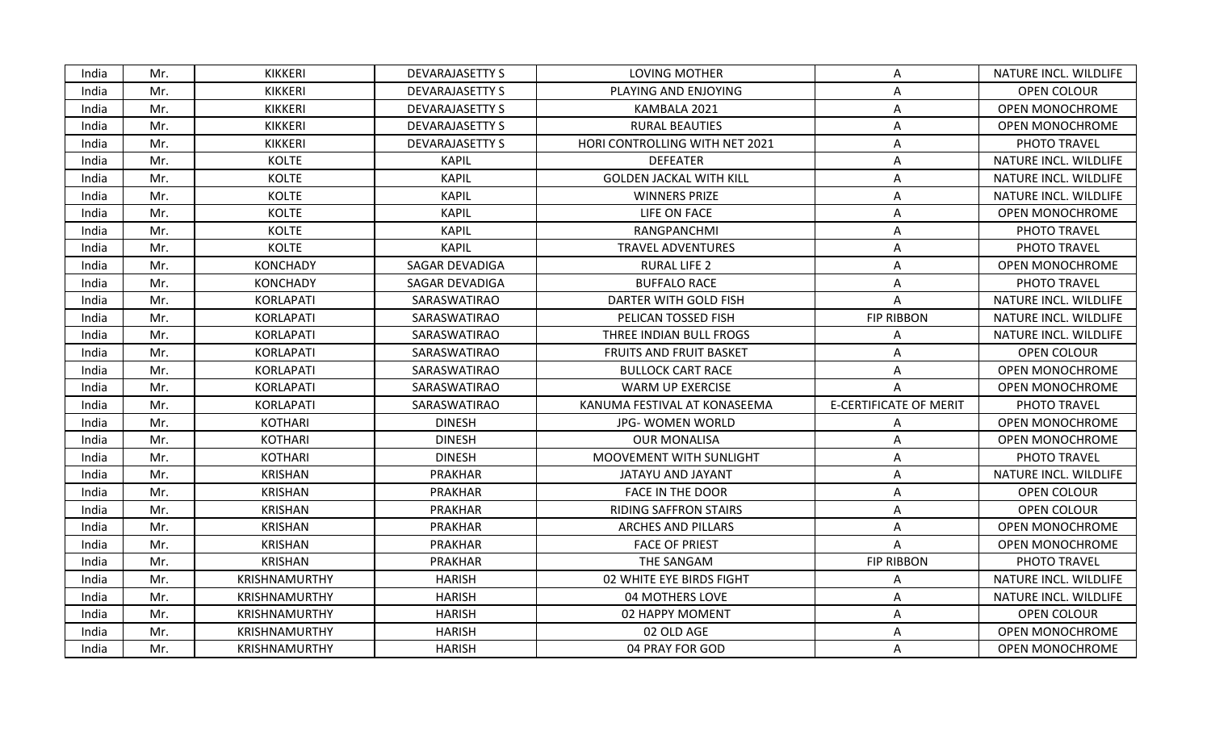| India | Mr. | KIKKERI | DEVARAJASETTY S | LOVING MOTHER | A | NATURE INCL. WILDLIFE |
|---|---|---|---|---|---|---|
| India | Mr. | KIKKERI | DEVARAJASETTY S | PLAYING AND ENJOYING | A | OPEN COLOUR |
| India | Mr. | KIKKERI | DEVARAJASETTY S | KAMBALA 2021 | A | OPEN MONOCHROME |
| India | Mr. | KIKKERI | DEVARAJASETTY S | RURAL BEAUTIES | A | OPEN MONOCHROME |
| India | Mr. | KIKKERI | DEVARAJASETTY S | HORI CONTROLLING WITH NET 2021 | A | PHOTO TRAVEL |
| India | Mr. | KOLTE | KAPIL | DEFEATER | A | NATURE INCL. WILDLIFE |
| India | Mr. | KOLTE | KAPIL | GOLDEN JACKAL WITH KILL | A | NATURE INCL. WILDLIFE |
| India | Mr. | KOLTE | KAPIL | WINNERS PRIZE | A | NATURE INCL. WILDLIFE |
| India | Mr. | KOLTE | KAPIL | LIFE ON FACE | A | OPEN MONOCHROME |
| India | Mr. | KOLTE | KAPIL | RANGPANCHMI | A | PHOTO TRAVEL |
| India | Mr. | KOLTE | KAPIL | TRAVEL ADVENTURES | A | PHOTO TRAVEL |
| India | Mr. | KONCHADY | SAGAR DEVADIGA | RURAL LIFE 2 | A | OPEN MONOCHROME |
| India | Mr. | KONCHADY | SAGAR DEVADIGA | BUFFALO RACE | A | PHOTO TRAVEL |
| India | Mr. | KORLAPATI | SARASWATIRAO | DARTER WITH GOLD FISH | A | NATURE INCL. WILDLIFE |
| India | Mr. | KORLAPATI | SARASWATIRAO | PELICAN TOSSED FISH | FIP RIBBON | NATURE INCL. WILDLIFE |
| India | Mr. | KORLAPATI | SARASWATIRAO | THREE INDIAN BULL FROGS | A | NATURE INCL. WILDLIFE |
| India | Mr. | KORLAPATI | SARASWATIRAO | FRUITS AND FRUIT BASKET | A | OPEN COLOUR |
| India | Mr. | KORLAPATI | SARASWATIRAO | BULLOCK CART RACE | A | OPEN MONOCHROME |
| India | Mr. | KORLAPATI | SARASWATIRAO | WARM UP EXERCISE | A | OPEN MONOCHROME |
| India | Mr. | KORLAPATI | SARASWATIRAO | KANUMA FESTIVAL AT KONASEEMA | E-CERTIFICATE OF MERIT | PHOTO TRAVEL |
| India | Mr. | KOTHARI | DINESH | JPG- WOMEN WORLD | A | OPEN MONOCHROME |
| India | Mr. | KOTHARI | DINESH | OUR MONALISA | A | OPEN MONOCHROME |
| India | Mr. | KOTHARI | DINESH | MOOVEMENT WITH SUNLIGHT | A | PHOTO TRAVEL |
| India | Mr. | KRISHAN | PRAKHAR | JATAYU AND JAYANT | A | NATURE INCL. WILDLIFE |
| India | Mr. | KRISHAN | PRAKHAR | FACE IN THE DOOR | A | OPEN COLOUR |
| India | Mr. | KRISHAN | PRAKHAR | RIDING SAFFRON STAIRS | A | OPEN COLOUR |
| India | Mr. | KRISHAN | PRAKHAR | ARCHES AND PILLARS | A | OPEN MONOCHROME |
| India | Mr. | KRISHAN | PRAKHAR | FACE OF PRIEST | A | OPEN MONOCHROME |
| India | Mr. | KRISHAN | PRAKHAR | THE SANGAM | FIP RIBBON | PHOTO TRAVEL |
| India | Mr. | KRISHNAMURTHY | HARISH | 02 WHITE EYE BIRDS FIGHT | A | NATURE INCL. WILDLIFE |
| India | Mr. | KRISHNAMURTHY | HARISH | 04 MOTHERS LOVE | A | NATURE INCL. WILDLIFE |
| India | Mr. | KRISHNAMURTHY | HARISH | 02 HAPPY MOMENT | A | OPEN COLOUR |
| India | Mr. | KRISHNAMURTHY | HARISH | 02 OLD AGE | A | OPEN MONOCHROME |
| India | Mr. | KRISHNAMURTHY | HARISH | 04 PRAY FOR GOD | A | OPEN MONOCHROME |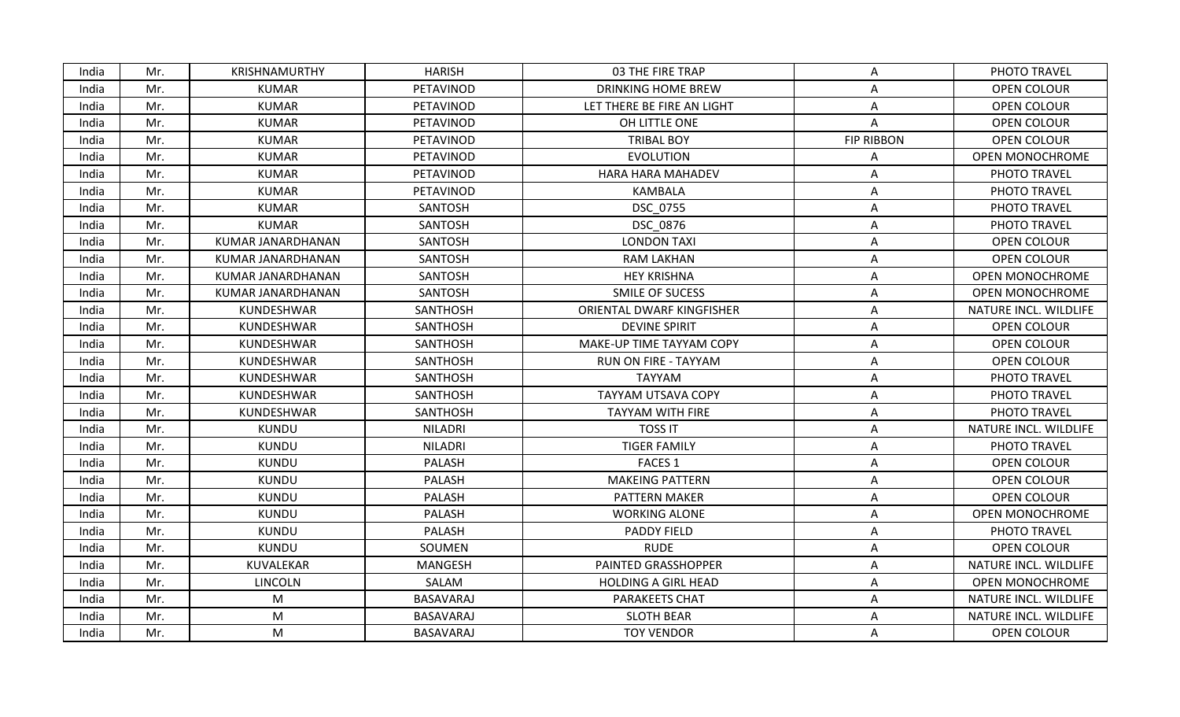| India | Mr. | KRISHNAMURTHY | HARISH | 03 THE FIRE TRAP | A | PHOTO TRAVEL |
|---|---|---|---|---|---|---|
| India | Mr. | KUMAR | PETAVINOD | DRINKING HOME BREW | A | OPEN COLOUR |
| India | Mr. | KUMAR | PETAVINOD | LET THERE BE FIRE AN LIGHT | A | OPEN COLOUR |
| India | Mr. | KUMAR | PETAVINOD | OH LITTLE ONE | A | OPEN COLOUR |
| India | Mr. | KUMAR | PETAVINOD | TRIBAL BOY | FIP RIBBON | OPEN COLOUR |
| India | Mr. | KUMAR | PETAVINOD | EVOLUTION | A | OPEN MONOCHROME |
| India | Mr. | KUMAR | PETAVINOD | HARA HARA MAHADEV | A | PHOTO TRAVEL |
| India | Mr. | KUMAR | PETAVINOD | KAMBALA | A | PHOTO TRAVEL |
| India | Mr. | KUMAR | SANTOSH | DSC_0755 | A | PHOTO TRAVEL |
| India | Mr. | KUMAR | SANTOSH | DSC_0876 | A | PHOTO TRAVEL |
| India | Mr. | KUMAR JANARDHANAN | SANTOSH | LONDON TAXI | A | OPEN COLOUR |
| India | Mr. | KUMAR JANARDHANAN | SANTOSH | RAM LAKHAN | A | OPEN COLOUR |
| India | Mr. | KUMAR JANARDHANAN | SANTOSH | HEY KRISHNA | A | OPEN MONOCHROME |
| India | Mr. | KUMAR JANARDHANAN | SANTOSH | SMILE OF SUCESS | A | OPEN MONOCHROME |
| India | Mr. | KUNDESHWAR | SANTHOSH | ORIENTAL DWARF KINGFISHER | A | NATURE INCL. WILDLIFE |
| India | Mr. | KUNDESHWAR | SANTHOSH | DEVINE SPIRIT | A | OPEN COLOUR |
| India | Mr. | KUNDESHWAR | SANTHOSH | MAKE-UP TIME TAYYAM COPY | A | OPEN COLOUR |
| India | Mr. | KUNDESHWAR | SANTHOSH | RUN ON FIRE - TAYYAM | A | OPEN COLOUR |
| India | Mr. | KUNDESHWAR | SANTHOSH | TAYYAM | A | PHOTO TRAVEL |
| India | Mr. | KUNDESHWAR | SANTHOSH | TAYYAM UTSAVA COPY | A | PHOTO TRAVEL |
| India | Mr. | KUNDESHWAR | SANTHOSH | TAYYAM WITH FIRE | A | PHOTO TRAVEL |
| India | Mr. | KUNDU | NILADRI | TOSS IT | A | NATURE INCL. WILDLIFE |
| India | Mr. | KUNDU | NILADRI | TIGER FAMILY | A | PHOTO TRAVEL |
| India | Mr. | KUNDU | PALASH | FACES 1 | A | OPEN COLOUR |
| India | Mr. | KUNDU | PALASH | MAKEING PATTERN | A | OPEN COLOUR |
| India | Mr. | KUNDU | PALASH | PATTERN MAKER | A | OPEN COLOUR |
| India | Mr. | KUNDU | PALASH | WORKING ALONE | A | OPEN MONOCHROME |
| India | Mr. | KUNDU | PALASH | PADDY FIELD | A | PHOTO TRAVEL |
| India | Mr. | KUNDU | SOUMEN | RUDE | A | OPEN COLOUR |
| India | Mr. | KUVALEKAR | MANGESH | PAINTED GRASSHOPPER | A | NATURE INCL. WILDLIFE |
| India | Mr. | LINCOLN | SALAM | HOLDING A GIRL HEAD | A | OPEN MONOCHROME |
| India | Mr. | M | BASAVARAJ | PARAKEETS CHAT | A | NATURE INCL. WILDLIFE |
| India | Mr. | M | BASAVARAJ | SLOTH BEAR | A | NATURE INCL. WILDLIFE |
| India | Mr. | M | BASAVARAJ | TOY VENDOR | A | OPEN COLOUR |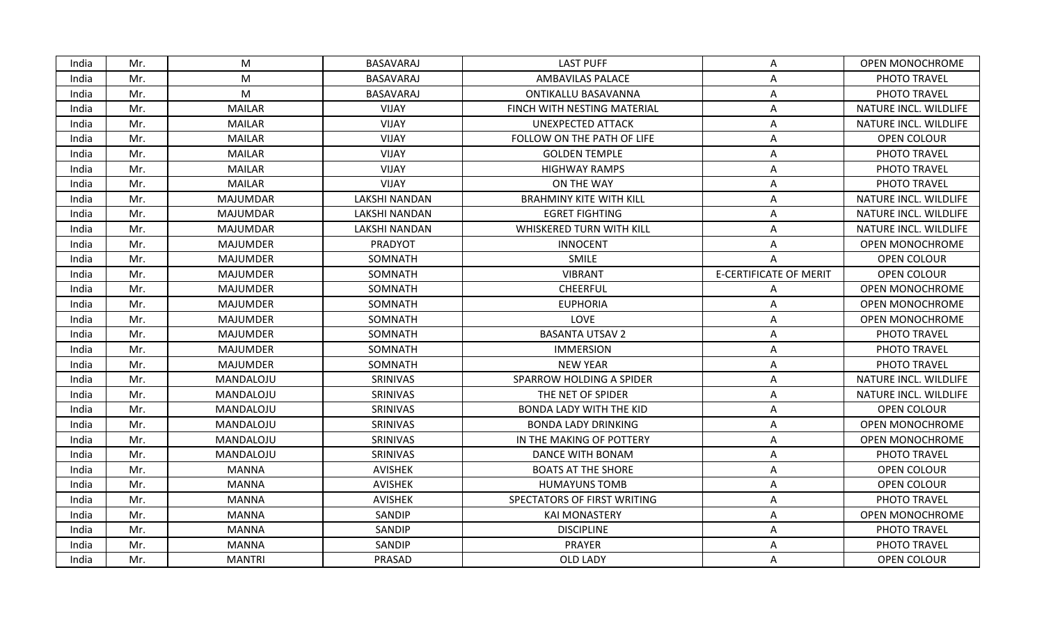| India | Mr. | M | BASAVARAJ | LAST PUFF | A | OPEN MONOCHROME |
|---|---|---|---|---|---|---|
| India | Mr. | M | BASAVARAJ | AMBAVILAS PALACE | A | PHOTO TRAVEL |
| India | Mr. | M | BASAVARAJ | ONTIKALLU BASAVANNA | A | PHOTO TRAVEL |
| India | Mr. | MAILAR | VIJAY | FINCH WITH NESTING MATERIAL | A | NATURE INCL. WILDLIFE |
| India | Mr. | MAILAR | VIJAY | UNEXPECTED ATTACK | A | NATURE INCL. WILDLIFE |
| India | Mr. | MAILAR | VIJAY | FOLLOW ON THE PATH OF LIFE | A | OPEN COLOUR |
| India | Mr. | MAILAR | VIJAY | GOLDEN TEMPLE | A | PHOTO TRAVEL |
| India | Mr. | MAILAR | VIJAY | HIGHWAY RAMPS | A | PHOTO TRAVEL |
| India | Mr. | MAILAR | VIJAY | ON THE WAY | A | PHOTO TRAVEL |
| India | Mr. | MAJUMDAR | LAKSHI NANDAN | BRAHMINY KITE WITH KILL | A | NATURE INCL. WILDLIFE |
| India | Mr. | MAJUMDAR | LAKSHI NANDAN | EGRET FIGHTING | A | NATURE INCL. WILDLIFE |
| India | Mr. | MAJUMDAR | LAKSHI NANDAN | WHISKERED TURN WITH KILL | A | NATURE INCL. WILDLIFE |
| India | Mr. | MAJUMDER | PRADYOT | INNOCENT | A | OPEN MONOCHROME |
| India | Mr. | MAJUMDER | SOMNATH | SMILE | A | OPEN COLOUR |
| India | Mr. | MAJUMDER | SOMNATH | VIBRANT | E-CERTIFICATE OF MERIT | OPEN COLOUR |
| India | Mr. | MAJUMDER | SOMNATH | CHEERFUL | A | OPEN MONOCHROME |
| India | Mr. | MAJUMDER | SOMNATH | EUPHORIA | A | OPEN MONOCHROME |
| India | Mr. | MAJUMDER | SOMNATH | LOVE | A | OPEN MONOCHROME |
| India | Mr. | MAJUMDER | SOMNATH | BASANTA UTSAV 2 | A | PHOTO TRAVEL |
| India | Mr. | MAJUMDER | SOMNATH | IMMERSION | A | PHOTO TRAVEL |
| India | Mr. | MAJUMDER | SOMNATH | NEW YEAR | A | PHOTO TRAVEL |
| India | Mr. | MANDALOJU | SRINIVAS | SPARROW HOLDING A SPIDER | A | NATURE INCL. WILDLIFE |
| India | Mr. | MANDALOJU | SRINIVAS | THE NET OF SPIDER | A | NATURE INCL. WILDLIFE |
| India | Mr. | MANDALOJU | SRINIVAS | BONDA LADY WITH THE KID | A | OPEN COLOUR |
| India | Mr. | MANDALOJU | SRINIVAS | BONDA LADY DRINKING | A | OPEN MONOCHROME |
| India | Mr. | MANDALOJU | SRINIVAS | IN THE MAKING OF POTTERY | A | OPEN MONOCHROME |
| India | Mr. | MANDALOJU | SRINIVAS | DANCE WITH BONAM | A | PHOTO TRAVEL |
| India | Mr. | MANNA | AVISHEK | BOATS AT THE SHORE | A | OPEN COLOUR |
| India | Mr. | MANNA | AVISHEK | HUMAYUNS TOMB | A | OPEN COLOUR |
| India | Mr. | MANNA | AVISHEK | SPECTATORS OF FIRST WRITING | A | PHOTO TRAVEL |
| India | Mr. | MANNA | SANDIP | KAI MONASTERY | A | OPEN MONOCHROME |
| India | Mr. | MANNA | SANDIP | DISCIPLINE | A | PHOTO TRAVEL |
| India | Mr. | MANNA | SANDIP | PRAYER | A | PHOTO TRAVEL |
| India | Mr. | MANTRI | PRASAD | OLD LADY | A | OPEN COLOUR |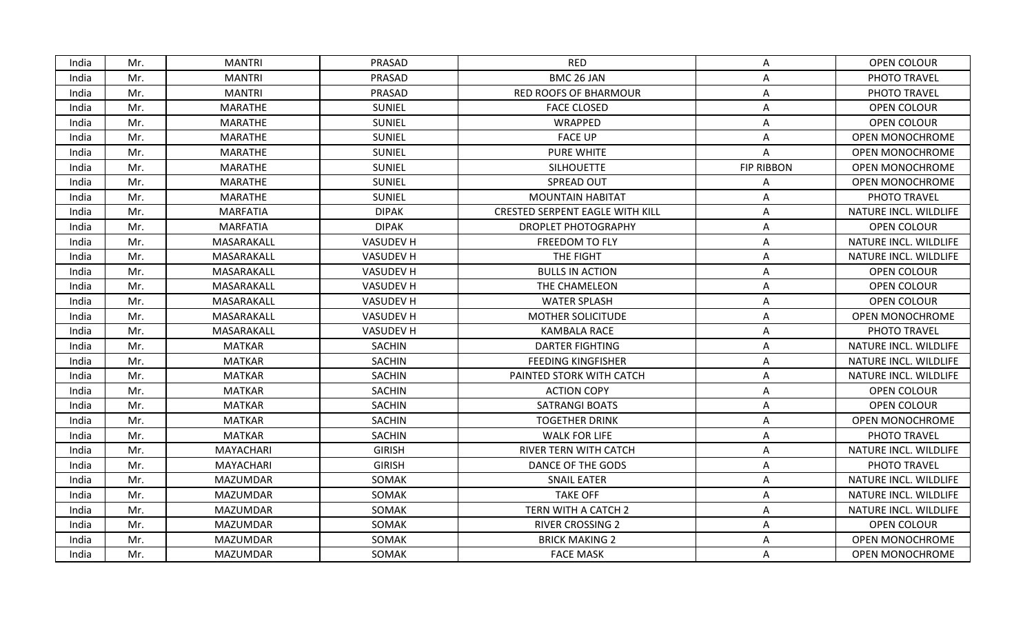| India | Mr. | MANTRI | PRASAD | RED | A | OPEN COLOUR |
|---|---|---|---|---|---|---|
| India | Mr. | MANTRI | PRASAD | BMC 26 JAN | A | PHOTO TRAVEL |
| India | Mr. | MANTRI | PRASAD | RED ROOFS OF BHARMOUR | A | PHOTO TRAVEL |
| India | Mr. | MARATHE | SUNIEL | FACE CLOSED | A | OPEN COLOUR |
| India | Mr. | MARATHE | SUNIEL | WRAPPED | A | OPEN COLOUR |
| India | Mr. | MARATHE | SUNIEL | FACE UP | A | OPEN MONOCHROME |
| India | Mr. | MARATHE | SUNIEL | PURE WHITE | A | OPEN MONOCHROME |
| India | Mr. | MARATHE | SUNIEL | SILHOUETTE | FIP RIBBON | OPEN MONOCHROME |
| India | Mr. | MARATHE | SUNIEL | SPREAD OUT | A | OPEN MONOCHROME |
| India | Mr. | MARATHE | SUNIEL | MOUNTAIN HABITAT | A | PHOTO TRAVEL |
| India | Mr. | MARFATIA | DIPAK | CRESTED SERPENT EAGLE WITH KILL | A | NATURE INCL. WILDLIFE |
| India | Mr. | MARFATIA | DIPAK | DROPLET PHOTOGRAPHY | A | OPEN COLOUR |
| India | Mr. | MASARAKALL | VASUDEV H | FREEDOM TO FLY | A | NATURE INCL. WILDLIFE |
| India | Mr. | MASARAKALL | VASUDEV H | THE FIGHT | A | NATURE INCL. WILDLIFE |
| India | Mr. | MASARAKALL | VASUDEV H | BULLS IN ACTION | A | OPEN COLOUR |
| India | Mr. | MASARAKALL | VASUDEV H | THE CHAMELEON | A | OPEN COLOUR |
| India | Mr. | MASARAKALL | VASUDEV H | WATER SPLASH | A | OPEN COLOUR |
| India | Mr. | MASARAKALL | VASUDEV H | MOTHER SOLICITUDE | A | OPEN MONOCHROME |
| India | Mr. | MASARAKALL | VASUDEV H | KAMBALA RACE | A | PHOTO TRAVEL |
| India | Mr. | MATKAR | SACHIN | DARTER FIGHTING | A | NATURE INCL. WILDLIFE |
| India | Mr. | MATKAR | SACHIN | FEEDING KINGFISHER | A | NATURE INCL. WILDLIFE |
| India | Mr. | MATKAR | SACHIN | PAINTED STORK WITH CATCH | A | NATURE INCL. WILDLIFE |
| India | Mr. | MATKAR | SACHIN | ACTION COPY | A | OPEN COLOUR |
| India | Mr. | MATKAR | SACHIN | SATRANGI BOATS | A | OPEN COLOUR |
| India | Mr. | MATKAR | SACHIN | TOGETHER DRINK | A | OPEN MONOCHROME |
| India | Mr. | MATKAR | SACHIN | WALK FOR LIFE | A | PHOTO TRAVEL |
| India | Mr. | MAYACHARI | GIRISH | RIVER TERN WITH CATCH | A | NATURE INCL. WILDLIFE |
| India | Mr. | MAYACHARI | GIRISH | DANCE OF THE GODS | A | PHOTO TRAVEL |
| India | Mr. | MAZUMDAR | SOMAK | SNAIL EATER | A | NATURE INCL. WILDLIFE |
| India | Mr. | MAZUMDAR | SOMAK | TAKE OFF | A | NATURE INCL. WILDLIFE |
| India | Mr. | MAZUMDAR | SOMAK | TERN WITH A CATCH 2 | A | NATURE INCL. WILDLIFE |
| India | Mr. | MAZUMDAR | SOMAK | RIVER CROSSING 2 | A | OPEN COLOUR |
| India | Mr. | MAZUMDAR | SOMAK | BRICK MAKING 2 | A | OPEN MONOCHROME |
| India | Mr. | MAZUMDAR | SOMAK | FACE MASK | A | OPEN MONOCHROME |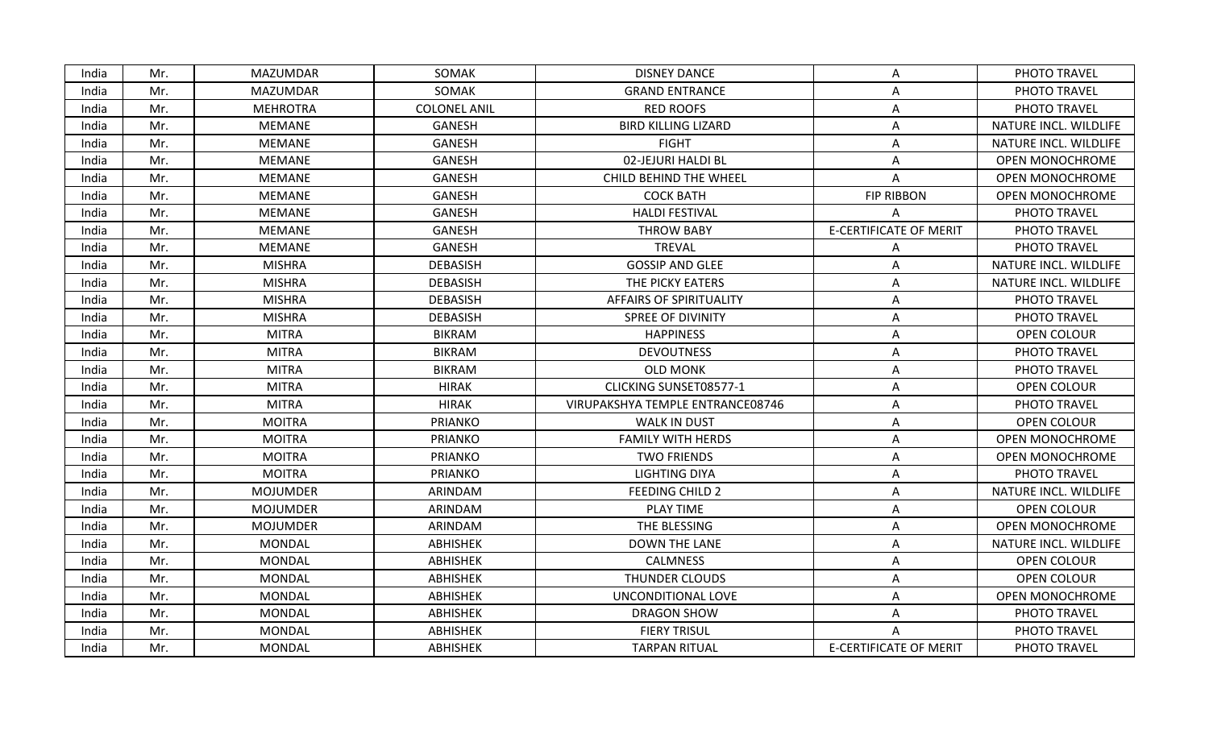| India | Mr. | MAZUMDAR | SOMAK | DISNEY DANCE | A | PHOTO TRAVEL |
|---|---|---|---|---|---|---|
| India | Mr. | MAZUMDAR | SOMAK | GRAND ENTRANCE | A | PHOTO TRAVEL |
| India | Mr. | MEHROTRA | COLONEL ANIL | RED ROOFS | A | PHOTO TRAVEL |
| India | Mr. | MEMANE | GANESH | BIRD KILLING LIZARD | A | NATURE INCL. WILDLIFE |
| India | Mr. | MEMANE | GANESH | FIGHT | A | NATURE INCL. WILDLIFE |
| India | Mr. | MEMANE | GANESH | 02-JEJURI HALDI BL | A | OPEN MONOCHROME |
| India | Mr. | MEMANE | GANESH | CHILD BEHIND THE WHEEL | A | OPEN MONOCHROME |
| India | Mr. | MEMANE | GANESH | COCK BATH | FIP RIBBON | OPEN MONOCHROME |
| India | Mr. | MEMANE | GANESH | HALDI FESTIVAL | A | PHOTO TRAVEL |
| India | Mr. | MEMANE | GANESH | THROW BABY | E-CERTIFICATE OF MERIT | PHOTO TRAVEL |
| India | Mr. | MEMANE | GANESH | TREVAL | A | PHOTO TRAVEL |
| India | Mr. | MISHRA | DEBASISH | GOSSIP AND GLEE | A | NATURE INCL. WILDLIFE |
| India | Mr. | MISHRA | DEBASISH | THE PICKY EATERS | A | NATURE INCL. WILDLIFE |
| India | Mr. | MISHRA | DEBASISH | AFFAIRS OF SPIRITUALITY | A | PHOTO TRAVEL |
| India | Mr. | MISHRA | DEBASISH | SPREE OF DIVINITY | A | PHOTO TRAVEL |
| India | Mr. | MITRA | BIKRAM | HAPPINESS | A | OPEN COLOUR |
| India | Mr. | MITRA | BIKRAM | DEVOUTNESS | A | PHOTO TRAVEL |
| India | Mr. | MITRA | BIKRAM | OLD MONK | A | PHOTO TRAVEL |
| India | Mr. | MITRA | HIRAK | CLICKING SUNSET08577-1 | A | OPEN COLOUR |
| India | Mr. | MITRA | HIRAK | VIRUPAKSHYA TEMPLE ENTRANCE08746 | A | PHOTO TRAVEL |
| India | Mr. | MOITRA | PRIANKO | WALK IN DUST | A | OPEN COLOUR |
| India | Mr. | MOITRA | PRIANKO | FAMILY WITH HERDS | A | OPEN MONOCHROME |
| India | Mr. | MOITRA | PRIANKO | TWO FRIENDS | A | OPEN MONOCHROME |
| India | Mr. | MOITRA | PRIANKO | LIGHTING DIYA | A | PHOTO TRAVEL |
| India | Mr. | MOJUMDER | ARINDAM | FEEDING CHILD 2 | A | NATURE INCL. WILDLIFE |
| India | Mr. | MOJUMDER | ARINDAM | PLAY TIME | A | OPEN COLOUR |
| India | Mr. | MOJUMDER | ARINDAM | THE BLESSING | A | OPEN MONOCHROME |
| India | Mr. | MONDAL | ABHISHEK | DOWN THE LANE | A | NATURE INCL. WILDLIFE |
| India | Mr. | MONDAL | ABHISHEK | CALMNESS | A | OPEN COLOUR |
| India | Mr. | MONDAL | ABHISHEK | THUNDER CLOUDS | A | OPEN COLOUR |
| India | Mr. | MONDAL | ABHISHEK | UNCONDITIONAL LOVE | A | OPEN MONOCHROME |
| India | Mr. | MONDAL | ABHISHEK | DRAGON SHOW | A | PHOTO TRAVEL |
| India | Mr. | MONDAL | ABHISHEK | FIERY TRISUL | A | PHOTO TRAVEL |
| India | Mr. | MONDAL | ABHISHEK | TARPAN RITUAL | E-CERTIFICATE OF MERIT | PHOTO TRAVEL |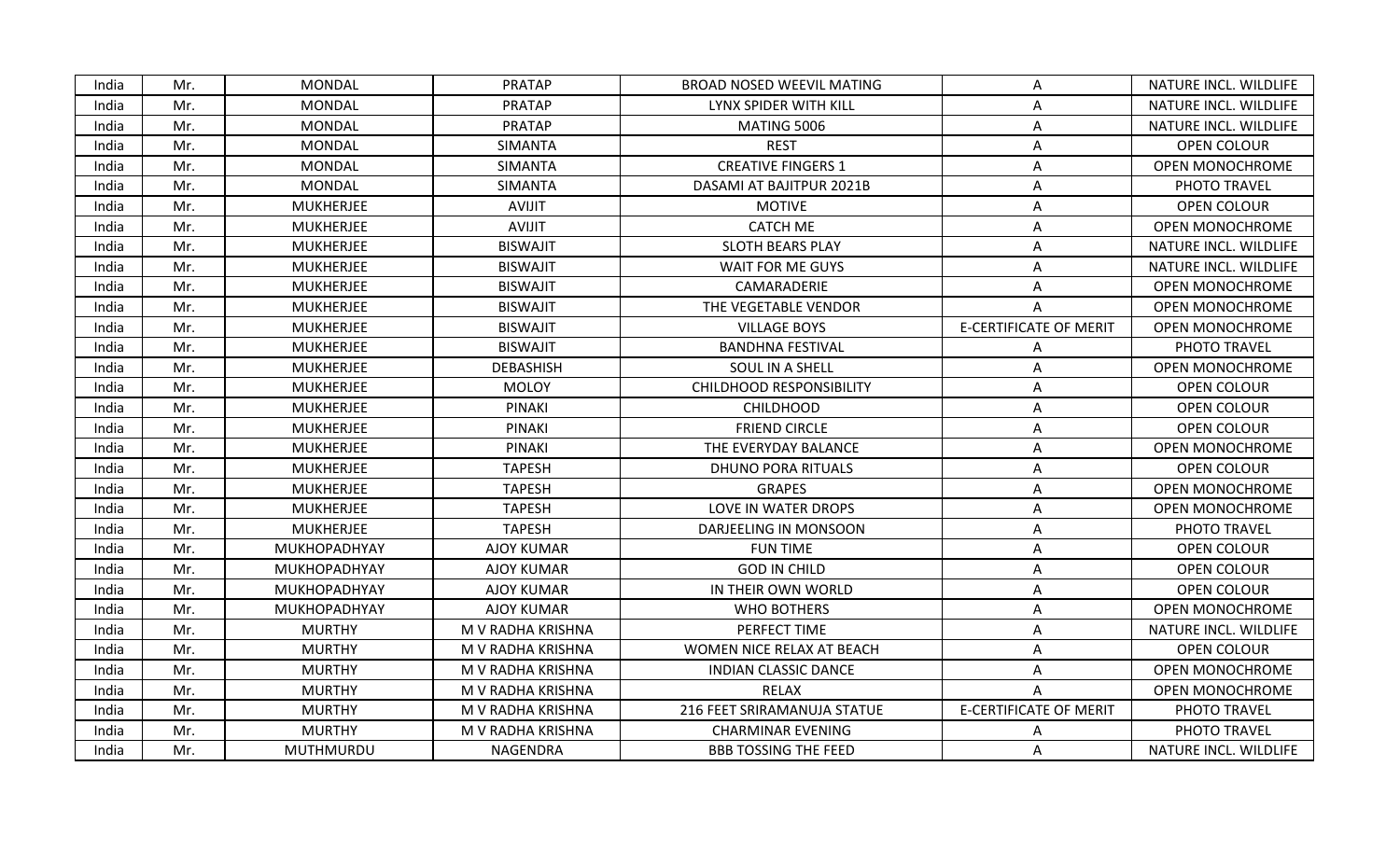| India | Mr. | MONDAL | PRATAP | BROAD NOSED WEEVIL MATING | A | NATURE INCL. WILDLIFE |
|---|---|---|---|---|---|---|
| India | Mr. | MONDAL | PRATAP | LYNX SPIDER WITH KILL | A | NATURE INCL. WILDLIFE |
| India | Mr. | MONDAL | PRATAP | MATING 5006 | A | NATURE INCL. WILDLIFE |
| India | Mr. | MONDAL | SIMANTA | REST | A | OPEN COLOUR |
| India | Mr. | MONDAL | SIMANTA | CREATIVE FINGERS 1 | A | OPEN MONOCHROME |
| India | Mr. | MONDAL | SIMANTA | DASAMI AT BAJITPUR 2021B | A | PHOTO TRAVEL |
| India | Mr. | MUKHERJEE | AVIJIT | MOTIVE | A | OPEN COLOUR |
| India | Mr. | MUKHERJEE | AVIJIT | CATCH ME | A | OPEN MONOCHROME |
| India | Mr. | MUKHERJEE | BISWAJIT | SLOTH BEARS PLAY | A | NATURE INCL. WILDLIFE |
| India | Mr. | MUKHERJEE | BISWAJIT | WAIT FOR ME GUYS | A | NATURE INCL. WILDLIFE |
| India | Mr. | MUKHERJEE | BISWAJIT | CAMARADERIE | A | OPEN MONOCHROME |
| India | Mr. | MUKHERJEE | BISWAJIT | THE VEGETABLE VENDOR | A | OPEN MONOCHROME |
| India | Mr. | MUKHERJEE | BISWAJIT | VILLAGE BOYS | E-CERTIFICATE OF MERIT | OPEN MONOCHROME |
| India | Mr. | MUKHERJEE | BISWAJIT | BANDHNA FESTIVAL | A | PHOTO TRAVEL |
| India | Mr. | MUKHERJEE | DEBASHISH | SOUL IN A SHELL | A | OPEN MONOCHROME |
| India | Mr. | MUKHERJEE | MOLOY | CHILDHOOD RESPONSIBILITY | A | OPEN COLOUR |
| India | Mr. | MUKHERJEE | PINAKI | CHILDHOOD | A | OPEN COLOUR |
| India | Mr. | MUKHERJEE | PINAKI | FRIEND CIRCLE | A | OPEN COLOUR |
| India | Mr. | MUKHERJEE | PINAKI | THE EVERYDAY BALANCE | A | OPEN MONOCHROME |
| India | Mr. | MUKHERJEE | TAPESH | DHUNO PORA RITUALS | A | OPEN COLOUR |
| India | Mr. | MUKHERJEE | TAPESH | GRAPES | A | OPEN MONOCHROME |
| India | Mr. | MUKHERJEE | TAPESH | LOVE IN WATER DROPS | A | OPEN MONOCHROME |
| India | Mr. | MUKHERJEE | TAPESH | DARJEELING IN MONSOON | A | PHOTO TRAVEL |
| India | Mr. | MUKHOPADHYAY | AJOY KUMAR | FUN TIME | A | OPEN COLOUR |
| India | Mr. | MUKHOPADHYAY | AJOY KUMAR | GOD IN CHILD | A | OPEN COLOUR |
| India | Mr. | MUKHOPADHYAY | AJOY KUMAR | IN THEIR OWN WORLD | A | OPEN COLOUR |
| India | Mr. | MUKHOPADHYAY | AJOY KUMAR | WHO BOTHERS | A | OPEN MONOCHROME |
| India | Mr. | MURTHY | M V RADHA KRISHNA | PERFECT TIME | A | NATURE INCL. WILDLIFE |
| India | Mr. | MURTHY | M V RADHA KRISHNA | WOMEN NICE RELAX AT BEACH | A | OPEN COLOUR |
| India | Mr. | MURTHY | M V RADHA KRISHNA | INDIAN CLASSIC DANCE | A | OPEN MONOCHROME |
| India | Mr. | MURTHY | M V RADHA KRISHNA | RELAX | A | OPEN MONOCHROME |
| India | Mr. | MURTHY | M V RADHA KRISHNA | 216 FEET SRIRAMANUJA STATUE | E-CERTIFICATE OF MERIT | PHOTO TRAVEL |
| India | Mr. | MURTHY | M V RADHA KRISHNA | CHARMINAR EVENING | A | PHOTO TRAVEL |
| India | Mr. | MUTHMURDU | NAGENDRA | BBB TOSSING THE FEED | A | NATURE INCL. WILDLIFE |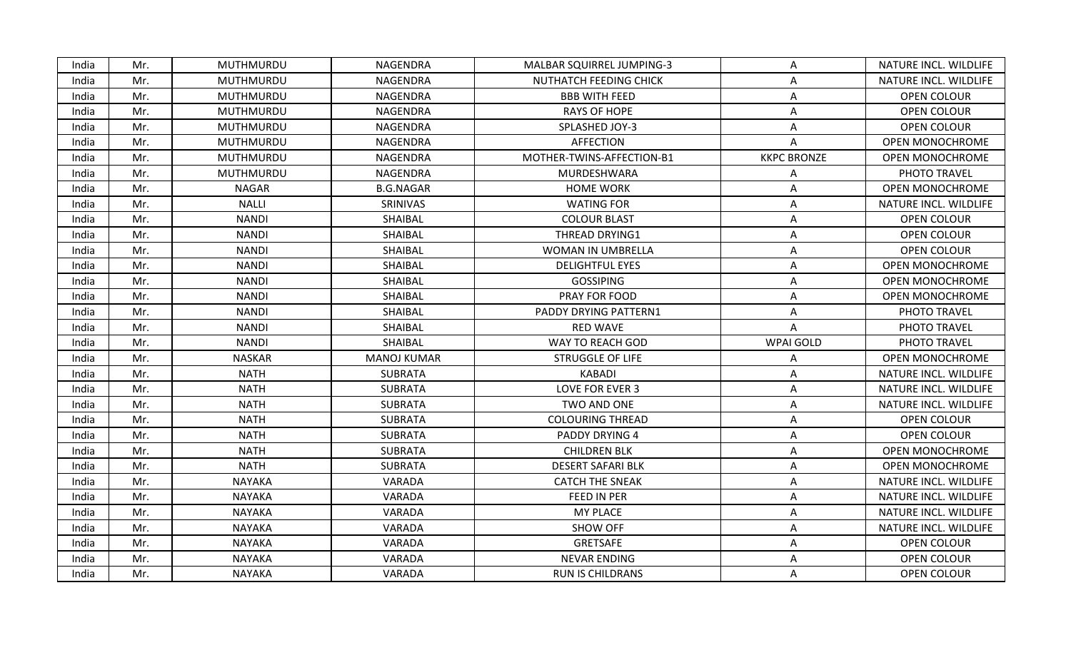| India | Mr. | MUTHMURDU | NAGENDRA | MALBAR SQUIRREL JUMPING-3 | A | NATURE INCL. WILDLIFE |
|---|---|---|---|---|---|---|
| India | Mr. | MUTHMURDU | NAGENDRA | NUTHATCH FEEDING CHICK | A | NATURE INCL. WILDLIFE |
| India | Mr. | MUTHMURDU | NAGENDRA | BBB WITH FEED | A | OPEN COLOUR |
| India | Mr. | MUTHMURDU | NAGENDRA | RAYS OF HOPE | A | OPEN COLOUR |
| India | Mr. | MUTHMURDU | NAGENDRA | SPLASHED JOY-3 | A | OPEN COLOUR |
| India | Mr. | MUTHMURDU | NAGENDRA | AFFECTION | A | OPEN MONOCHROME |
| India | Mr. | MUTHMURDU | NAGENDRA | MOTHER-TWINS-AFFECTION-B1 | KKPC BRONZE | OPEN MONOCHROME |
| India | Mr. | MUTHMURDU | NAGENDRA | MURDESHWARA | A | PHOTO TRAVEL |
| India | Mr. | NAGAR | B.G.NAGAR | HOME WORK | A | OPEN MONOCHROME |
| India | Mr. | NALLI | SRINIVAS | WATING FOR | A | NATURE INCL. WILDLIFE |
| India | Mr. | NANDI | SHAIBAL | COLOUR BLAST | A | OPEN COLOUR |
| India | Mr. | NANDI | SHAIBAL | THREAD DRYING1 | A | OPEN COLOUR |
| India | Mr. | NANDI | SHAIBAL | WOMAN IN UMBRELLA | A | OPEN COLOUR |
| India | Mr. | NANDI | SHAIBAL | DELIGHTFUL EYES | A | OPEN MONOCHROME |
| India | Mr. | NANDI | SHAIBAL | GOSSIPING | A | OPEN MONOCHROME |
| India | Mr. | NANDI | SHAIBAL | PRAY FOR FOOD | A | OPEN MONOCHROME |
| India | Mr. | NANDI | SHAIBAL | PADDY DRYING PATTERN1 | A | PHOTO TRAVEL |
| India | Mr. | NANDI | SHAIBAL | RED WAVE | A | PHOTO TRAVEL |
| India | Mr. | NANDI | SHAIBAL | WAY TO REACH GOD | WPAI GOLD | PHOTO TRAVEL |
| India | Mr. | NASKAR | MANOJ KUMAR | STRUGGLE OF LIFE | A | OPEN MONOCHROME |
| India | Mr. | NATH | SUBRATA | KABADI | A | NATURE INCL. WILDLIFE |
| India | Mr. | NATH | SUBRATA | LOVE FOR EVER 3 | A | NATURE INCL. WILDLIFE |
| India | Mr. | NATH | SUBRATA | TWO AND ONE | A | NATURE INCL. WILDLIFE |
| India | Mr. | NATH | SUBRATA | COLOURING THREAD | A | OPEN COLOUR |
| India | Mr. | NATH | SUBRATA | PADDY DRYING 4 | A | OPEN COLOUR |
| India | Mr. | NATH | SUBRATA | CHILDREN BLK | A | OPEN MONOCHROME |
| India | Mr. | NATH | SUBRATA | DESERT SAFARI BLK | A | OPEN MONOCHROME |
| India | Mr. | NAYAKA | VARADA | CATCH THE SNEAK | A | NATURE INCL. WILDLIFE |
| India | Mr. | NAYAKA | VARADA | FEED IN PER | A | NATURE INCL. WILDLIFE |
| India | Mr. | NAYAKA | VARADA | MY PLACE | A | NATURE INCL. WILDLIFE |
| India | Mr. | NAYAKA | VARADA | SHOW OFF | A | NATURE INCL. WILDLIFE |
| India | Mr. | NAYAKA | VARADA | GRETSAFE | A | OPEN COLOUR |
| India | Mr. | NAYAKA | VARADA | NEVAR ENDING | A | OPEN COLOUR |
| India | Mr. | NAYAKA | VARADA | RUN IS CHILDRANS | A | OPEN COLOUR |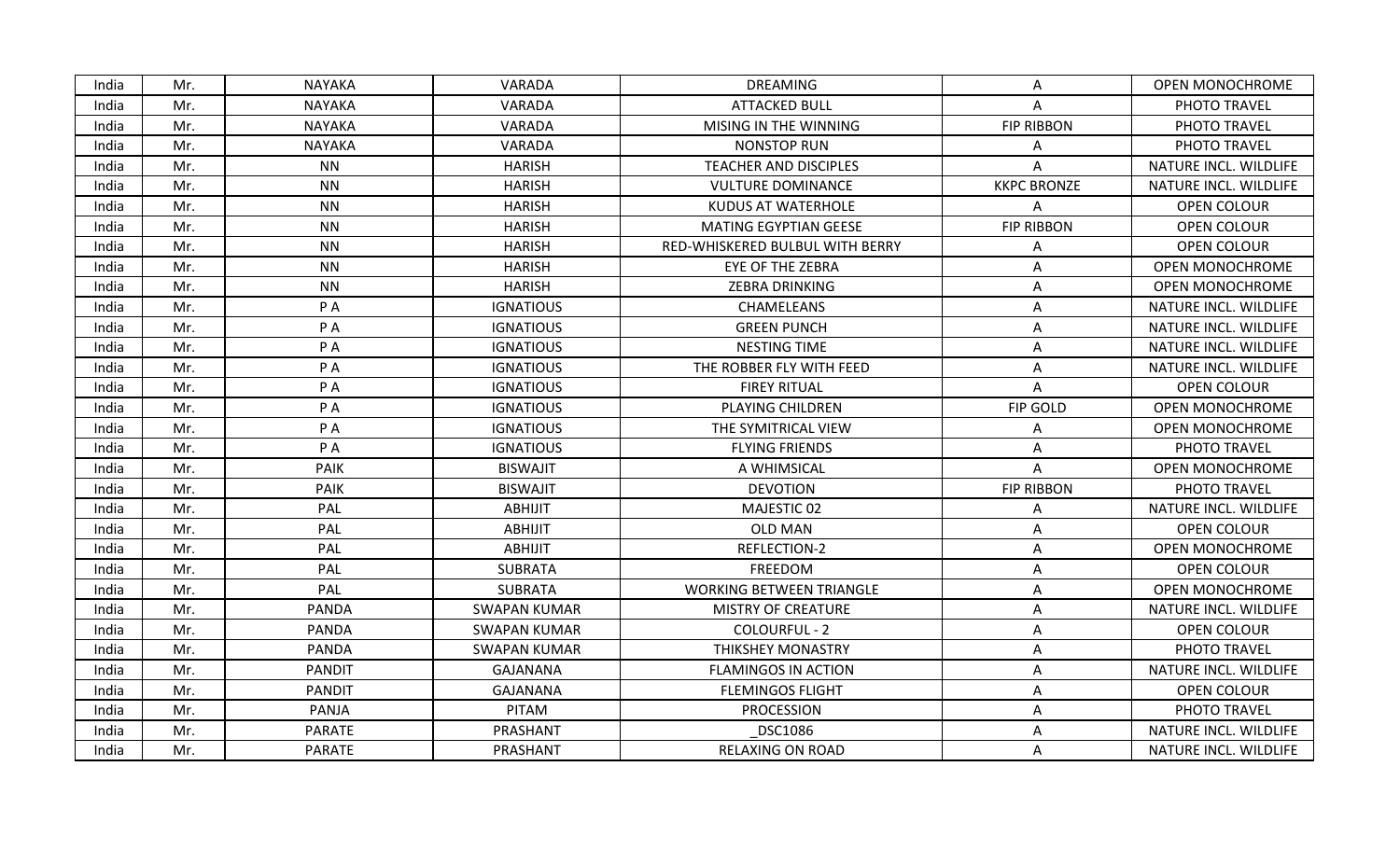| India | Mr. | NAYAKA | VARADA | DREAMING | A | OPEN MONOCHROME |
|---|---|---|---|---|---|---|
| India | Mr. | NAYAKA | VARADA | ATTACKED BULL | A | PHOTO TRAVEL |
| India | Mr. | NAYAKA | VARADA | MISING IN THE WINNING | FIP RIBBON | PHOTO TRAVEL |
| India | Mr. | NAYAKA | VARADA | NONSTOP RUN | A | PHOTO TRAVEL |
| India | Mr. | NN | HARISH | TEACHER AND DISCIPLES | A | NATURE INCL. WILDLIFE |
| India | Mr. | NN | HARISH | VULTURE DOMINANCE | KKPC BRONZE | NATURE INCL. WILDLIFE |
| India | Mr. | NN | HARISH | KUDUS AT WATERHOLE | A | OPEN COLOUR |
| India | Mr. | NN | HARISH | MATING EGYPTIAN GEESE | FIP RIBBON | OPEN COLOUR |
| India | Mr. | NN | HARISH | RED-WHISKERED BULBUL WITH BERRY | A | OPEN COLOUR |
| India | Mr. | NN | HARISH | EYE OF THE ZEBRA | A | OPEN MONOCHROME |
| India | Mr. | NN | HARISH | ZEBRA DRINKING | A | OPEN MONOCHROME |
| India | Mr. | P A | IGNATIOUS | CHAMELEANS | A | NATURE INCL. WILDLIFE |
| India | Mr. | P A | IGNATIOUS | GREEN PUNCH | A | NATURE INCL. WILDLIFE |
| India | Mr. | P A | IGNATIOUS | NESTING TIME | A | NATURE INCL. WILDLIFE |
| India | Mr. | P A | IGNATIOUS | THE ROBBER FLY WITH FEED | A | NATURE INCL. WILDLIFE |
| India | Mr. | P A | IGNATIOUS | FIREY RITUAL | A | OPEN COLOUR |
| India | Mr. | P A | IGNATIOUS | PLAYING CHILDREN | FIP GOLD | OPEN MONOCHROME |
| India | Mr. | P A | IGNATIOUS | THE SYMITRICAL VIEW | A | OPEN MONOCHROME |
| India | Mr. | P A | IGNATIOUS | FLYING FRIENDS | A | PHOTO TRAVEL |
| India | Mr. | PAIK | BISWAJIT | A WHIMSICAL | A | OPEN MONOCHROME |
| India | Mr. | PAIK | BISWAJIT | DEVOTION | FIP RIBBON | PHOTO TRAVEL |
| India | Mr. | PAL | ABHIJIT | MAJESTIC 02 | A | NATURE INCL. WILDLIFE |
| India | Mr. | PAL | ABHIJIT | OLD MAN | A | OPEN COLOUR |
| India | Mr. | PAL | ABHIJIT | REFLECTION-2 | A | OPEN MONOCHROME |
| India | Mr. | PAL | SUBRATA | FREEDOM | A | OPEN COLOUR |
| India | Mr. | PAL | SUBRATA | WORKING BETWEEN TRIANGLE | A | OPEN MONOCHROME |
| India | Mr. | PANDA | SWAPAN KUMAR | MISTRY OF CREATURE | A | NATURE INCL. WILDLIFE |
| India | Mr. | PANDA | SWAPAN KUMAR | COLOURFUL - 2 | A | OPEN COLOUR |
| India | Mr. | PANDA | SWAPAN KUMAR | THIKSHEY MONASTRY | A | PHOTO TRAVEL |
| India | Mr. | PANDIT | GAJANANA | FLAMINGOS IN ACTION | A | NATURE INCL. WILDLIFE |
| India | Mr. | PANDIT | GAJANANA | FLEMINGOS FLIGHT | A | OPEN COLOUR |
| India | Mr. | PANJA | PITAM | PROCESSION | A | PHOTO TRAVEL |
| India | Mr. | PARATE | PRASHANT | _DSC1086 | A | NATURE INCL. WILDLIFE |
| India | Mr. | PARATE | PRASHANT | RELAXING ON ROAD | A | NATURE INCL. WILDLIFE |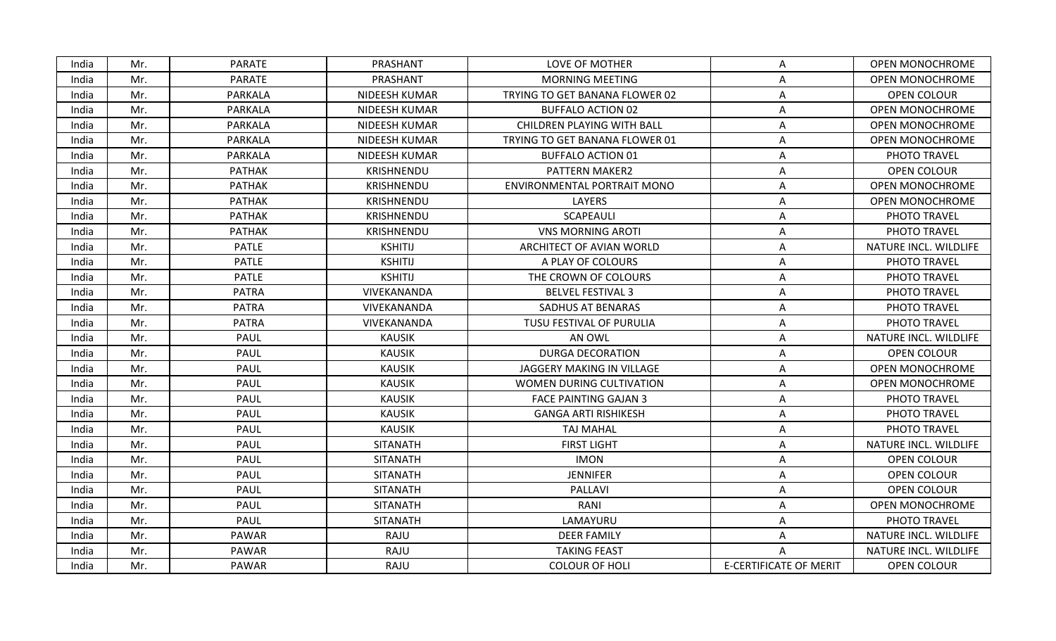| India | Mr. | PARATE | PRASHANT | LOVE OF MOTHER | A | OPEN MONOCHROME |
|---|---|---|---|---|---|---|
| India | Mr. | PARATE | PRASHANT | MORNING MEETING | A | OPEN MONOCHROME |
| India | Mr. | PARKALA | NIDEESH KUMAR | TRYING TO GET BANANA FLOWER 02 | A | OPEN COLOUR |
| India | Mr. | PARKALA | NIDEESH KUMAR | BUFFALO ACTION 02 | A | OPEN MONOCHROME |
| India | Mr. | PARKALA | NIDEESH KUMAR | CHILDREN PLAYING WITH BALL | A | OPEN MONOCHROME |
| India | Mr. | PARKALA | NIDEESH KUMAR | TRYING TO GET BANANA FLOWER 01 | A | OPEN MONOCHROME |
| India | Mr. | PARKALA | NIDEESH KUMAR | BUFFALO ACTION 01 | A | PHOTO TRAVEL |
| India | Mr. | PATHAK | KRISHNENDU | PATTERN MAKER2 | A | OPEN COLOUR |
| India | Mr. | PATHAK | KRISHNENDU | ENVIRONMENTAL PORTRAIT MONO | A | OPEN MONOCHROME |
| India | Mr. | PATHAK | KRISHNENDU | LAYERS | A | OPEN MONOCHROME |
| India | Mr. | PATHAK | KRISHNENDU | SCAPEAULI | A | PHOTO TRAVEL |
| India | Mr. | PATHAK | KRISHNENDU | VNS MORNING AROTI | A | PHOTO TRAVEL |
| India | Mr. | PATLE | KSHITIJ | ARCHITECT OF AVIAN WORLD | A | NATURE INCL. WILDLIFE |
| India | Mr. | PATLE | KSHITIJ | A PLAY OF COLOURS | A | PHOTO TRAVEL |
| India | Mr. | PATLE | KSHITIJ | THE CROWN OF COLOURS | A | PHOTO TRAVEL |
| India | Mr. | PATRA | VIVEKANANDA | BELVEL FESTIVAL 3 | A | PHOTO TRAVEL |
| India | Mr. | PATRA | VIVEKANANDA | SADHUS AT BENARAS | A | PHOTO TRAVEL |
| India | Mr. | PATRA | VIVEKANANDA | TUSU FESTIVAL OF PURULIA | A | PHOTO TRAVEL |
| India | Mr. | PAUL | KAUSIK | AN OWL | A | NATURE INCL. WILDLIFE |
| India | Mr. | PAUL | KAUSIK | DURGA DECORATION | A | OPEN COLOUR |
| India | Mr. | PAUL | KAUSIK | JAGGERY MAKING IN VILLAGE | A | OPEN MONOCHROME |
| India | Mr. | PAUL | KAUSIK | WOMEN DURING CULTIVATION | A | OPEN MONOCHROME |
| India | Mr. | PAUL | KAUSIK | FACE PAINTING GAJAN 3 | A | PHOTO TRAVEL |
| India | Mr. | PAUL | KAUSIK | GANGA ARTI RISHIKESH | A | PHOTO TRAVEL |
| India | Mr. | PAUL | KAUSIK | TAJ MAHAL | A | PHOTO TRAVEL |
| India | Mr. | PAUL | SITANATH | FIRST LIGHT | A | NATURE INCL. WILDLIFE |
| India | Mr. | PAUL | SITANATH | IMON | A | OPEN COLOUR |
| India | Mr. | PAUL | SITANATH | JENNIFER | A | OPEN COLOUR |
| India | Mr. | PAUL | SITANATH | PALLAVI | A | OPEN COLOUR |
| India | Mr. | PAUL | SITANATH | RANI | A | OPEN MONOCHROME |
| India | Mr. | PAUL | SITANATH | LAMAYURU | A | PHOTO TRAVEL |
| India | Mr. | PAWAR | RAJU | DEER FAMILY | A | NATURE INCL. WILDLIFE |
| India | Mr. | PAWAR | RAJU | TAKING FEAST | A | NATURE INCL. WILDLIFE |
| India | Mr. | PAWAR | RAJU | COLOUR OF HOLI | E-CERTIFICATE OF MERIT | OPEN COLOUR |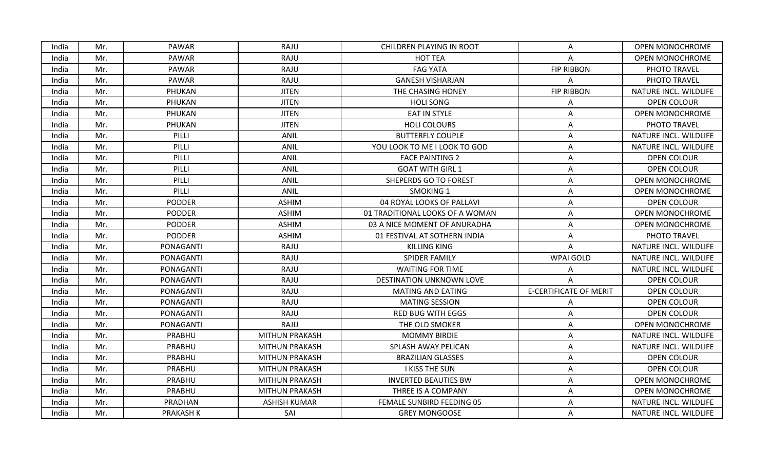| India | Mr. | PAWAR | RAJU | CHILDREN PLAYING IN ROOT | A | OPEN MONOCHROME |
|---|---|---|---|---|---|---|
| India | Mr. | PAWAR | RAJU | HOT TEA | A | OPEN MONOCHROME |
| India | Mr. | PAWAR | RAJU | FAG YATA | FIP RIBBON | PHOTO TRAVEL |
| India | Mr. | PAWAR | RAJU | GANESH VISHARJAN | A | PHOTO TRAVEL |
| India | Mr. | PHUKAN | JITEN | THE CHASING HONEY | FIP RIBBON | NATURE INCL. WILDLIFE |
| India | Mr. | PHUKAN | JITEN | HOLI SONG | A | OPEN COLOUR |
| India | Mr. | PHUKAN | JITEN | EAT IN STYLE | A | OPEN MONOCHROME |
| India | Mr. | PHUKAN | JITEN | HOLI COLOURS | A | PHOTO TRAVEL |
| India | Mr. | PILLI | ANIL | BUTTERFLY COUPLE | A | NATURE INCL. WILDLIFE |
| India | Mr. | PILLI | ANIL | YOU LOOK TO ME I LOOK TO GOD | A | NATURE INCL. WILDLIFE |
| India | Mr. | PILLI | ANIL | FACE PAINTING 2 | A | OPEN COLOUR |
| India | Mr. | PILLI | ANIL | GOAT WITH GIRL 1 | A | OPEN COLOUR |
| India | Mr. | PILLI | ANIL | SHEPERDS GO TO FOREST | A | OPEN MONOCHROME |
| India | Mr. | PILLI | ANIL | SMOKING 1 | A | OPEN MONOCHROME |
| India | Mr. | PODDER | ASHIM | 04 ROYAL LOOKS OF PALLAVI | A | OPEN COLOUR |
| India | Mr. | PODDER | ASHIM | 01 TRADITIONAL LOOKS OF A WOMAN | A | OPEN MONOCHROME |
| India | Mr. | PODDER | ASHIM | 03 A NICE MOMENT OF ANURADHA | A | OPEN MONOCHROME |
| India | Mr. | PODDER | ASHIM | 01 FESTIVAL AT SOTHERN INDIA | A | PHOTO TRAVEL |
| India | Mr. | PONAGANTI | RAJU | KILLING KING | A | NATURE INCL. WILDLIFE |
| India | Mr. | PONAGANTI | RAJU | SPIDER FAMILY | WPAI GOLD | NATURE INCL. WILDLIFE |
| India | Mr. | PONAGANTI | RAJU | WAITING FOR TIME | A | NATURE INCL. WILDLIFE |
| India | Mr. | PONAGANTI | RAJU | DESTINATION UNKNOWN LOVE | A | OPEN COLOUR |
| India | Mr. | PONAGANTI | RAJU | MATING AND EATING | E-CERTIFICATE OF MERIT | OPEN COLOUR |
| India | Mr. | PONAGANTI | RAJU | MATING SESSION | A | OPEN COLOUR |
| India | Mr. | PONAGANTI | RAJU | RED BUG WITH EGGS | A | OPEN COLOUR |
| India | Mr. | PONAGANTI | RAJU | THE OLD SMOKER | A | OPEN MONOCHROME |
| India | Mr. | PRABHU | MITHUN PRAKASH | MOMMY BIRDIE | A | NATURE INCL. WILDLIFE |
| India | Mr. | PRABHU | MITHUN PRAKASH | SPLASH AWAY PELICAN | A | NATURE INCL. WILDLIFE |
| India | Mr. | PRABHU | MITHUN PRAKASH | BRAZILIAN GLASSES | A | OPEN COLOUR |
| India | Mr. | PRABHU | MITHUN PRAKASH | I KISS THE SUN | A | OPEN COLOUR |
| India | Mr. | PRABHU | MITHUN PRAKASH | INVERTED BEAUTIES BW | A | OPEN MONOCHROME |
| India | Mr. | PRABHU | MITHUN PRAKASH | THREE IS A COMPANY | A | OPEN MONOCHROME |
| India | Mr. | PRADHAN | ASHISH KUMAR | FEMALE SUNBIRD FEEDING 05 | A | NATURE INCL. WILDLIFE |
| India | Mr. | PRAKASH K | SAI | GREY MONGOOSE | A | NATURE INCL. WILDLIFE |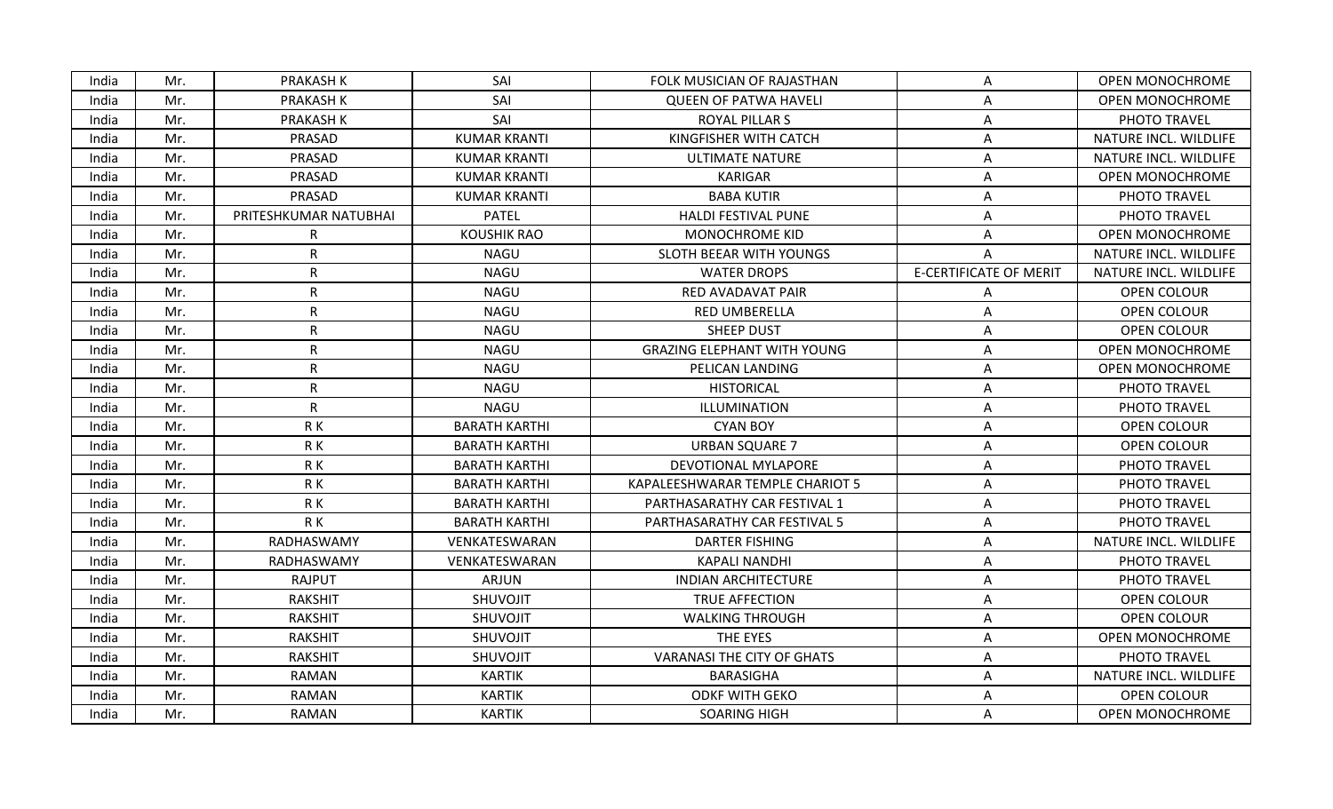| India | Mr. | PRAKASH K | SAI | FOLK MUSICIAN OF RAJASTHAN | A | OPEN MONOCHROME |
|---|---|---|---|---|---|---|
| India | Mr. | PRAKASH K | SAI | QUEEN OF PATWA HAVELI | A | OPEN MONOCHROME |
| India | Mr. | PRAKASH K | SAI | ROYAL PILLAR S | A | PHOTO TRAVEL |
| India | Mr. | PRASAD | KUMAR KRANTI | KINGFISHER WITH CATCH | A | NATURE INCL. WILDLIFE |
| India | Mr. | PRASAD | KUMAR KRANTI | ULTIMATE NATURE | A | NATURE INCL. WILDLIFE |
| India | Mr. | PRASAD | KUMAR KRANTI | KARIGAR | A | OPEN MONOCHROME |
| India | Mr. | PRASAD | KUMAR KRANTI | BABA KUTIR | A | PHOTO TRAVEL |
| India | Mr. | PRITESHKUMAR NATUBHAI | PATEL | HALDI FESTIVAL PUNE | A | PHOTO TRAVEL |
| India | Mr. | R | KOUSHIK RAO | MONOCHROME KID | A | OPEN MONOCHROME |
| India | Mr. | R | NAGU | SLOTH BEEAR WITH YOUNGS | A | NATURE INCL. WILDLIFE |
| India | Mr. | R | NAGU | WATER DROPS | E-CERTIFICATE OF MERIT | NATURE INCL. WILDLIFE |
| India | Mr. | R | NAGU | RED AVADAVAT PAIR | A | OPEN COLOUR |
| India | Mr. | R | NAGU | RED UMBERELLA | A | OPEN COLOUR |
| India | Mr. | R | NAGU | SHEEP DUST | A | OPEN COLOUR |
| India | Mr. | R | NAGU | GRAZING ELEPHANT WITH YOUNG | A | OPEN MONOCHROME |
| India | Mr. | R | NAGU | PELICAN LANDING | A | OPEN MONOCHROME |
| India | Mr. | R | NAGU | HISTORICAL | A | PHOTO TRAVEL |
| India | Mr. | R | NAGU | ILLUMINATION | A | PHOTO TRAVEL |
| India | Mr. | R K | BARATH KARTHI | CYAN BOY | A | OPEN COLOUR |
| India | Mr. | R K | BARATH KARTHI | URBAN SQUARE 7 | A | OPEN COLOUR |
| India | Mr. | R K | BARATH KARTHI | DEVOTIONAL MYLAPORE | A | PHOTO TRAVEL |
| India | Mr. | R K | BARATH KARTHI | KAPALEESHWARAR TEMPLE CHARIOT 5 | A | PHOTO TRAVEL |
| India | Mr. | R K | BARATH KARTHI | PARTHASARATHY CAR FESTIVAL 1 | A | PHOTO TRAVEL |
| India | Mr. | R K | BARATH KARTHI | PARTHASARATHY CAR FESTIVAL 5 | A | PHOTO TRAVEL |
| India | Mr. | RADHASWAMY | VENKATESWARAN | DARTER FISHING | A | NATURE INCL. WILDLIFE |
| India | Mr. | RADHASWAMY | VENKATESWARAN | KAPALI NANDHI | A | PHOTO TRAVEL |
| India | Mr. | RAJPUT | ARJUN | INDIAN ARCHITECTURE | A | PHOTO TRAVEL |
| India | Mr. | RAKSHIT | SHUVOJIT | TRUE AFFECTION | A | OPEN COLOUR |
| India | Mr. | RAKSHIT | SHUVOJIT | WALKING THROUGH | A | OPEN COLOUR |
| India | Mr. | RAKSHIT | SHUVOJIT | THE EYES | A | OPEN MONOCHROME |
| India | Mr. | RAKSHIT | SHUVOJIT | VARANASI THE CITY OF GHATS | A | PHOTO TRAVEL |
| India | Mr. | RAMAN | KARTIK | BARASIGHA | A | NATURE INCL. WILDLIFE |
| India | Mr. | RAMAN | KARTIK | ODKF WITH GEKO | A | OPEN COLOUR |
| India | Mr. | RAMAN | KARTIK | SOARING HIGH | A | OPEN MONOCHROME |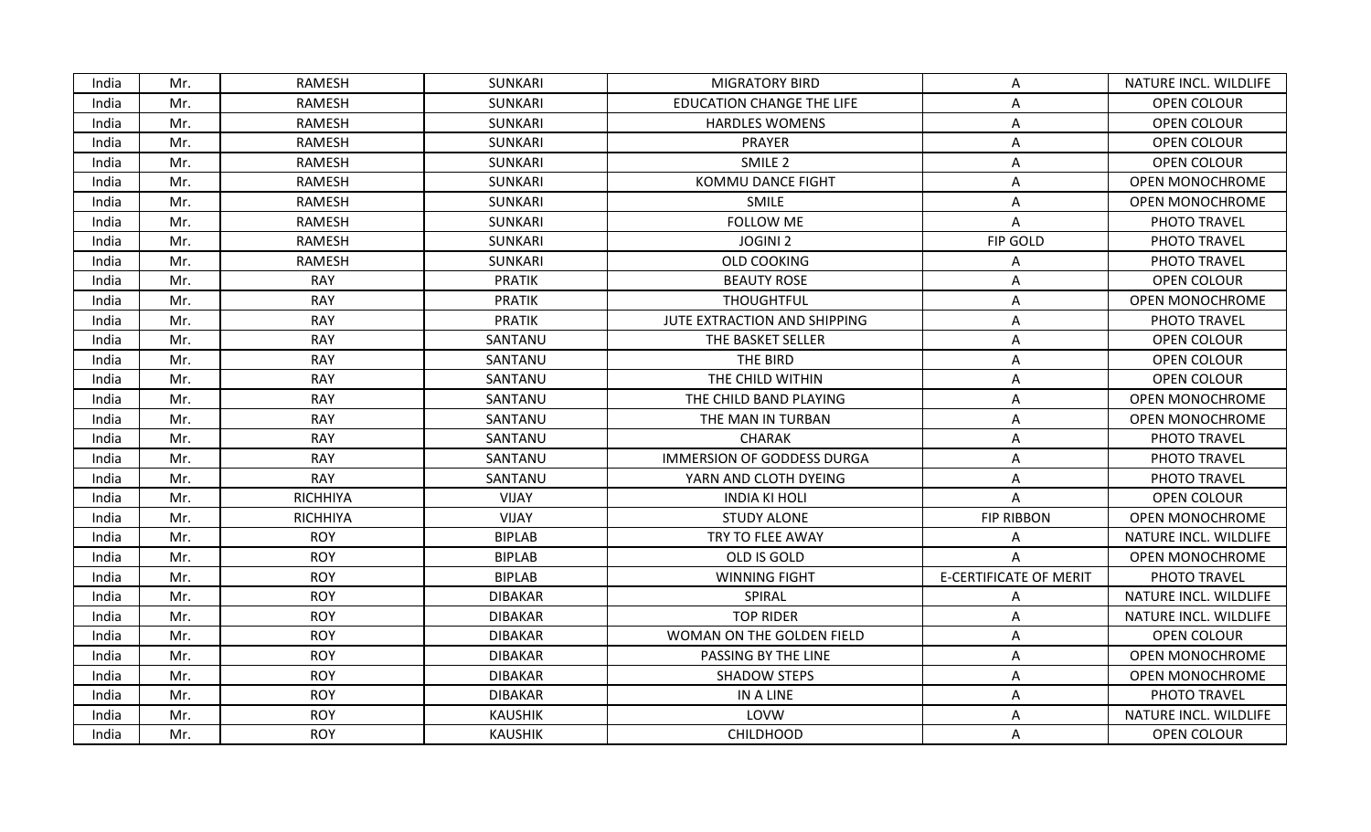| India | Mr. | RAMESH | SUNKARI | MIGRATORY BIRD | A | NATURE INCL. WILDLIFE |
|---|---|---|---|---|---|---|
| India | Mr. | RAMESH | SUNKARI | EDUCATION CHANGE THE LIFE | A | OPEN COLOUR |
| India | Mr. | RAMESH | SUNKARI | HARDLES WOMENS | A | OPEN COLOUR |
| India | Mr. | RAMESH | SUNKARI | PRAYER | A | OPEN COLOUR |
| India | Mr. | RAMESH | SUNKARI | SMILE 2 | A | OPEN COLOUR |
| India | Mr. | RAMESH | SUNKARI | KOMMU DANCE FIGHT | A | OPEN MONOCHROME |
| India | Mr. | RAMESH | SUNKARI | SMILE | A | OPEN MONOCHROME |
| India | Mr. | RAMESH | SUNKARI | FOLLOW ME | A | PHOTO TRAVEL |
| India | Mr. | RAMESH | SUNKARI | JOGINI 2 | FIP GOLD | PHOTO TRAVEL |
| India | Mr. | RAMESH | SUNKARI | OLD COOKING | A | PHOTO TRAVEL |
| India | Mr. | RAY | PRATIK | BEAUTY ROSE | A | OPEN COLOUR |
| India | Mr. | RAY | PRATIK | THOUGHTFUL | A | OPEN MONOCHROME |
| India | Mr. | RAY | PRATIK | JUTE EXTRACTION AND SHIPPING | A | PHOTO TRAVEL |
| India | Mr. | RAY | SANTANU | THE BASKET SELLER | A | OPEN COLOUR |
| India | Mr. | RAY | SANTANU | THE BIRD | A | OPEN COLOUR |
| India | Mr. | RAY | SANTANU | THE CHILD WITHIN | A | OPEN COLOUR |
| India | Mr. | RAY | SANTANU | THE CHILD BAND PLAYING | A | OPEN MONOCHROME |
| India | Mr. | RAY | SANTANU | THE MAN IN TURBAN | A | OPEN MONOCHROME |
| India | Mr. | RAY | SANTANU | CHARAK | A | PHOTO TRAVEL |
| India | Mr. | RAY | SANTANU | IMMERSION OF GODDESS DURGA | A | PHOTO TRAVEL |
| India | Mr. | RAY | SANTANU | YARN AND CLOTH DYEING | A | PHOTO TRAVEL |
| India | Mr. | RICHHIYA | VIJAY | INDIA KI HOLI | A | OPEN COLOUR |
| India | Mr. | RICHHIYA | VIJAY | STUDY ALONE | FIP RIBBON | OPEN MONOCHROME |
| India | Mr. | ROY | BIPLAB | TRY TO FLEE AWAY | A | NATURE INCL. WILDLIFE |
| India | Mr. | ROY | BIPLAB | OLD IS GOLD | A | OPEN MONOCHROME |
| India | Mr. | ROY | BIPLAB | WINNING FIGHT | E-CERTIFICATE OF MERIT | PHOTO TRAVEL |
| India | Mr. | ROY | DIBAKAR | SPIRAL | A | NATURE INCL. WILDLIFE |
| India | Mr. | ROY | DIBAKAR | TOP RIDER | A | NATURE INCL. WILDLIFE |
| India | Mr. | ROY | DIBAKAR | WOMAN ON THE GOLDEN FIELD | A | OPEN COLOUR |
| India | Mr. | ROY | DIBAKAR | PASSING BY THE LINE | A | OPEN MONOCHROME |
| India | Mr. | ROY | DIBAKAR | SHADOW STEPS | A | OPEN MONOCHROME |
| India | Mr. | ROY | DIBAKAR | IN A LINE | A | PHOTO TRAVEL |
| India | Mr. | ROY | KAUSHIK | LOVW | A | NATURE INCL. WILDLIFE |
| India | Mr. | ROY | KAUSHIK | CHILDHOOD | A | OPEN COLOUR |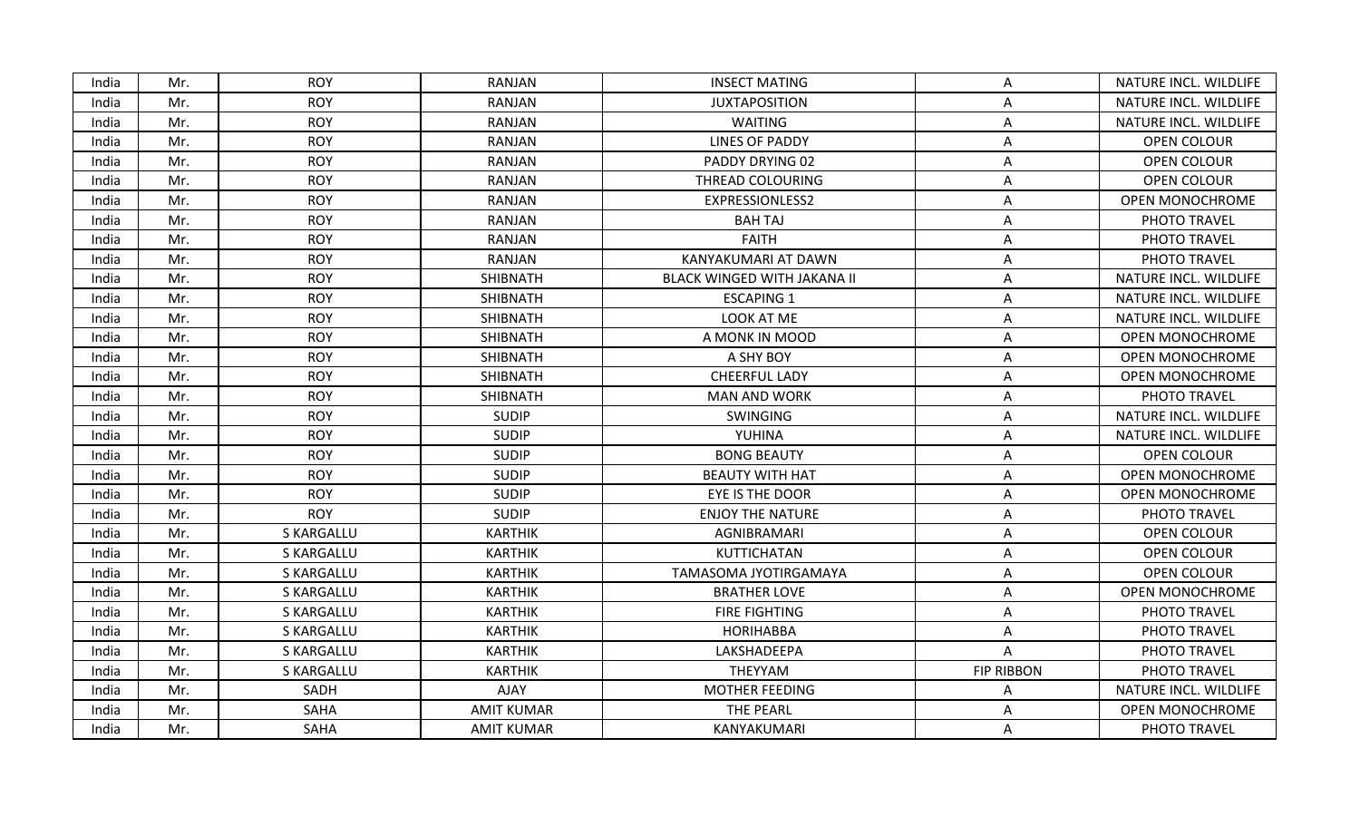| India | Mr. | ROY | RANJAN | INSECT MATING | A | NATURE INCL. WILDLIFE |
|---|---|---|---|---|---|---|
| India | Mr. | ROY | RANJAN | JUXTAPOSITION | A | NATURE INCL. WILDLIFE |
| India | Mr. | ROY | RANJAN | WAITING | A | NATURE INCL. WILDLIFE |
| India | Mr. | ROY | RANJAN | LINES OF PADDY | A | OPEN COLOUR |
| India | Mr. | ROY | RANJAN | PADDY DRYING 02 | A | OPEN COLOUR |
| India | Mr. | ROY | RANJAN | THREAD COLOURING | A | OPEN COLOUR |
| India | Mr. | ROY | RANJAN | EXPRESSIONLESS2 | A | OPEN MONOCHROME |
| India | Mr. | ROY | RANJAN | BAH TAJ | A | PHOTO TRAVEL |
| India | Mr. | ROY | RANJAN | FAITH | A | PHOTO TRAVEL |
| India | Mr. | ROY | RANJAN | KANYAKUMARI AT DAWN | A | PHOTO TRAVEL |
| India | Mr. | ROY | SHIBNATH | BLACK WINGED WITH JAKANA II | A | NATURE INCL. WILDLIFE |
| India | Mr. | ROY | SHIBNATH | ESCAPING 1 | A | NATURE INCL. WILDLIFE |
| India | Mr. | ROY | SHIBNATH | LOOK AT ME | A | NATURE INCL. WILDLIFE |
| India | Mr. | ROY | SHIBNATH | A MONK IN MOOD | A | OPEN MONOCHROME |
| India | Mr. | ROY | SHIBNATH | A SHY BOY | A | OPEN MONOCHROME |
| India | Mr. | ROY | SHIBNATH | CHEERFUL LADY | A | OPEN MONOCHROME |
| India | Mr. | ROY | SHIBNATH | MAN AND WORK | A | PHOTO TRAVEL |
| India | Mr. | ROY | SUDIP | SWINGING | A | NATURE INCL. WILDLIFE |
| India | Mr. | ROY | SUDIP | YUHINA | A | NATURE INCL. WILDLIFE |
| India | Mr. | ROY | SUDIP | BONG BEAUTY | A | OPEN COLOUR |
| India | Mr. | ROY | SUDIP | BEAUTY WITH HAT | A | OPEN MONOCHROME |
| India | Mr. | ROY | SUDIP | EYE IS THE DOOR | A | OPEN MONOCHROME |
| India | Mr. | ROY | SUDIP | ENJOY THE NATURE | A | PHOTO TRAVEL |
| India | Mr. | S KARGALLU | KARTHIK | AGNIBRAMARI | A | OPEN COLOUR |
| India | Mr. | S KARGALLU | KARTHIK | KUTTICHATAN | A | OPEN COLOUR |
| India | Mr. | S KARGALLU | KARTHIK | TAMASOMA JYOTIRGAMAYA | A | OPEN COLOUR |
| India | Mr. | S KARGALLU | KARTHIK | BRATHER LOVE | A | OPEN MONOCHROME |
| India | Mr. | S KARGALLU | KARTHIK | FIRE FIGHTING | A | PHOTO TRAVEL |
| India | Mr. | S KARGALLU | KARTHIK | HORIHABBA | A | PHOTO TRAVEL |
| India | Mr. | S KARGALLU | KARTHIK | LAKSHADEEPA | A | PHOTO TRAVEL |
| India | Mr. | S KARGALLU | KARTHIK | THEYYAM | FIP RIBBON | PHOTO TRAVEL |
| India | Mr. | SADH | AJAY | MOTHER FEEDING | A | NATURE INCL. WILDLIFE |
| India | Mr. | SAHA | AMIT KUMAR | THE PEARL | A | OPEN MONOCHROME |
| India | Mr. | SAHA | AMIT KUMAR | KANYAKUMARI | A | PHOTO TRAVEL |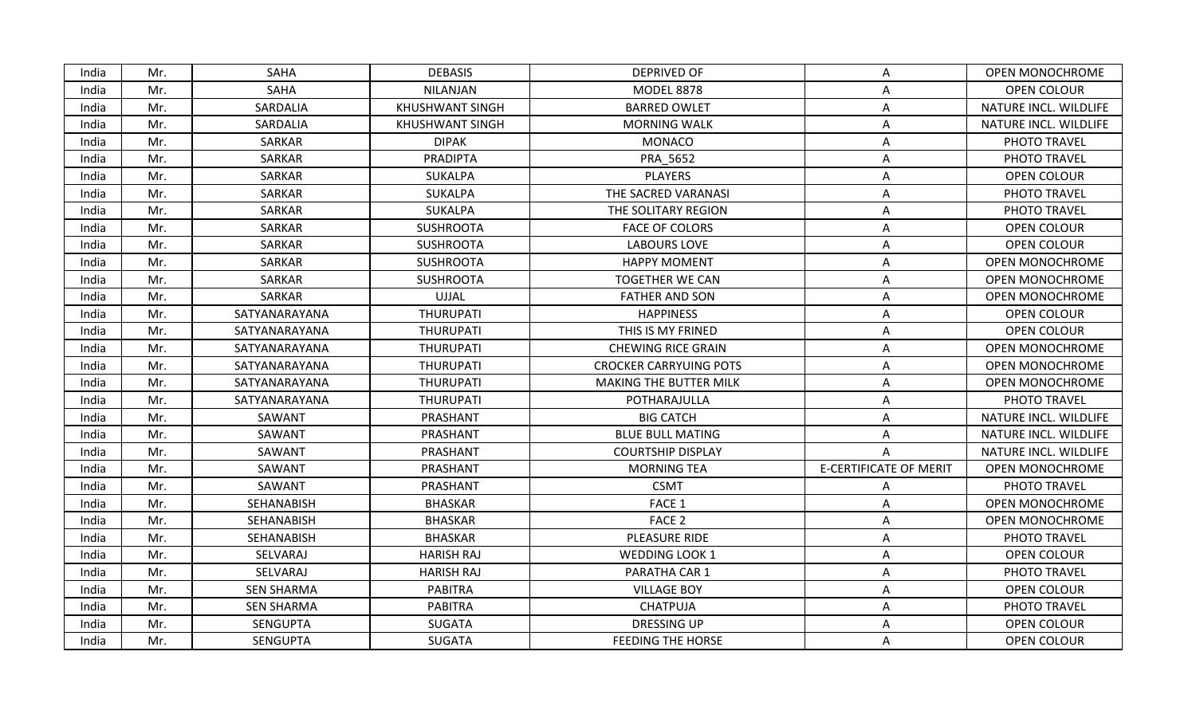| India | Mr. | SAHA | DEBASIS | DEPRIVED OF | A | OPEN MONOCHROME |
|---|---|---|---|---|---|---|
| India | Mr. | SAHA | NILANJAN | MODEL 8878 | A | OPEN COLOUR |
| India | Mr. | SARDALIA | KHUSHWANT SINGH | BARRED OWLET | A | NATURE INCL. WILDLIFE |
| India | Mr. | SARDALIA | KHUSHWANT SINGH | MORNING WALK | A | NATURE INCL. WILDLIFE |
| India | Mr. | SARKAR | DIPAK | MONACO | A | PHOTO TRAVEL |
| India | Mr. | SARKAR | PRADIPTA | PRA_5652 | A | PHOTO TRAVEL |
| India | Mr. | SARKAR | SUKALPA | PLAYERS | A | OPEN COLOUR |
| India | Mr. | SARKAR | SUKALPA | THE SACRED VARANASI | A | PHOTO TRAVEL |
| India | Mr. | SARKAR | SUKALPA | THE SOLITARY REGION | A | PHOTO TRAVEL |
| India | Mr. | SARKAR | SUSHROOTA | FACE OF COLORS | A | OPEN COLOUR |
| India | Mr. | SARKAR | SUSHROOTA | LABOURS LOVE | A | OPEN COLOUR |
| India | Mr. | SARKAR | SUSHROOTA | HAPPY MOMENT | A | OPEN MONOCHROME |
| India | Mr. | SARKAR | SUSHROOTA | TOGETHER WE CAN | A | OPEN MONOCHROME |
| India | Mr. | SARKAR | UJJAL | FATHER AND SON | A | OPEN MONOCHROME |
| India | Mr. | SATYANARAYANA | THURUPATI | HAPPINESS | A | OPEN COLOUR |
| India | Mr. | SATYANARAYANA | THURUPATI | THIS IS MY FRINED | A | OPEN COLOUR |
| India | Mr. | SATYANARAYANA | THURUPATI | CHEWING RICE GRAIN | A | OPEN MONOCHROME |
| India | Mr. | SATYANARAYANA | THURUPATI | CROCKER CARRYUING POTS | A | OPEN MONOCHROME |
| India | Mr. | SATYANARAYANA | THURUPATI | MAKING THE BUTTER MILK | A | OPEN MONOCHROME |
| India | Mr. | SATYANARAYANA | THURUPATI | POTHARAJULLA | A | PHOTO TRAVEL |
| India | Mr. | SAWANT | PRASHANT | BIG CATCH | A | NATURE INCL. WILDLIFE |
| India | Mr. | SAWANT | PRASHANT | BLUE BULL MATING | A | NATURE INCL. WILDLIFE |
| India | Mr. | SAWANT | PRASHANT | COURTSHIP DISPLAY | A | NATURE INCL. WILDLIFE |
| India | Mr. | SAWANT | PRASHANT | MORNING TEA | E-CERTIFICATE OF MERIT | OPEN MONOCHROME |
| India | Mr. | SAWANT | PRASHANT | CSMT | A | PHOTO TRAVEL |
| India | Mr. | SEHANABISH | BHASKAR | FACE 1 | A | OPEN MONOCHROME |
| India | Mr. | SEHANABISH | BHASKAR | FACE 2 | A | OPEN MONOCHROME |
| India | Mr. | SEHANABISH | BHASKAR | PLEASURE RIDE | A | PHOTO TRAVEL |
| India | Mr. | SELVARAJ | HARISH RAJ | WEDDING LOOK 1 | A | OPEN COLOUR |
| India | Mr. | SELVARAJ | HARISH RAJ | PARATHA CAR 1 | A | PHOTO TRAVEL |
| India | Mr. | SEN SHARMA | PABITRA | VILLAGE BOY | A | OPEN COLOUR |
| India | Mr. | SEN SHARMA | PABITRA | CHATPUJA | A | PHOTO TRAVEL |
| India | Mr. | SENGUPTA | SUGATA | DRESSING UP | A | OPEN COLOUR |
| India | Mr. | SENGUPTA | SUGATA | FEEDING THE HORSE | A | OPEN COLOUR |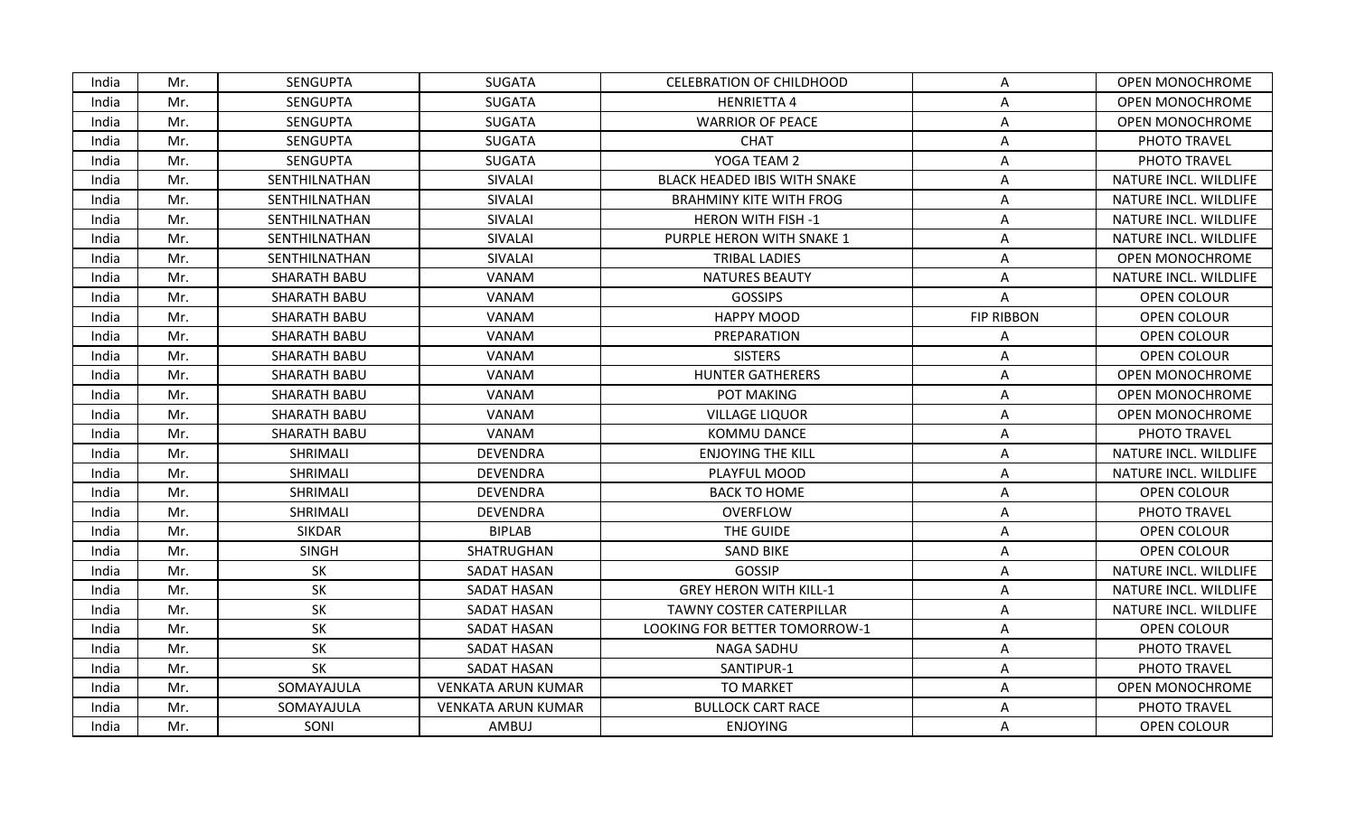| India | Mr. | SENGUPTA | SUGATA | CELEBRATION OF CHILDHOOD | A | OPEN MONOCHROME |
|---|---|---|---|---|---|---|
| India | Mr. | SENGUPTA | SUGATA | HENRIETTA 4 | A | OPEN MONOCHROME |
| India | Mr. | SENGUPTA | SUGATA | WARRIOR OF PEACE | A | OPEN MONOCHROME |
| India | Mr. | SENGUPTA | SUGATA | CHAT | A | PHOTO TRAVEL |
| India | Mr. | SENGUPTA | SUGATA | YOGA TEAM 2 | A | PHOTO TRAVEL |
| India | Mr. | SENTHILNATHAN | SIVALAI | BLACK HEADED IBIS WITH SNAKE | A | NATURE INCL. WILDLIFE |
| India | Mr. | SENTHILNATHAN | SIVALAI | BRAHMINY KITE WITH FROG | A | NATURE INCL. WILDLIFE |
| India | Mr. | SENTHILNATHAN | SIVALAI | HERON WITH FISH -1 | A | NATURE INCL. WILDLIFE |
| India | Mr. | SENTHILNATHAN | SIVALAI | PURPLE HERON WITH SNAKE 1 | A | NATURE INCL. WILDLIFE |
| India | Mr. | SENTHILNATHAN | SIVALAI | TRIBAL LADIES | A | OPEN MONOCHROME |
| India | Mr. | SHARATH BABU | VANAM | NATURES BEAUTY | A | NATURE INCL. WILDLIFE |
| India | Mr. | SHARATH BABU | VANAM | GOSSIPS | A | OPEN COLOUR |
| India | Mr. | SHARATH BABU | VANAM | HAPPY MOOD | FIP RIBBON | OPEN COLOUR |
| India | Mr. | SHARATH BABU | VANAM | PREPARATION | A | OPEN COLOUR |
| India | Mr. | SHARATH BABU | VANAM | SISTERS | A | OPEN COLOUR |
| India | Mr. | SHARATH BABU | VANAM | HUNTER GATHERERS | A | OPEN MONOCHROME |
| India | Mr. | SHARATH BABU | VANAM | POT MAKING | A | OPEN MONOCHROME |
| India | Mr. | SHARATH BABU | VANAM | VILLAGE LIQUOR | A | OPEN MONOCHROME |
| India | Mr. | SHARATH BABU | VANAM | KOMMU DANCE | A | PHOTO TRAVEL |
| India | Mr. | SHRIMALI | DEVENDRA | ENJOYING THE KILL | A | NATURE INCL. WILDLIFE |
| India | Mr. | SHRIMALI | DEVENDRA | PLAYFUL MOOD | A | NATURE INCL. WILDLIFE |
| India | Mr. | SHRIMALI | DEVENDRA | BACK TO HOME | A | OPEN COLOUR |
| India | Mr. | SHRIMALI | DEVENDRA | OVERFLOW | A | PHOTO TRAVEL |
| India | Mr. | SIKDAR | BIPLAB | THE GUIDE | A | OPEN COLOUR |
| India | Mr. | SINGH | SHATRUGHAN | SAND BIKE | A | OPEN COLOUR |
| India | Mr. | SK | SADAT HASAN | GOSSIP | A | NATURE INCL. WILDLIFE |
| India | Mr. | SK | SADAT HASAN | GREY HERON WITH KILL-1 | A | NATURE INCL. WILDLIFE |
| India | Mr. | SK | SADAT HASAN | TAWNY COSTER CATERPILLAR | A | NATURE INCL. WILDLIFE |
| India | Mr. | SK | SADAT HASAN | LOOKING FOR BETTER TOMORROW-1 | A | OPEN COLOUR |
| India | Mr. | SK | SADAT HASAN | NAGA SADHU | A | PHOTO TRAVEL |
| India | Mr. | SK | SADAT HASAN | SANTIPUR-1 | A | PHOTO TRAVEL |
| India | Mr. | SOMAYAJULA | VENKATA ARUN KUMAR | TO MARKET | A | OPEN MONOCHROME |
| India | Mr. | SOMAYAJULA | VENKATA ARUN KUMAR | BULLOCK CART RACE | A | PHOTO TRAVEL |
| India | Mr. | SONI | AMBUJ | ENJOYING | A | OPEN COLOUR |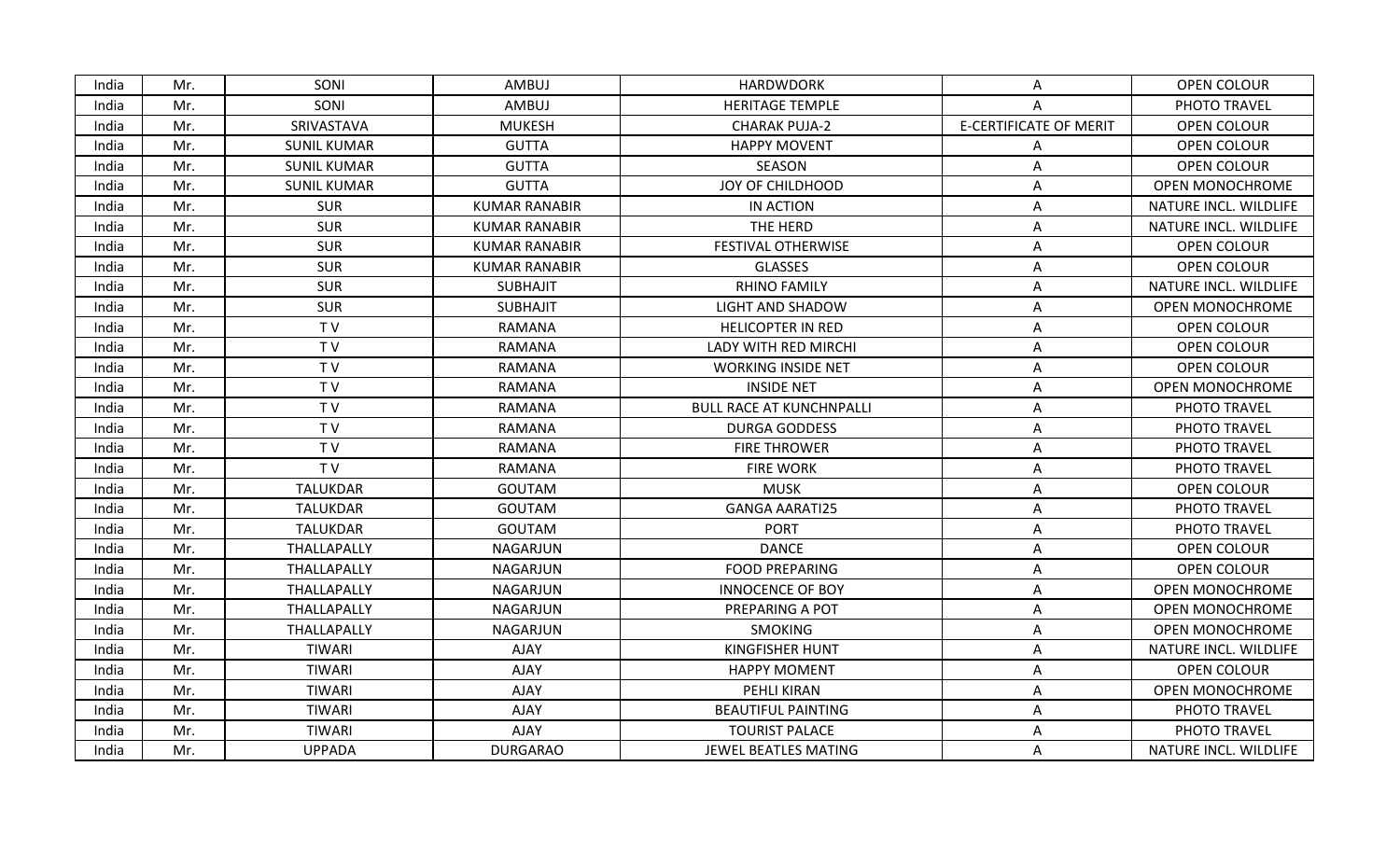| India | Mr. | SONI | AMBUJ | HARDWDORK | A | OPEN COLOUR |
|---|---|---|---|---|---|---|
| India | Mr. | SONI | AMBUJ | HERITAGE TEMPLE | A | PHOTO TRAVEL |
| India | Mr. | SRIVASTAVA | MUKESH | CHARAK PUJA-2 | E-CERTIFICATE OF MERIT | OPEN COLOUR |
| India | Mr. | SUNIL KUMAR | GUTTA | HAPPY MOVENT | A | OPEN COLOUR |
| India | Mr. | SUNIL KUMAR | GUTTA | SEASON | A | OPEN COLOUR |
| India | Mr. | SUNIL KUMAR | GUTTA | JOY OF CHILDHOOD | A | OPEN MONOCHROME |
| India | Mr. | SUR | KUMAR RANABIR | IN ACTION | A | NATURE INCL. WILDLIFE |
| India | Mr. | SUR | KUMAR RANABIR | THE HERD | A | NATURE INCL. WILDLIFE |
| India | Mr. | SUR | KUMAR RANABIR | FESTIVAL OTHERWISE | A | OPEN COLOUR |
| India | Mr. | SUR | KUMAR RANABIR | GLASSES | A | OPEN COLOUR |
| India | Mr. | SUR | SUBHAJIT | RHINO FAMILY | A | NATURE INCL. WILDLIFE |
| India | Mr. | SUR | SUBHAJIT | LIGHT AND SHADOW | A | OPEN MONOCHROME |
| India | Mr. | T V | RAMANA | HELICOPTER IN RED | A | OPEN COLOUR |
| India | Mr. | T V | RAMANA | LADY WITH RED MIRCHI | A | OPEN COLOUR |
| India | Mr. | T V | RAMANA | WORKING INSIDE NET | A | OPEN COLOUR |
| India | Mr. | T V | RAMANA | INSIDE NET | A | OPEN MONOCHROME |
| India | Mr. | T V | RAMANA | BULL RACE AT KUNCHNPALLI | A | PHOTO TRAVEL |
| India | Mr. | T V | RAMANA | DURGA GODDESS | A | PHOTO TRAVEL |
| India | Mr. | T V | RAMANA | FIRE THROWER | A | PHOTO TRAVEL |
| India | Mr. | T V | RAMANA | FIRE WORK | A | PHOTO TRAVEL |
| India | Mr. | TALUKDAR | GOUTAM | MUSK | A | OPEN COLOUR |
| India | Mr. | TALUKDAR | GOUTAM | GANGA AARATI25 | A | PHOTO TRAVEL |
| India | Mr. | TALUKDAR | GOUTAM | PORT | A | PHOTO TRAVEL |
| India | Mr. | THALLAPALLY | NAGARJUN | DANCE | A | OPEN COLOUR |
| India | Mr. | THALLAPALLY | NAGARJUN | FOOD PREPARING | A | OPEN COLOUR |
| India | Mr. | THALLAPALLY | NAGARJUN | INNOCENCE OF BOY | A | OPEN MONOCHROME |
| India | Mr. | THALLAPALLY | NAGARJUN | PREPARING A POT | A | OPEN MONOCHROME |
| India | Mr. | THALLAPALLY | NAGARJUN | SMOKING | A | OPEN MONOCHROME |
| India | Mr. | TIWARI | AJAY | KINGFISHER HUNT | A | NATURE INCL. WILDLIFE |
| India | Mr. | TIWARI | AJAY | HAPPY MOMENT | A | OPEN COLOUR |
| India | Mr. | TIWARI | AJAY | PEHLI KIRAN | A | OPEN MONOCHROME |
| India | Mr. | TIWARI | AJAY | BEAUTIFUL PAINTING | A | PHOTO TRAVEL |
| India | Mr. | TIWARI | AJAY | TOURIST PALACE | A | PHOTO TRAVEL |
| India | Mr. | UPPADA | DURGARAO | JEWEL BEATLES MATING | A | NATURE INCL. WILDLIFE |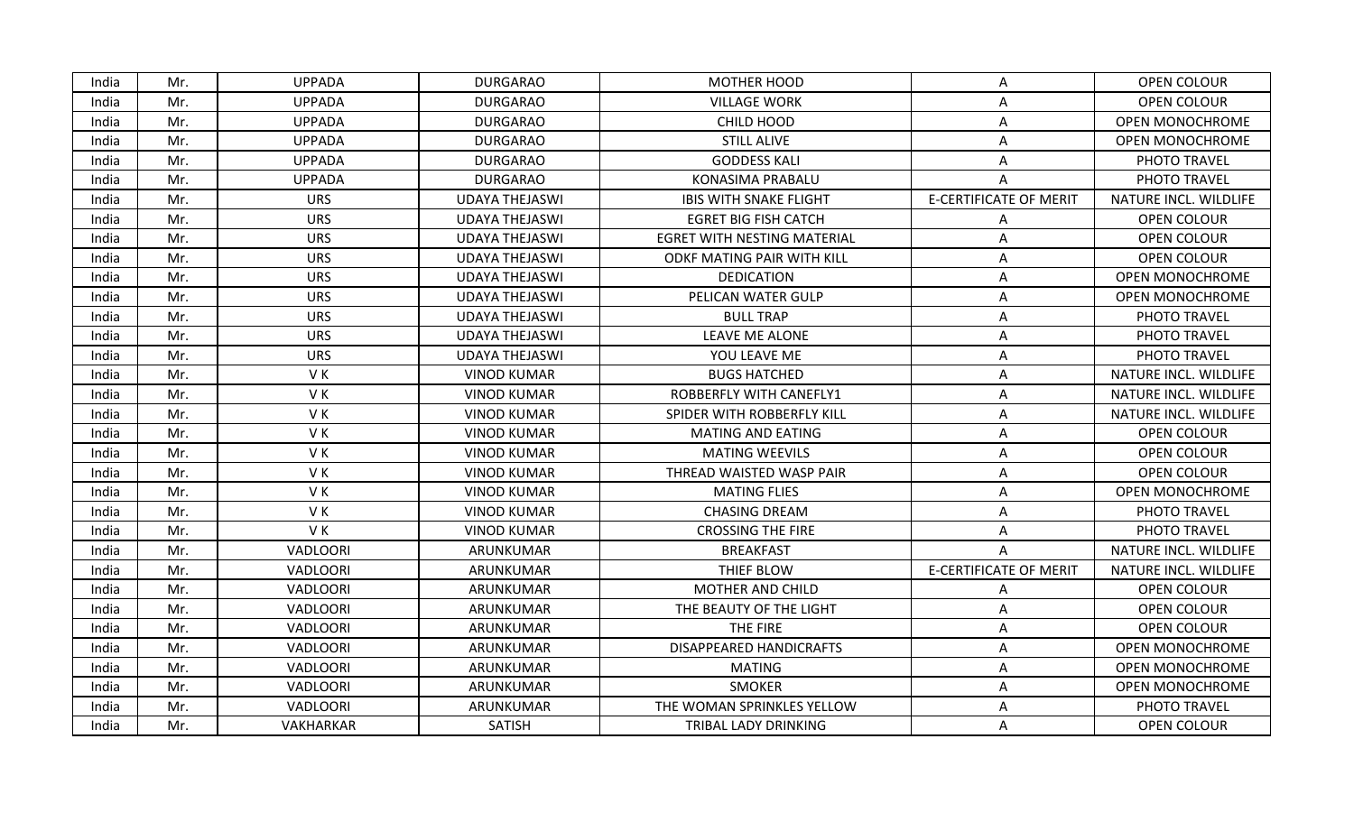| India | Mr. | UPPADA | DURGARAO | MOTHER HOOD | A | OPEN COLOUR |
|---|---|---|---|---|---|---|
| India | Mr. | UPPADA | DURGARAO | VILLAGE WORK | A | OPEN COLOUR |
| India | Mr. | UPPADA | DURGARAO | CHILD HOOD | A | OPEN MONOCHROME |
| India | Mr. | UPPADA | DURGARAO | STILL ALIVE | A | OPEN MONOCHROME |
| India | Mr. | UPPADA | DURGARAO | GODDESS KALI | A | PHOTO TRAVEL |
| India | Mr. | UPPADA | DURGARAO | KONASIMA PRABALU | A | PHOTO TRAVEL |
| India | Mr. | URS | UDAYA THEJASWI | IBIS WITH SNAKE FLIGHT | E-CERTIFICATE OF MERIT | NATURE INCL. WILDLIFE |
| India | Mr. | URS | UDAYA THEJASWI | EGRET BIG FISH CATCH | A | OPEN COLOUR |
| India | Mr. | URS | UDAYA THEJASWI | EGRET WITH NESTING MATERIAL | A | OPEN COLOUR |
| India | Mr. | URS | UDAYA THEJASWI | ODKF MATING PAIR WITH KILL | A | OPEN COLOUR |
| India | Mr. | URS | UDAYA THEJASWI | DEDICATION | A | OPEN MONOCHROME |
| India | Mr. | URS | UDAYA THEJASWI | PELICAN WATER GULP | A | OPEN MONOCHROME |
| India | Mr. | URS | UDAYA THEJASWI | BULL TRAP | A | PHOTO TRAVEL |
| India | Mr. | URS | UDAYA THEJASWI | LEAVE ME ALONE | A | PHOTO TRAVEL |
| India | Mr. | URS | UDAYA THEJASWI | YOU LEAVE ME | A | PHOTO TRAVEL |
| India | Mr. | V K | VINOD KUMAR | BUGS HATCHED | A | NATURE INCL. WILDLIFE |
| India | Mr. | V K | VINOD KUMAR | ROBBERFLY WITH CANEFLY1 | A | NATURE INCL. WILDLIFE |
| India | Mr. | V K | VINOD KUMAR | SPIDER WITH ROBBERFLY KILL | A | NATURE INCL. WILDLIFE |
| India | Mr. | V K | VINOD KUMAR | MATING AND EATING | A | OPEN COLOUR |
| India | Mr. | V K | VINOD KUMAR | MATING WEEVILS | A | OPEN COLOUR |
| India | Mr. | V K | VINOD KUMAR | THREAD WAISTED WASP PAIR | A | OPEN COLOUR |
| India | Mr. | V K | VINOD KUMAR | MATING FLIES | A | OPEN MONOCHROME |
| India | Mr. | V K | VINOD KUMAR | CHASING DREAM | A | PHOTO TRAVEL |
| India | Mr. | V K | VINOD KUMAR | CROSSING THE FIRE | A | PHOTO TRAVEL |
| India | Mr. | VADLOORI | ARUNKUMAR | BREAKFAST | A | NATURE INCL. WILDLIFE |
| India | Mr. | VADLOORI | ARUNKUMAR | THIEF BLOW | E-CERTIFICATE OF MERIT | NATURE INCL. WILDLIFE |
| India | Mr. | VADLOORI | ARUNKUMAR | MOTHER AND CHILD | A | OPEN COLOUR |
| India | Mr. | VADLOORI | ARUNKUMAR | THE BEAUTY OF THE LIGHT | A | OPEN COLOUR |
| India | Mr. | VADLOORI | ARUNKUMAR | THE FIRE | A | OPEN COLOUR |
| India | Mr. | VADLOORI | ARUNKUMAR | DISAPPEARED HANDICRAFTS | A | OPEN MONOCHROME |
| India | Mr. | VADLOORI | ARUNKUMAR | MATING | A | OPEN MONOCHROME |
| India | Mr. | VADLOORI | ARUNKUMAR | SMOKER | A | OPEN MONOCHROME |
| India | Mr. | VADLOORI | ARUNKUMAR | THE WOMAN SPRINKLES YELLOW | A | PHOTO TRAVEL |
| India | Mr. | VAKHARKAR | SATISH | TRIBAL LADY DRINKING | A | OPEN COLOUR |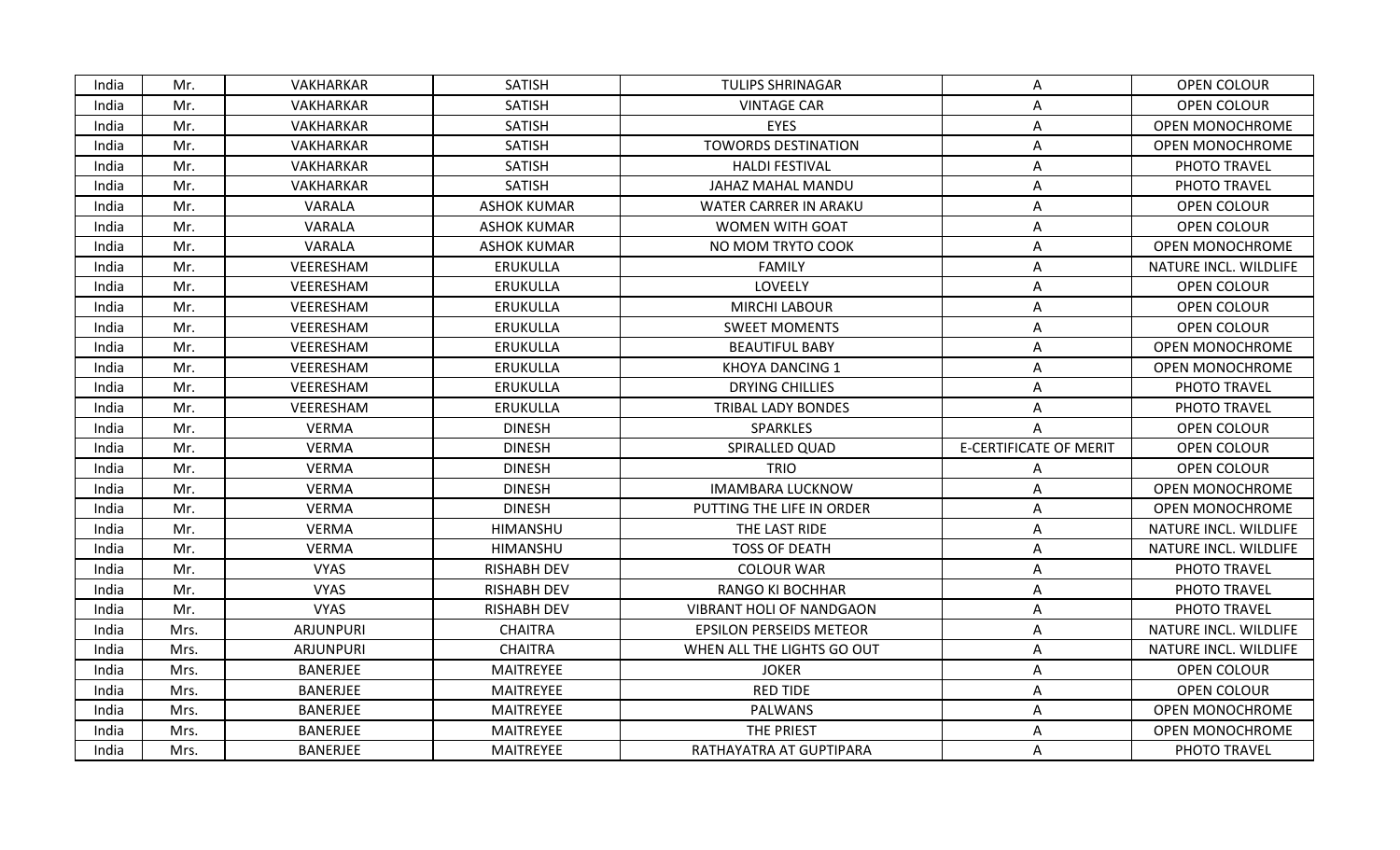| India | Mr. | VAKHARKAR | SATISH | TULIPS SHRINAGAR | A | OPEN COLOUR |
|---|---|---|---|---|---|---|
| India | Mr. | VAKHARKAR | SATISH | VINTAGE CAR | A | OPEN COLOUR |
| India | Mr. | VAKHARKAR | SATISH | EYES | A | OPEN MONOCHROME |
| India | Mr. | VAKHARKAR | SATISH | TOWORDS DESTINATION | A | OPEN MONOCHROME |
| India | Mr. | VAKHARKAR | SATISH | HALDI FESTIVAL | A | PHOTO TRAVEL |
| India | Mr. | VAKHARKAR | SATISH | JAHAZ MAHAL MANDU | A | PHOTO TRAVEL |
| India | Mr. | VARALA | ASHOK KUMAR | WATER CARRER IN ARAKU | A | OPEN COLOUR |
| India | Mr. | VARALA | ASHOK KUMAR | WOMEN WITH GOAT | A | OPEN COLOUR |
| India | Mr. | VARALA | ASHOK KUMAR | NO MOM TRYTO COOK | A | OPEN MONOCHROME |
| India | Mr. | VEERESHAM | ERUKULLA | FAMILY | A | NATURE INCL. WILDLIFE |
| India | Mr. | VEERESHAM | ERUKULLA | LOVEELY | A | OPEN COLOUR |
| India | Mr. | VEERESHAM | ERUKULLA | MIRCHI LABOUR | A | OPEN COLOUR |
| India | Mr. | VEERESHAM | ERUKULLA | SWEET MOMENTS | A | OPEN COLOUR |
| India | Mr. | VEERESHAM | ERUKULLA | BEAUTIFUL BABY | A | OPEN MONOCHROME |
| India | Mr. | VEERESHAM | ERUKULLA | KHOYA DANCING 1 | A | OPEN MONOCHROME |
| India | Mr. | VEERESHAM | ERUKULLA | DRYING CHILLIES | A | PHOTO TRAVEL |
| India | Mr. | VEERESHAM | ERUKULLA | TRIBAL LADY BONDES | A | PHOTO TRAVEL |
| India | Mr. | VERMA | DINESH | SPARKLES | A | OPEN COLOUR |
| India | Mr. | VERMA | DINESH | SPIRALLED QUAD | E-CERTIFICATE OF MERIT | OPEN COLOUR |
| India | Mr. | VERMA | DINESH | TRIO | A | OPEN COLOUR |
| India | Mr. | VERMA | DINESH | IMAMBARA LUCKNOW | A | OPEN MONOCHROME |
| India | Mr. | VERMA | DINESH | PUTTING THE LIFE IN ORDER | A | OPEN MONOCHROME |
| India | Mr. | VERMA | HIMANSHU | THE LAST RIDE | A | NATURE INCL. WILDLIFE |
| India | Mr. | VERMA | HIMANSHU | TOSS OF DEATH | A | NATURE INCL. WILDLIFE |
| India | Mr. | VYAS | RISHABH DEV | COLOUR WAR | A | PHOTO TRAVEL |
| India | Mr. | VYAS | RISHABH DEV | RANGO KI BOCHHAR | A | PHOTO TRAVEL |
| India | Mr. | VYAS | RISHABH DEV | VIBRANT HOLI OF NANDGAON | A | PHOTO TRAVEL |
| India | Mrs. | ARJUNPURI | CHAITRA | EPSILON PERSEIDS METEOR | A | NATURE INCL. WILDLIFE |
| India | Mrs. | ARJUNPURI | CHAITRA | WHEN ALL THE LIGHTS GO OUT | A | NATURE INCL. WILDLIFE |
| India | Mrs. | BANERJEE | MAITREYEE | JOKER | A | OPEN COLOUR |
| India | Mrs. | BANERJEE | MAITREYEE | RED TIDE | A | OPEN COLOUR |
| India | Mrs. | BANERJEE | MAITREYEE | PALWANS | A | OPEN MONOCHROME |
| India | Mrs. | BANERJEE | MAITREYEE | THE PRIEST | A | OPEN MONOCHROME |
| India | Mrs. | BANERJEE | MAITREYEE | RATHAYATRA AT GUPTIPARA | A | PHOTO TRAVEL |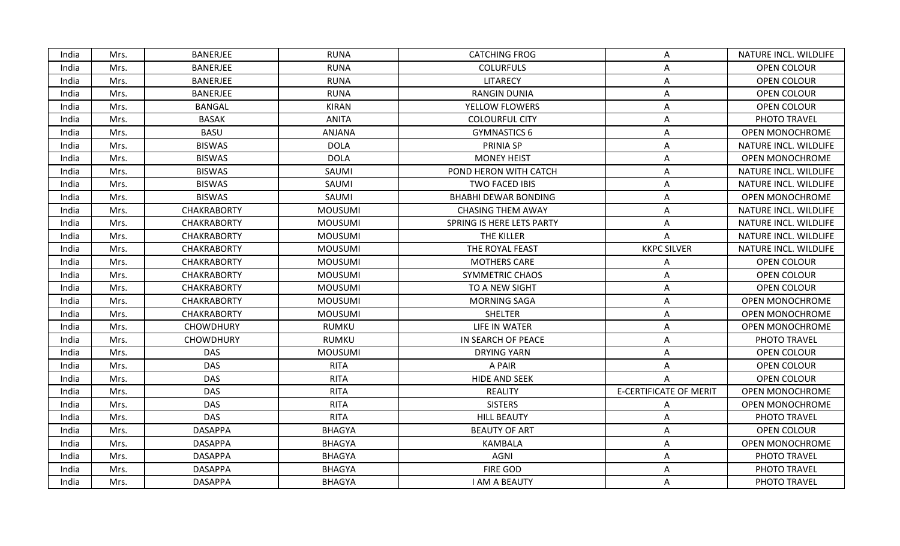| India | Mrs. | BANERJEE | RUNA | CATCHING FROG | A | NATURE INCL. WILDLIFE |
|---|---|---|---|---|---|---|
| India | Mrs. | BANERJEE | RUNA | COLURFULS | A | OPEN COLOUR |
| India | Mrs. | BANERJEE | RUNA | LITARECY | A | OPEN COLOUR |
| India | Mrs. | BANERJEE | RUNA | RANGIN DUNIA | A | OPEN COLOUR |
| India | Mrs. | BANGAL | KIRAN | YELLOW FLOWERS | A | OPEN COLOUR |
| India | Mrs. | BASAK | ANITA | COLOURFUL CITY | A | PHOTO TRAVEL |
| India | Mrs. | BASU | ANJANA | GYMNASTICS 6 | A | OPEN MONOCHROME |
| India | Mrs. | BISWAS | DOLA | PRINIA SP | A | NATURE INCL. WILDLIFE |
| India | Mrs. | BISWAS | DOLA | MONEY HEIST | A | OPEN MONOCHROME |
| India | Mrs. | BISWAS | SAUMI | POND HERON WITH CATCH | A | NATURE INCL. WILDLIFE |
| India | Mrs. | BISWAS | SAUMI | TWO FACED IBIS | A | NATURE INCL. WILDLIFE |
| India | Mrs. | BISWAS | SAUMI | BHABHI DEWAR BONDING | A | OPEN MONOCHROME |
| India | Mrs. | CHAKRABORTY | MOUSUMI | CHASING THEM AWAY | A | NATURE INCL. WILDLIFE |
| India | Mrs. | CHAKRABORTY | MOUSUMI | SPRING IS HERE LETS PARTY | A | NATURE INCL. WILDLIFE |
| India | Mrs. | CHAKRABORTY | MOUSUMI | THE KILLER | A | NATURE INCL. WILDLIFE |
| India | Mrs. | CHAKRABORTY | MOUSUMI | THE ROYAL FEAST | KKPC SILVER | NATURE INCL. WILDLIFE |
| India | Mrs. | CHAKRABORTY | MOUSUMI | MOTHERS CARE | A | OPEN COLOUR |
| India | Mrs. | CHAKRABORTY | MOUSUMI | SYMMETRIC CHAOS | A | OPEN COLOUR |
| India | Mrs. | CHAKRABORTY | MOUSUMI | TO A NEW SIGHT | A | OPEN COLOUR |
| India | Mrs. | CHAKRABORTY | MOUSUMI | MORNING SAGA | A | OPEN MONOCHROME |
| India | Mrs. | CHAKRABORTY | MOUSUMI | SHELTER | A | OPEN MONOCHROME |
| India | Mrs. | CHOWDHURY | RUMKU | LIFE IN WATER | A | OPEN MONOCHROME |
| India | Mrs. | CHOWDHURY | RUMKU | IN SEARCH OF PEACE | A | PHOTO TRAVEL |
| India | Mrs. | DAS | MOUSUMI | DRYING YARN | A | OPEN COLOUR |
| India | Mrs. | DAS | RITA | A PAIR | A | OPEN COLOUR |
| India | Mrs. | DAS | RITA | HIDE AND SEEK | A | OPEN COLOUR |
| India | Mrs. | DAS | RITA | REALITY | E-CERTIFICATE OF MERIT | OPEN MONOCHROME |
| India | Mrs. | DAS | RITA | SISTERS | A | OPEN MONOCHROME |
| India | Mrs. | DAS | RITA | HILL BEAUTY | A | PHOTO TRAVEL |
| India | Mrs. | DASAPPA | BHAGYA | BEAUTY OF ART | A | OPEN COLOUR |
| India | Mrs. | DASAPPA | BHAGYA | KAMBALA | A | OPEN MONOCHROME |
| India | Mrs. | DASAPPA | BHAGYA | AGNI | A | PHOTO TRAVEL |
| India | Mrs. | DASAPPA | BHAGYA | FIRE GOD | A | PHOTO TRAVEL |
| India | Mrs. | DASAPPA | BHAGYA | I AM A BEAUTY | A | PHOTO TRAVEL |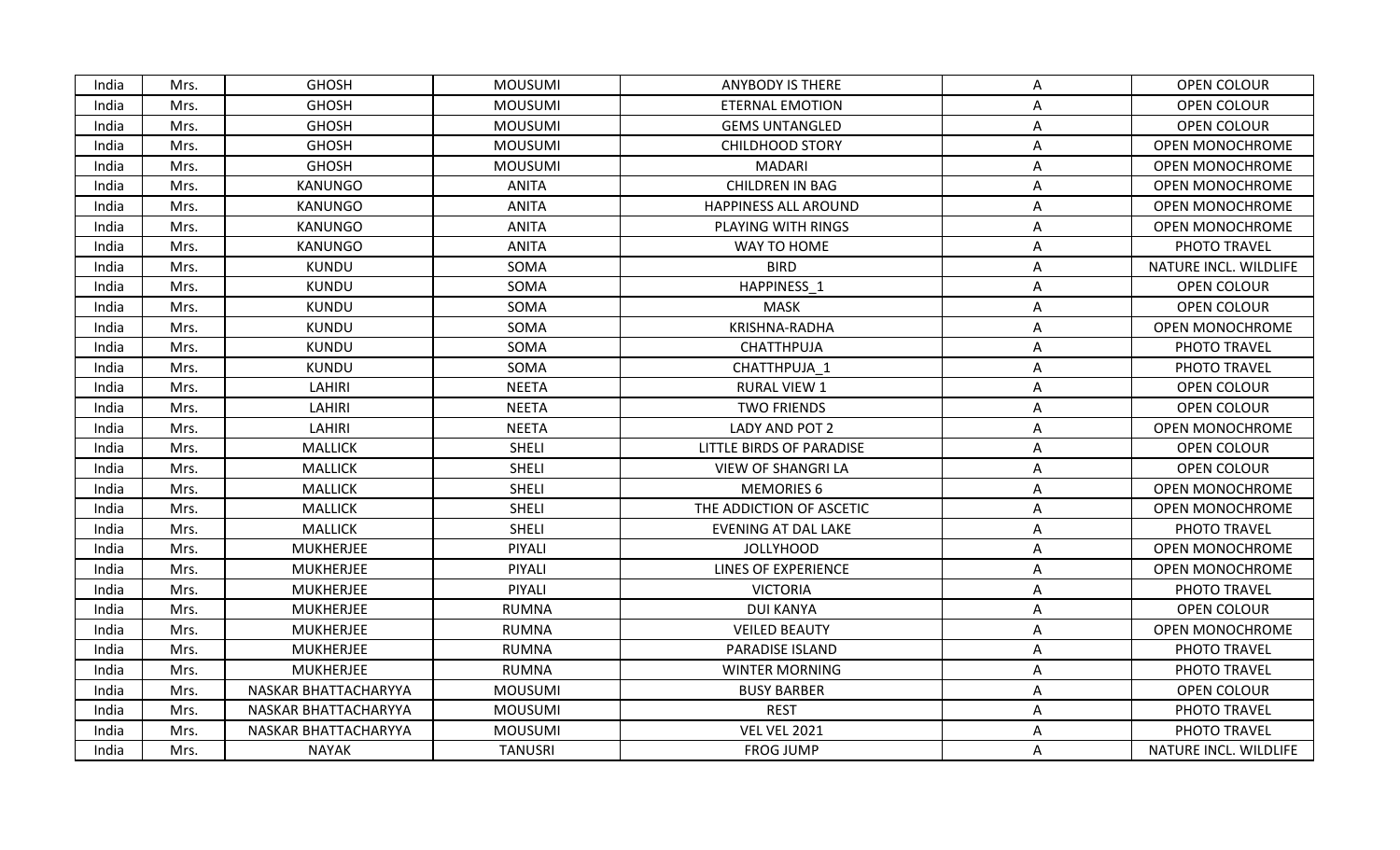| India | Mrs. | GHOSH | MOUSUMI | ANYBODY IS THERE | A | OPEN COLOUR |
|---|---|---|---|---|---|---|
| India | Mrs. | GHOSH | MOUSUMI | ETERNAL EMOTION | A | OPEN COLOUR |
| India | Mrs. | GHOSH | MOUSUMI | GEMS UNTANGLED | A | OPEN COLOUR |
| India | Mrs. | GHOSH | MOUSUMI | CHILDHOOD STORY | A | OPEN MONOCHROME |
| India | Mrs. | GHOSH | MOUSUMI | MADARI | A | OPEN MONOCHROME |
| India | Mrs. | KANUNGO | ANITA | CHILDREN IN BAG | A | OPEN MONOCHROME |
| India | Mrs. | KANUNGO | ANITA | HAPPINESS ALL AROUND | A | OPEN MONOCHROME |
| India | Mrs. | KANUNGO | ANITA | PLAYING WITH RINGS | A | OPEN MONOCHROME |
| India | Mrs. | KANUNGO | ANITA | WAY TO HOME | A | PHOTO TRAVEL |
| India | Mrs. | KUNDU | SOMA | BIRD | A | NATURE INCL. WILDLIFE |
| India | Mrs. | KUNDU | SOMA | HAPPINESS_1 | A | OPEN COLOUR |
| India | Mrs. | KUNDU | SOMA | MASK | A | OPEN COLOUR |
| India | Mrs. | KUNDU | SOMA | KRISHNA-RADHA | A | OPEN MONOCHROME |
| India | Mrs. | KUNDU | SOMA | CHATTHPUJA | A | PHOTO TRAVEL |
| India | Mrs. | KUNDU | SOMA | CHATTHPUJA_1 | A | PHOTO TRAVEL |
| India | Mrs. | LAHIRI | NEETA | RURAL VIEW 1 | A | OPEN COLOUR |
| India | Mrs. | LAHIRI | NEETA | TWO FRIENDS | A | OPEN COLOUR |
| India | Mrs. | LAHIRI | NEETA | LADY AND POT 2 | A | OPEN MONOCHROME |
| India | Mrs. | MALLICK | SHELI | LITTLE BIRDS OF PARADISE | A | OPEN COLOUR |
| India | Mrs. | MALLICK | SHELI | VIEW OF SHANGRI LA | A | OPEN COLOUR |
| India | Mrs. | MALLICK | SHELI | MEMORIES 6 | A | OPEN MONOCHROME |
| India | Mrs. | MALLICK | SHELI | THE ADDICTION OF ASCETIC | A | OPEN MONOCHROME |
| India | Mrs. | MALLICK | SHELI | EVENING AT DAL LAKE | A | PHOTO TRAVEL |
| India | Mrs. | MUKHERJEE | PIYALI | JOLLYHOOD | A | OPEN MONOCHROME |
| India | Mrs. | MUKHERJEE | PIYALI | LINES OF EXPERIENCE | A | OPEN MONOCHROME |
| India | Mrs. | MUKHERJEE | PIYALI | VICTORIA | A | PHOTO TRAVEL |
| India | Mrs. | MUKHERJEE | RUMNA | DUI KANYA | A | OPEN COLOUR |
| India | Mrs. | MUKHERJEE | RUMNA | VEILED BEAUTY | A | OPEN MONOCHROME |
| India | Mrs. | MUKHERJEE | RUMNA | PARADISE ISLAND | A | PHOTO TRAVEL |
| India | Mrs. | MUKHERJEE | RUMNA | WINTER MORNING | A | PHOTO TRAVEL |
| India | Mrs. | NASKAR BHATTACHARYYA | MOUSUMI | BUSY BARBER | A | OPEN COLOUR |
| India | Mrs. | NASKAR BHATTACHARYYA | MOUSUMI | REST | A | PHOTO TRAVEL |
| India | Mrs. | NASKAR BHATTACHARYYA | MOUSUMI | VEL VEL 2021 | A | PHOTO TRAVEL |
| India | Mrs. | NAYAK | TANUSRI | FROG JUMP | A | NATURE INCL. WILDLIFE |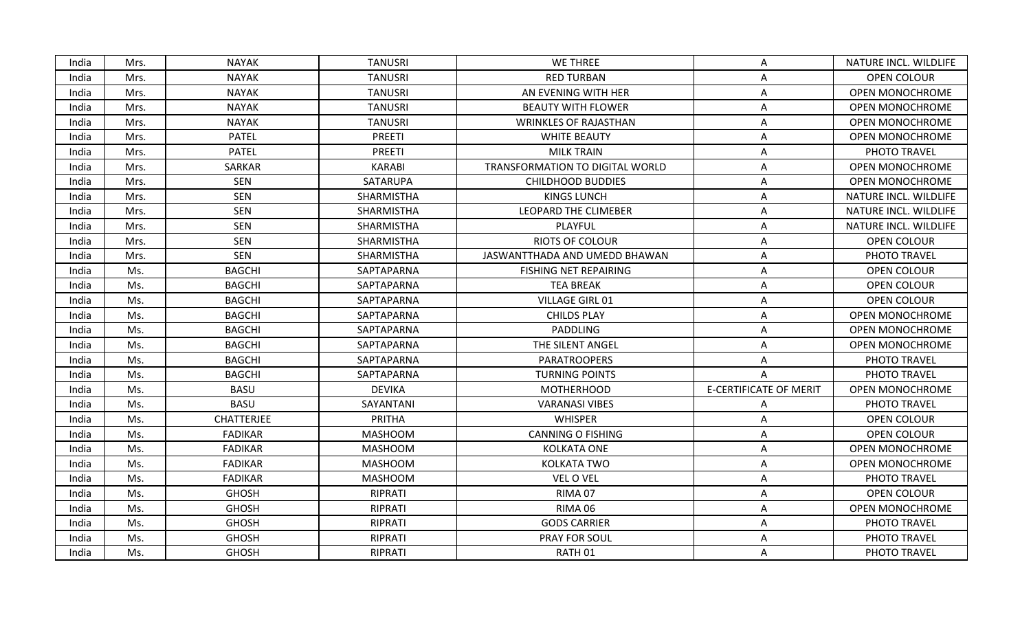| India | Mrs. | NAYAK | TANUSRI | WE THREE | A | NATURE INCL. WILDLIFE |
|---|---|---|---|---|---|---|
| India | Mrs. | NAYAK | TANUSRI | RED TURBAN | A | OPEN COLOUR |
| India | Mrs. | NAYAK | TANUSRI | AN EVENING WITH HER | A | OPEN MONOCHROME |
| India | Mrs. | NAYAK | TANUSRI | BEAUTY WITH FLOWER | A | OPEN MONOCHROME |
| India | Mrs. | NAYAK | TANUSRI | WRINKLES OF RAJASTHAN | A | OPEN MONOCHROME |
| India | Mrs. | PATEL | PREETI | WHITE BEAUTY | A | OPEN MONOCHROME |
| India | Mrs. | PATEL | PREETI | MILK TRAIN | A | PHOTO TRAVEL |
| India | Mrs. | SARKAR | KARABI | TRANSFORMATION TO DIGITAL WORLD | A | OPEN MONOCHROME |
| India | Mrs. | SEN | SATARUPA | CHILDHOOD BUDDIES | A | OPEN MONOCHROME |
| India | Mrs. | SEN | SHARMISTHA | KINGS LUNCH | A | NATURE INCL. WILDLIFE |
| India | Mrs. | SEN | SHARMISTHA | LEOPARD THE CLIMEBER | A | NATURE INCL. WILDLIFE |
| India | Mrs. | SEN | SHARMISTHA | PLAYFUL | A | NATURE INCL. WILDLIFE |
| India | Mrs. | SEN | SHARMISTHA | RIOTS OF COLOUR | A | OPEN COLOUR |
| India | Mrs. | SEN | SHARMISTHA | JASWANTTHADA AND UMEDD BHAWAN | A | PHOTO TRAVEL |
| India | Ms. | BAGCHI | SAPTAPARNA | FISHING NET REPAIRING | A | OPEN COLOUR |
| India | Ms. | BAGCHI | SAPTAPARNA | TEA BREAK | A | OPEN COLOUR |
| India | Ms. | BAGCHI | SAPTAPARNA | VILLAGE GIRL 01 | A | OPEN COLOUR |
| India | Ms. | BAGCHI | SAPTAPARNA | CHILDS PLAY | A | OPEN MONOCHROME |
| India | Ms. | BAGCHI | SAPTAPARNA | PADDLING | A | OPEN MONOCHROME |
| India | Ms. | BAGCHI | SAPTAPARNA | THE SILENT ANGEL | A | OPEN MONOCHROME |
| India | Ms. | BAGCHI | SAPTAPARNA | PARATROOPERS | A | PHOTO TRAVEL |
| India | Ms. | BAGCHI | SAPTAPARNA | TURNING POINTS | A | PHOTO TRAVEL |
| India | Ms. | BASU | DEVIKA | MOTHERHOOD | E-CERTIFICATE OF MERIT | OPEN MONOCHROME |
| India | Ms. | BASU | SAYANTANI | VARANASI VIBES | A | PHOTO TRAVEL |
| India | Ms. | CHATTERJEE | PRITHA | WHISPER | A | OPEN COLOUR |
| India | Ms. | FADIKAR | MASHOOM | CANNING O FISHING | A | OPEN COLOUR |
| India | Ms. | FADIKAR | MASHOOM | KOLKATA ONE | A | OPEN MONOCHROME |
| India | Ms. | FADIKAR | MASHOOM | KOLKATA TWO | A | OPEN MONOCHROME |
| India | Ms. | FADIKAR | MASHOOM | VEL O VEL | A | PHOTO TRAVEL |
| India | Ms. | GHOSH | RIPRATI | RIMA 07 | A | OPEN COLOUR |
| India | Ms. | GHOSH | RIPRATI | RIMA 06 | A | OPEN MONOCHROME |
| India | Ms. | GHOSH | RIPRATI | GODS CARRIER | A | PHOTO TRAVEL |
| India | Ms. | GHOSH | RIPRATI | PRAY FOR SOUL | A | PHOTO TRAVEL |
| India | Ms. | GHOSH | RIPRATI | RATH 01 | A | PHOTO TRAVEL |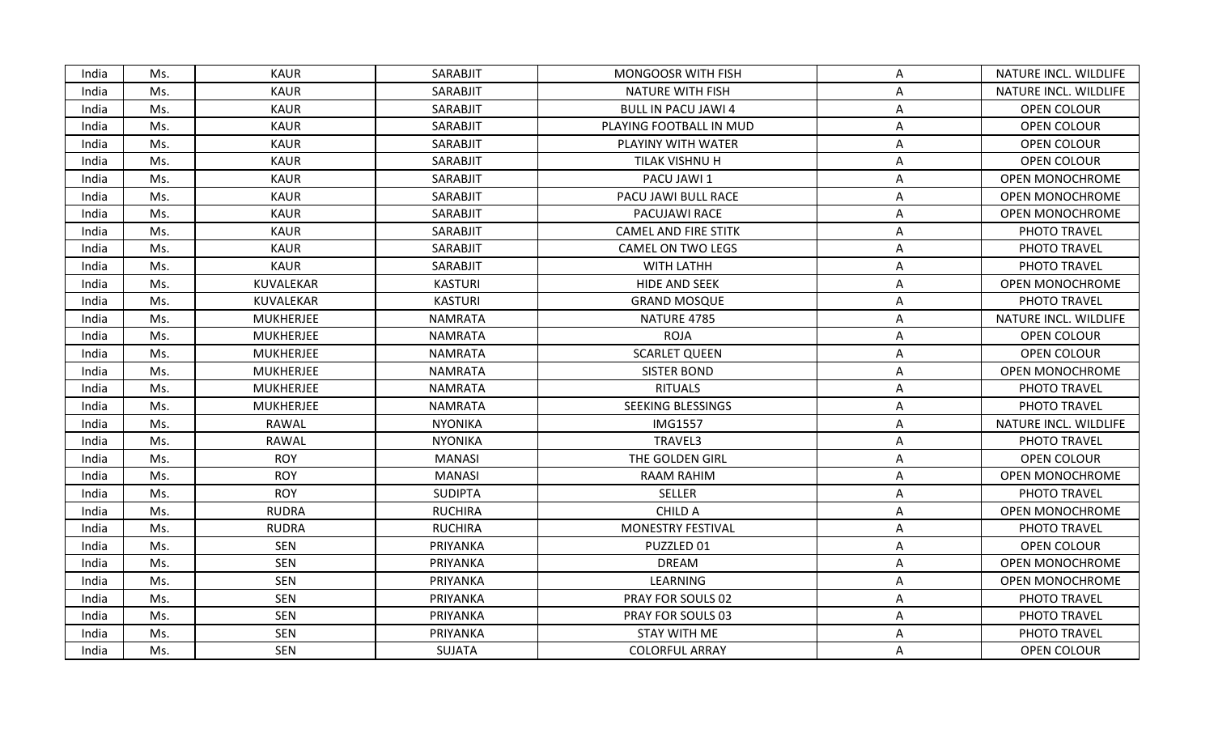| India | Ms. | KAUR | SARABJIT | MONGOOSR WITH FISH | A | NATURE INCL. WILDLIFE |
|---|---|---|---|---|---|---|
| India | Ms. | KAUR | SARABJIT | NATURE WITH FISH | A | NATURE INCL. WILDLIFE |
| India | Ms. | KAUR | SARABJIT | BULL IN PACU JAWI 4 | A | OPEN COLOUR |
| India | Ms. | KAUR | SARABJIT | PLAYING FOOTBALL IN MUD | A | OPEN COLOUR |
| India | Ms. | KAUR | SARABJIT | PLAYINY WITH WATER | A | OPEN COLOUR |
| India | Ms. | KAUR | SARABJIT | TILAK VISHNU H | A | OPEN COLOUR |
| India | Ms. | KAUR | SARABJIT | PACU JAWI 1 | A | OPEN MONOCHROME |
| India | Ms. | KAUR | SARABJIT | PACU JAWI BULL RACE | A | OPEN MONOCHROME |
| India | Ms. | KAUR | SARABJIT | PACUJAWI RACE | A | OPEN MONOCHROME |
| India | Ms. | KAUR | SARABJIT | CAMEL AND FIRE STITK | A | PHOTO TRAVEL |
| India | Ms. | KAUR | SARABJIT | CAMEL ON TWO LEGS | A | PHOTO TRAVEL |
| India | Ms. | KAUR | SARABJIT | WITH LATHH | A | PHOTO TRAVEL |
| India | Ms. | KUVALEKAR | KASTURI | HIDE AND SEEK | A | OPEN MONOCHROME |
| India | Ms. | KUVALEKAR | KASTURI | GRAND MOSQUE | A | PHOTO TRAVEL |
| India | Ms. | MUKHERJEE | NAMRATA | NATURE 4785 | A | NATURE INCL. WILDLIFE |
| India | Ms. | MUKHERJEE | NAMRATA | ROJA | A | OPEN COLOUR |
| India | Ms. | MUKHERJEE | NAMRATA | SCARLET QUEEN | A | OPEN COLOUR |
| India | Ms. | MUKHERJEE | NAMRATA | SISTER BOND | A | OPEN MONOCHROME |
| India | Ms. | MUKHERJEE | NAMRATA | RITUALS | A | PHOTO TRAVEL |
| India | Ms. | MUKHERJEE | NAMRATA | SEEKING BLESSINGS | A | PHOTO TRAVEL |
| India | Ms. | RAWAL | NYONIKA | IMG1557 | A | NATURE INCL. WILDLIFE |
| India | Ms. | RAWAL | NYONIKA | TRAVEL3 | A | PHOTO TRAVEL |
| India | Ms. | ROY | MANASI | THE GOLDEN GIRL | A | OPEN COLOUR |
| India | Ms. | ROY | MANASI | RAAM RAHIM | A | OPEN MONOCHROME |
| India | Ms. | ROY | SUDIPTA | SELLER | A | PHOTO TRAVEL |
| India | Ms. | RUDRA | RUCHIRA | CHILD A | A | OPEN MONOCHROME |
| India | Ms. | RUDRA | RUCHIRA | MONESTRY FESTIVAL | A | PHOTO TRAVEL |
| India | Ms. | SEN | PRIYANKA | PUZZLED 01 | A | OPEN COLOUR |
| India | Ms. | SEN | PRIYANKA | DREAM | A | OPEN MONOCHROME |
| India | Ms. | SEN | PRIYANKA | LEARNING | A | OPEN MONOCHROME |
| India | Ms. | SEN | PRIYANKA | PRAY FOR SOULS 02 | A | PHOTO TRAVEL |
| India | Ms. | SEN | PRIYANKA | PRAY FOR SOULS 03 | A | PHOTO TRAVEL |
| India | Ms. | SEN | PRIYANKA | STAY WITH ME | A | PHOTO TRAVEL |
| India | Ms. | SEN | SUJATA | COLORFUL ARRAY | A | OPEN COLOUR |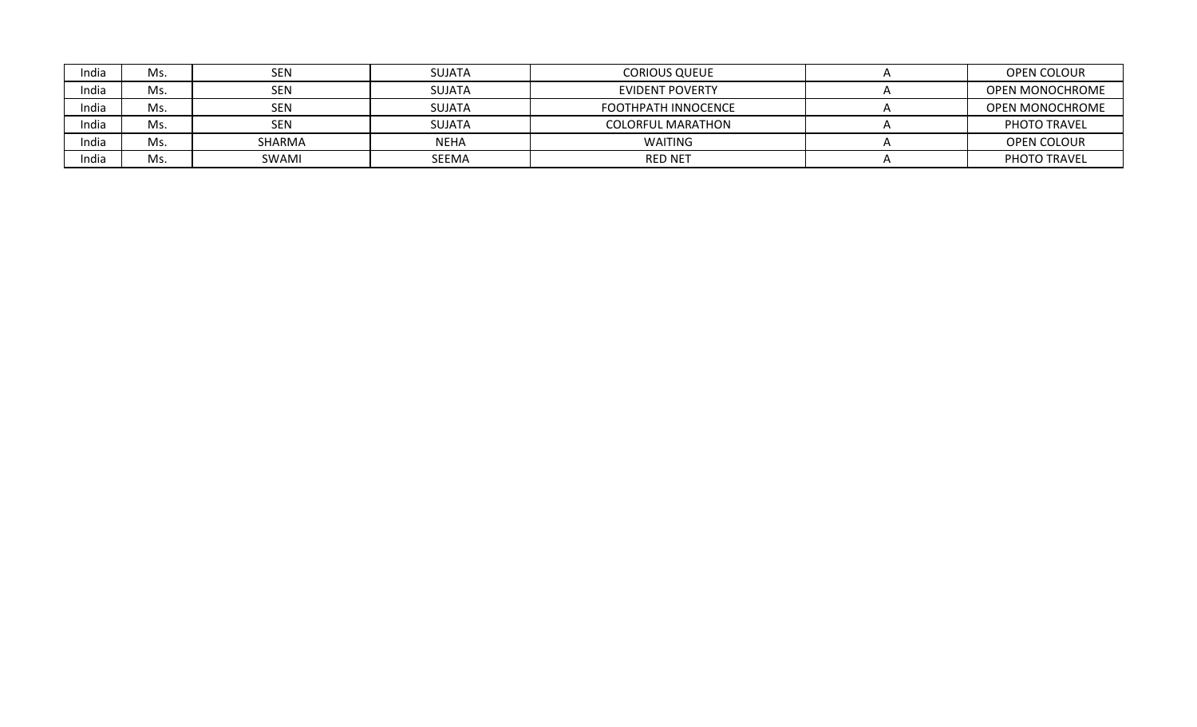| | | | | | | |
|---|---|---|---|---|---|---|
| India | Ms. | SEN | SUJATA | CORIOUS QUEUE | A | OPEN COLOUR |
| India | Ms. | SEN | SUJATA | EVIDENT POVERTY | A | OPEN MONOCHROME |
| India | Ms. | SEN | SUJATA | FOOTHPATH INNOCENCE | A | OPEN MONOCHROME |
| India | Ms. | SEN | SUJATA | COLORFUL MARATHON | A | PHOTO TRAVEL |
| India | Ms. | SHARMA | NEHA | WAITING | A | OPEN COLOUR |
| India | Ms. | SWAMI | SEEMA | RED NET | A | PHOTO TRAVEL |